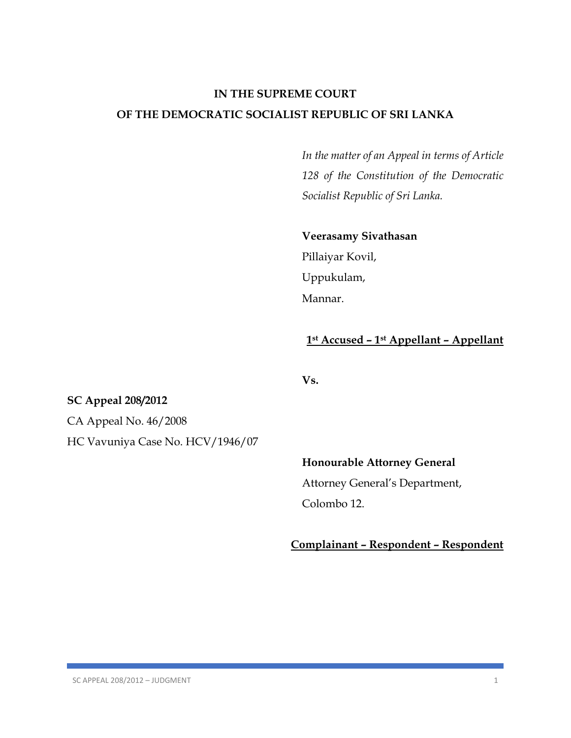**IN THE SUPREME COURT**

**OF THE DEMOCRATIC SOCIALIST REPUBLIC OF SRI LANKA**

*In the matter of an Appeal in terms of Article 128 of the Constitution of the Democratic Socialist Republic of Sri Lanka.*

**Veerasamy Sivathasan**
Pillaiyar Kovil,
Uppukulam,
Mannar.

**1st Accused – 1st Appellant – Appellant**

**Vs.**

**SC Appeal 208/2012**
CA Appeal No. 46/2008
HC Vavuniya Case No. HCV/1946/07

**Honourable Attorney General**
Attorney General's Department,
Colombo 12.

**Complainant – Respondent – Respondent**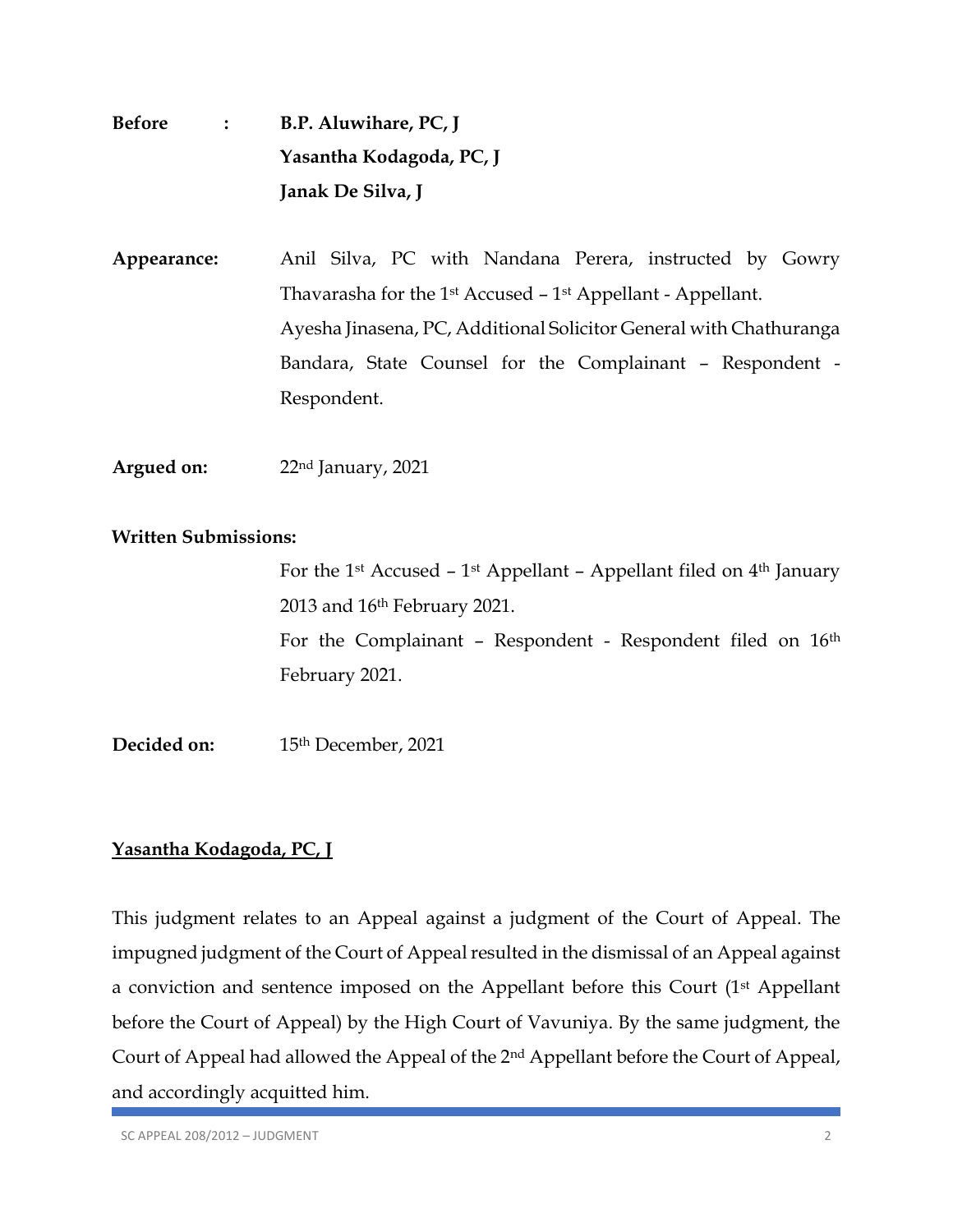**Before** : **B.P. Aluwihare, PC, J**

**Yasantha Kodagoda, PC, J**

**Janak De Silva, J**

**Appearance:** Anil Silva, PC with Nandana Perera, instructed by Gowry Thavarasha for the 1st Accused – 1st Appellant - Appellant.

Ayesha Jinasena, PC, Additional Solicitor General with Chathuranga Bandara, State Counsel for the Complainant – Respondent - Respondent.

**Argued on:** 22nd January, 2021

**Written Submissions:**

For the 1st Accused – 1st Appellant – Appellant filed on 4th January 2013 and 16th February 2021.

For the Complainant – Respondent - Respondent filed on 16th February 2021.

**Decided on:** 15th December, 2021

**Yasantha Kodagoda, PC, J**

This judgment relates to an Appeal against a judgment of the Court of Appeal. The impugned judgment of the Court of Appeal resulted in the dismissal of an Appeal against a conviction and sentence imposed on the Appellant before this Court (1st Appellant before the Court of Appeal) by the High Court of Vavuniya. By the same judgment, the Court of Appeal had allowed the Appeal of the 2nd Appellant before the Court of Appeal, and accordingly acquitted him.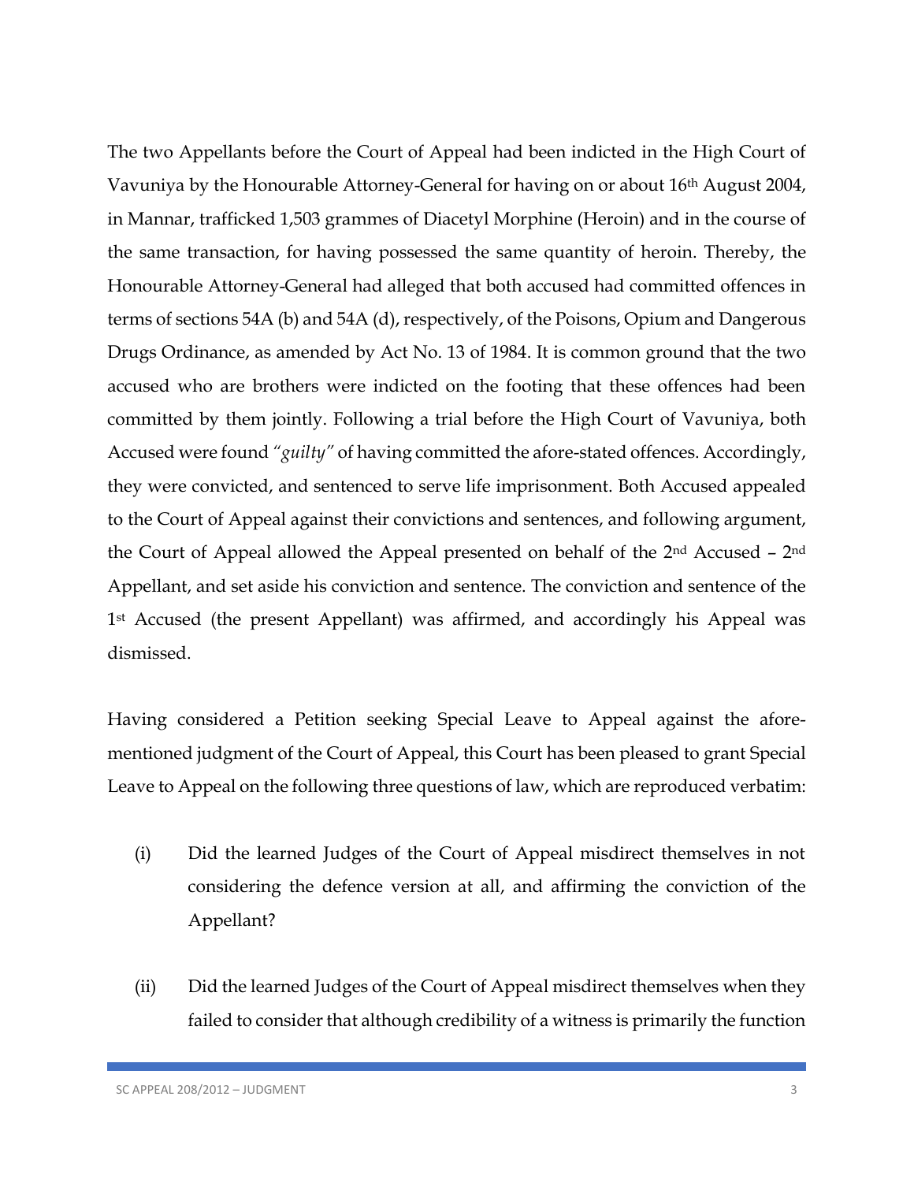The two Appellants before the Court of Appeal had been indicted in the High Court of Vavuniya by the Honourable Attorney-General for having on or about 16th August 2004, in Mannar, trafficked 1,503 grammes of Diacetyl Morphine (Heroin) and in the course of the same transaction, for having possessed the same quantity of heroin. Thereby, the Honourable Attorney-General had alleged that both accused had committed offences in terms of sections 54A (b) and 54A (d), respectively, of the Poisons, Opium and Dangerous Drugs Ordinance, as amended by Act No. 13 of 1984. It is common ground that the two accused who are brothers were indicted on the footing that these offences had been committed by them jointly. Following a trial before the High Court of Vavuniya, both Accused were found *"guilty"* of having committed the afore-stated offences. Accordingly, they were convicted, and sentenced to serve life imprisonment. Both Accused appealed to the Court of Appeal against their convictions and sentences, and following argument, the Court of Appeal allowed the Appeal presented on behalf of the 2nd Accused – 2nd Appellant, and set aside his conviction and sentence. The conviction and sentence of the 1st Accused (the present Appellant) was affirmed, and accordingly his Appeal was dismissed.

Having considered a Petition seeking Special Leave to Appeal against the afore-mentioned judgment of the Court of Appeal, this Court has been pleased to grant Special Leave to Appeal on the following three questions of law, which are reproduced verbatim:

(i) Did the learned Judges of the Court of Appeal misdirect themselves in not considering the defence version at all, and affirming the conviction of the Appellant?

(ii) Did the learned Judges of the Court of Appeal misdirect themselves when they failed to consider that although credibility of a witness is primarily the function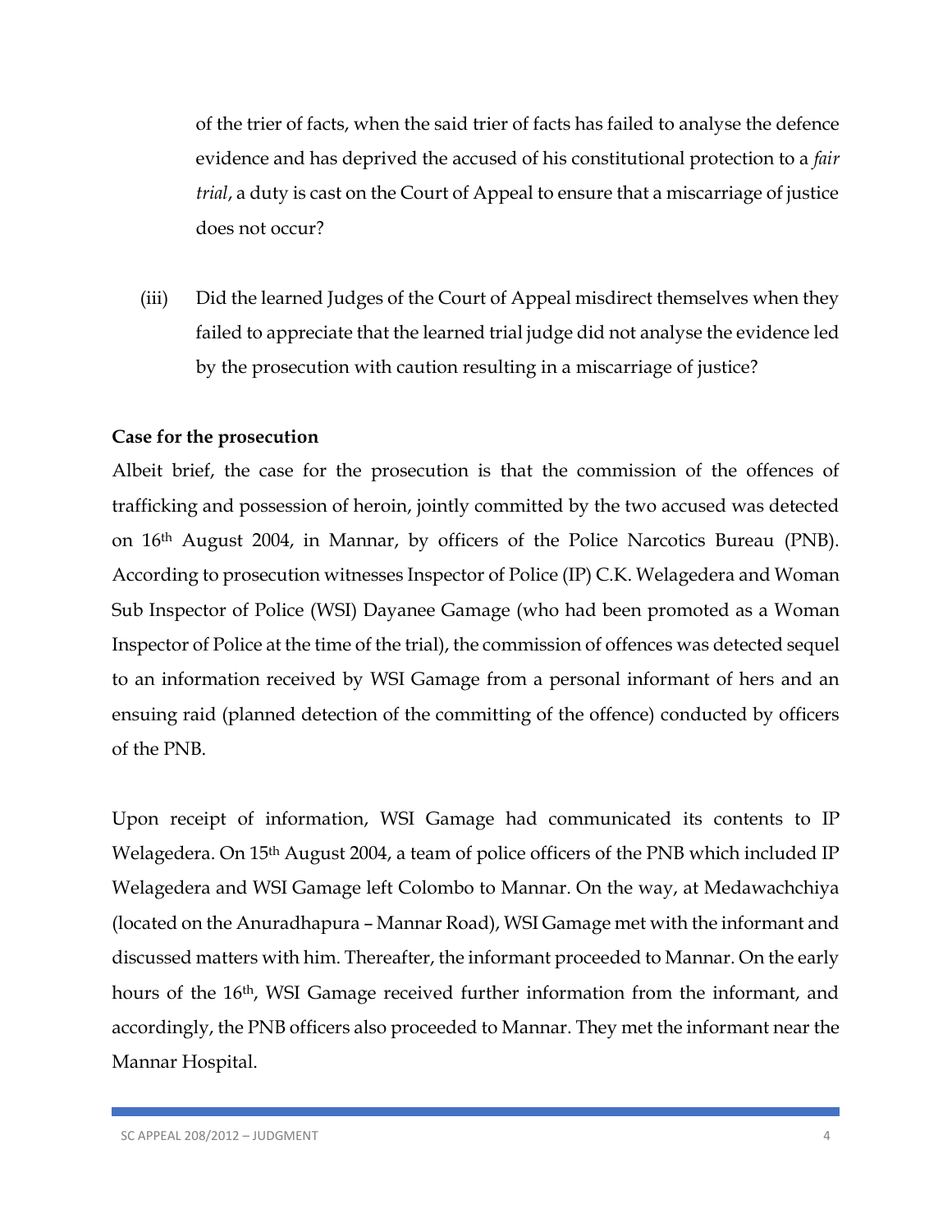of the trier of facts, when the said trier of facts has failed to analyse the defence evidence and has deprived the accused of his constitutional protection to a *fair trial*, a duty is cast on the Court of Appeal to ensure that a miscarriage of justice does not occur?

(iii) Did the learned Judges of the Court of Appeal misdirect themselves when they failed to appreciate that the learned trial judge did not analyse the evidence led by the prosecution with caution resulting in a miscarriage of justice?

**Case for the prosecution**

Albeit brief, the case for the prosecution is that the commission of the offences of trafficking and possession of heroin, jointly committed by the two accused was detected on 16th August 2004, in Mannar, by officers of the Police Narcotics Bureau (PNB). According to prosecution witnesses Inspector of Police (IP) C.K. Welagedera and Woman Sub Inspector of Police (WSI) Dayanee Gamage (who had been promoted as a Woman Inspector of Police at the time of the trial), the commission of offences was detected sequel to an information received by WSI Gamage from a personal informant of hers and an ensuing raid (planned detection of the committing of the offence) conducted by officers of the PNB.

Upon receipt of information, WSI Gamage had communicated its contents to IP Welagedera. On 15th August 2004, a team of police officers of the PNB which included IP Welagedera and WSI Gamage left Colombo to Mannar. On the way, at Medawachchiya (located on the Anuradhapura – Mannar Road), WSI Gamage met with the informant and discussed matters with him. Thereafter, the informant proceeded to Mannar. On the early hours of the 16th, WSI Gamage received further information from the informant, and accordingly, the PNB officers also proceeded to Mannar. They met the informant near the Mannar Hospital.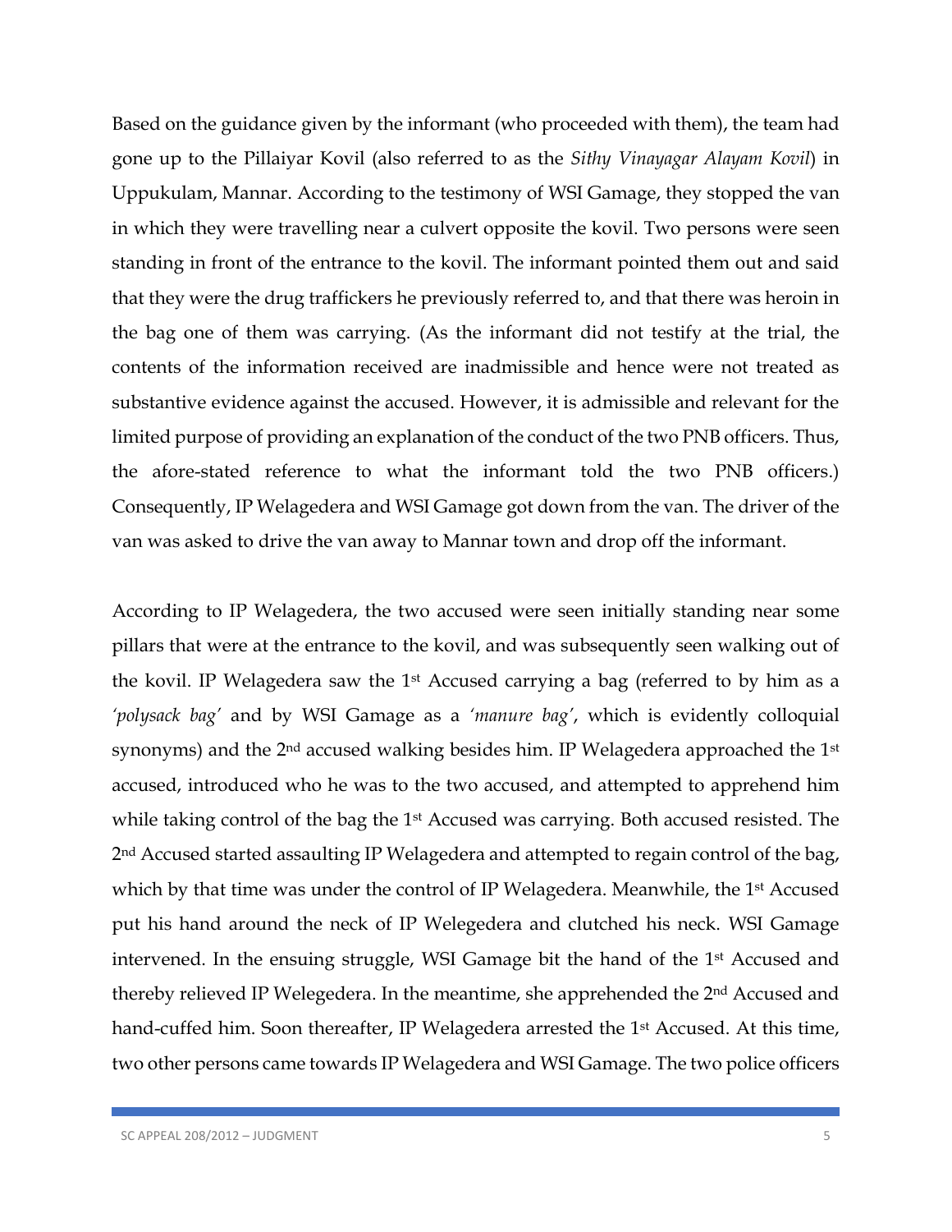Based on the guidance given by the informant (who proceeded with them), the team had gone up to the Pillaiyar Kovil (also referred to as the *Sithy Vinayagar Alayam Kovil*) in Uppukulam, Mannar. According to the testimony of WSI Gamage, they stopped the van in which they were travelling near a culvert opposite the kovil. Two persons were seen standing in front of the entrance to the kovil. The informant pointed them out and said that they were the drug traffickers he previously referred to, and that there was heroin in the bag one of them was carrying. (As the informant did not testify at the trial, the contents of the information received are inadmissible and hence were not treated as substantive evidence against the accused. However, it is admissible and relevant for the limited purpose of providing an explanation of the conduct of the two PNB officers. Thus, the afore-stated reference to what the informant told the two PNB officers.) Consequently, IP Welagedera and WSI Gamage got down from the van. The driver of the van was asked to drive the van away to Mannar town and drop off the informant.

According to IP Welagedera, the two accused were seen initially standing near some pillars that were at the entrance to the kovil, and was subsequently seen walking out of the kovil. IP Welagedera saw the 1st Accused carrying a bag (referred to by him as a *'polysack bag'* and by WSI Gamage as a *'manure bag'*, which is evidently colloquial synonyms) and the 2nd accused walking besides him. IP Welagedera approached the 1st accused, introduced who he was to the two accused, and attempted to apprehend him while taking control of the bag the 1st Accused was carrying. Both accused resisted. The 2nd Accused started assaulting IP Welagedera and attempted to regain control of the bag, which by that time was under the control of IP Welagedera. Meanwhile, the 1st Accused put his hand around the neck of IP Welegedera and clutched his neck. WSI Gamage intervened. In the ensuing struggle, WSI Gamage bit the hand of the 1st Accused and thereby relieved IP Welegedera. In the meantime, she apprehended the 2nd Accused and hand-cuffed him. Soon thereafter, IP Welagedera arrested the 1st Accused. At this time, two other persons came towards IP Welagedera and WSI Gamage. The two police officers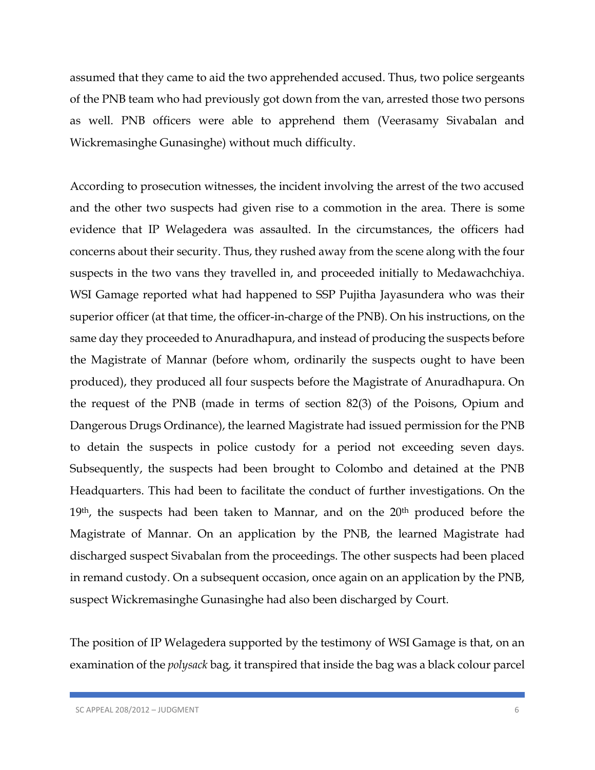assumed that they came to aid the two apprehended accused. Thus, two police sergeants of the PNB team who had previously got down from the van, arrested those two persons as well. PNB officers were able to apprehend them (Veerasamy Sivabalan and Wickremasinghe Gunasinghe) without much difficulty.

According to prosecution witnesses, the incident involving the arrest of the two accused and the other two suspects had given rise to a commotion in the area. There is some evidence that IP Welagedera was assaulted. In the circumstances, the officers had concerns about their security. Thus, they rushed away from the scene along with the four suspects in the two vans they travelled in, and proceeded initially to Medawachchiya. WSI Gamage reported what had happened to SSP Pujitha Jayasundera who was their superior officer (at that time, the officer-in-charge of the PNB). On his instructions, on the same day they proceeded to Anuradhapura, and instead of producing the suspects before the Magistrate of Mannar (before whom, ordinarily the suspects ought to have been produced), they produced all four suspects before the Magistrate of Anuradhapura. On the request of the PNB (made in terms of section 82(3) of the Poisons, Opium and Dangerous Drugs Ordinance), the learned Magistrate had issued permission for the PNB to detain the suspects in police custody for a period not exceeding seven days. Subsequently, the suspects had been brought to Colombo and detained at the PNB Headquarters. This had been to facilitate the conduct of further investigations. On the 19th, the suspects had been taken to Mannar, and on the 20th produced before the Magistrate of Mannar. On an application by the PNB, the learned Magistrate had discharged suspect Sivabalan from the proceedings. The other suspects had been placed in remand custody. On a subsequent occasion, once again on an application by the PNB, suspect Wickremasinghe Gunasinghe had also been discharged by Court.

The position of IP Welagedera supported by the testimony of WSI Gamage is that, on an examination of the *polysack* bag, it transpired that inside the bag was a black colour parcel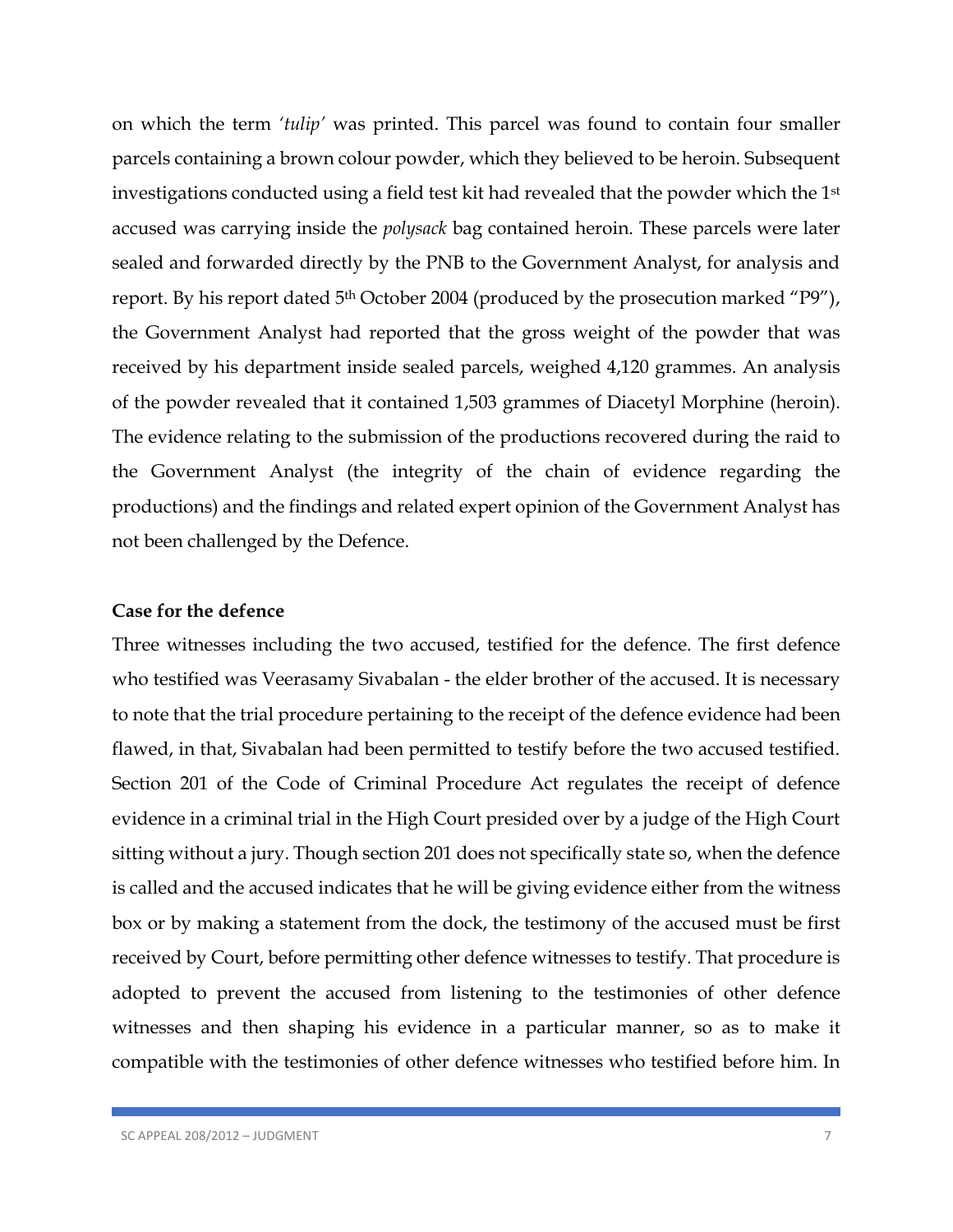on which the term *'tulip'* was printed. This parcel was found to contain four smaller parcels containing a brown colour powder, which they believed to be heroin. Subsequent investigations conducted using a field test kit had revealed that the powder which the 1st accused was carrying inside the *polysack* bag contained heroin. These parcels were later sealed and forwarded directly by the PNB to the Government Analyst, for analysis and report. By his report dated 5th October 2004 (produced by the prosecution marked "P9"), the Government Analyst had reported that the gross weight of the powder that was received by his department inside sealed parcels, weighed 4,120 grammes. An analysis of the powder revealed that it contained 1,503 grammes of Diacetyl Morphine (heroin). The evidence relating to the submission of the productions recovered during the raid to the Government Analyst (the integrity of the chain of evidence regarding the productions) and the findings and related expert opinion of the Government Analyst has not been challenged by the Defence.

**Case for the defence**

Three witnesses including the two accused, testified for the defence. The first defence who testified was Veerasamy Sivabalan - the elder brother of the accused. It is necessary to note that the trial procedure pertaining to the receipt of the defence evidence had been flawed, in that, Sivabalan had been permitted to testify before the two accused testified. Section 201 of the Code of Criminal Procedure Act regulates the receipt of defence evidence in a criminal trial in the High Court presided over by a judge of the High Court sitting without a jury. Though section 201 does not specifically state so, when the defence is called and the accused indicates that he will be giving evidence either from the witness box or by making a statement from the dock, the testimony of the accused must be first received by Court, before permitting other defence witnesses to testify. That procedure is adopted to prevent the accused from listening to the testimonies of other defence witnesses and then shaping his evidence in a particular manner, so as to make it compatible with the testimonies of other defence witnesses who testified before him. In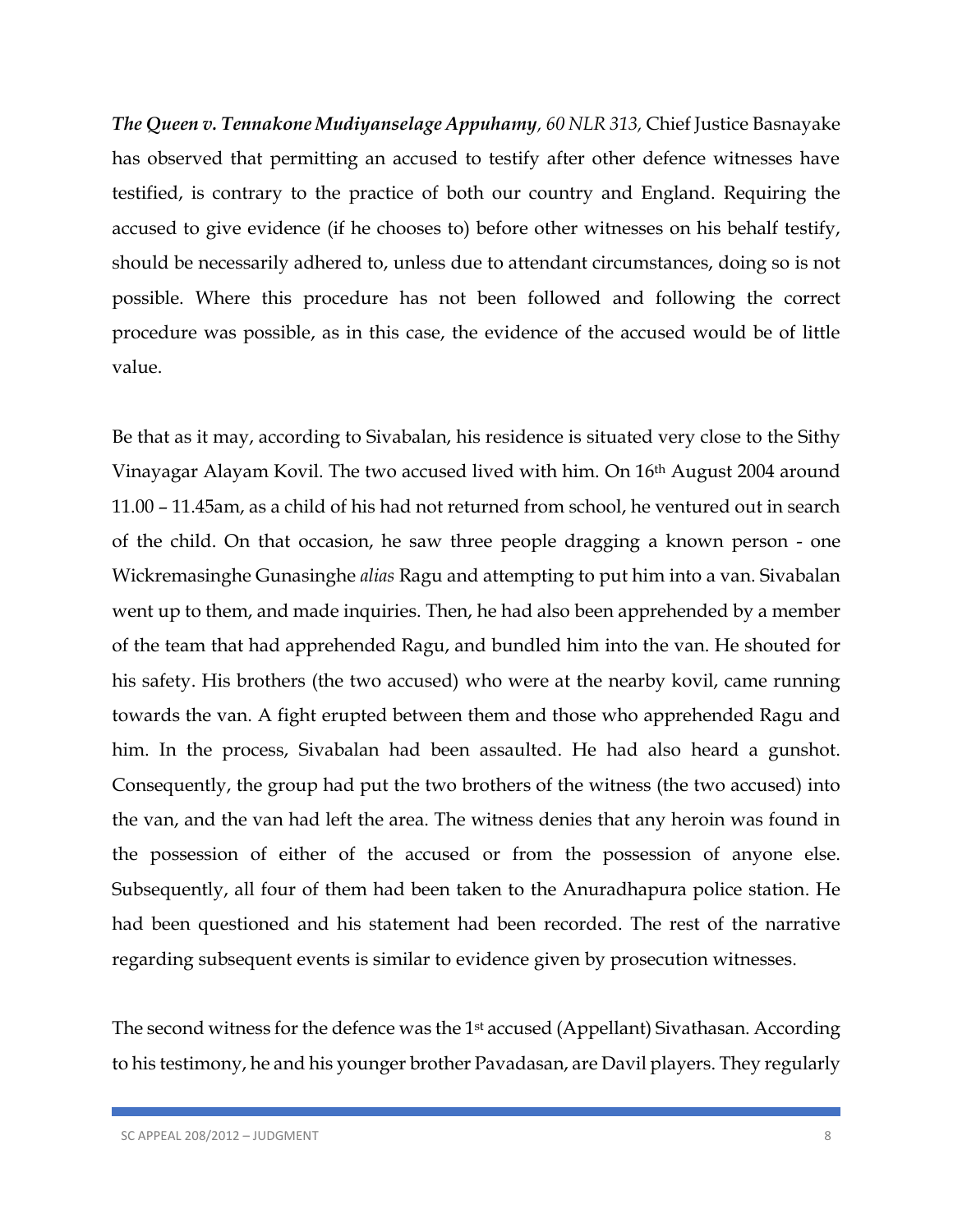***The Queen v. Tennakone Mudiyanselage Appuhamy**, 60 NLR 313,* Chief Justice Basnayake has observed that permitting an accused to testify after other defence witnesses have testified, is contrary to the practice of both our country and England. Requiring the accused to give evidence (if he chooses to) before other witnesses on his behalf testify, should be necessarily adhered to, unless due to attendant circumstances, doing so is not possible. Where this procedure has not been followed and following the correct procedure was possible, as in this case, the evidence of the accused would be of little value.

Be that as it may, according to Sivabalan, his residence is situated very close to the Sithy Vinayagar Alayam Kovil. The two accused lived with him. On 16th August 2004 around 11.00 – 11.45am, as a child of his had not returned from school, he ventured out in search of the child. On that occasion, he saw three people dragging a known person - one Wickremasinghe Gunasinghe *alias* Ragu and attempting to put him into a van. Sivabalan went up to them, and made inquiries. Then, he had also been apprehended by a member of the team that had apprehended Ragu, and bundled him into the van. He shouted for his safety. His brothers (the two accused) who were at the nearby kovil, came running towards the van. A fight erupted between them and those who apprehended Ragu and him. In the process, Sivabalan had been assaulted. He had also heard a gunshot. Consequently, the group had put the two brothers of the witness (the two accused) into the van, and the van had left the area. The witness denies that any heroin was found in the possession of either of the accused or from the possession of anyone else. Subsequently, all four of them had been taken to the Anuradhapura police station. He had been questioned and his statement had been recorded. The rest of the narrative regarding subsequent events is similar to evidence given by prosecution witnesses.

The second witness for the defence was the 1st accused (Appellant) Sivathasan. According to his testimony, he and his younger brother Pavadasan, are Davil players. They regularly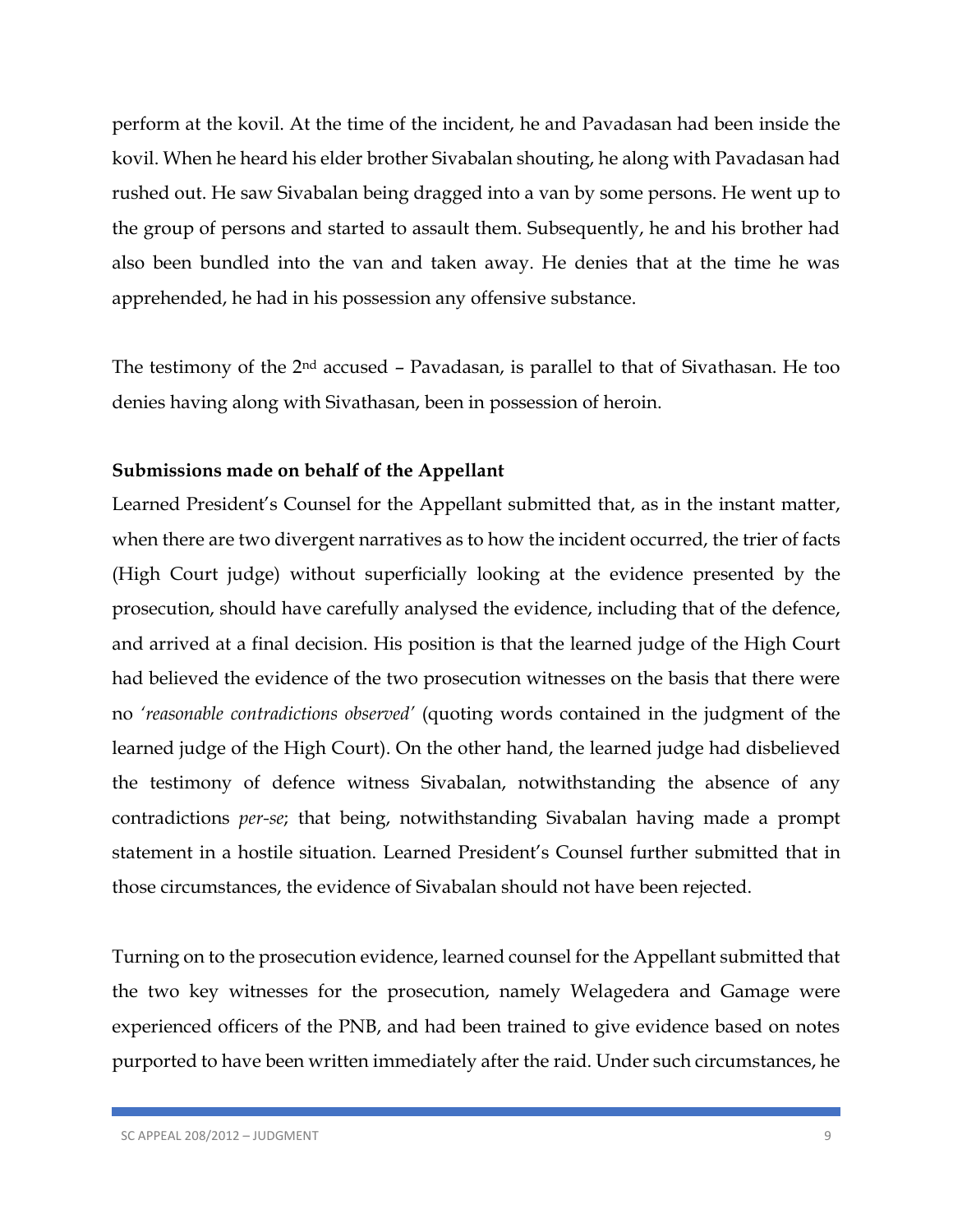perform at the kovil. At the time of the incident, he and Pavadasan had been inside the kovil. When he heard his elder brother Sivabalan shouting, he along with Pavadasan had rushed out. He saw Sivabalan being dragged into a van by some persons. He went up to the group of persons and started to assault them. Subsequently, he and his brother had also been bundled into the van and taken away. He denies that at the time he was apprehended, he had in his possession any offensive substance.

The testimony of the 2nd accused – Pavadasan, is parallel to that of Sivathasan. He too denies having along with Sivathasan, been in possession of heroin.

**Submissions made on behalf of the Appellant**

Learned President's Counsel for the Appellant submitted that, as in the instant matter, when there are two divergent narratives as to how the incident occurred, the trier of facts (High Court judge) without superficially looking at the evidence presented by the prosecution, should have carefully analysed the evidence, including that of the defence, and arrived at a final decision. His position is that the learned judge of the High Court had believed the evidence of the two prosecution witnesses on the basis that there were no *'reasonable contradictions observed'* (quoting words contained in the judgment of the learned judge of the High Court). On the other hand, the learned judge had disbelieved the testimony of defence witness Sivabalan, notwithstanding the absence of any contradictions *per-se*; that being, notwithstanding Sivabalan having made a prompt statement in a hostile situation. Learned President's Counsel further submitted that in those circumstances, the evidence of Sivabalan should not have been rejected.

Turning on to the prosecution evidence, learned counsel for the Appellant submitted that the two key witnesses for the prosecution, namely Welagedera and Gamage were experienced officers of the PNB, and had been trained to give evidence based on notes purported to have been written immediately after the raid. Under such circumstances, he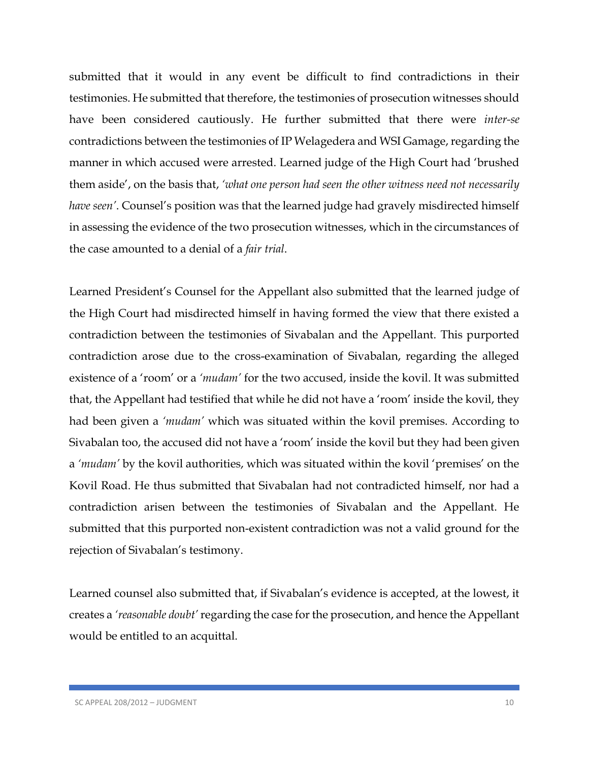submitted that it would in any event be difficult to find contradictions in their testimonies. He submitted that therefore, the testimonies of prosecution witnesses should have been considered cautiously. He further submitted that there were *inter-se* contradictions between the testimonies of IP Welagedera and WSI Gamage, regarding the manner in which accused were arrested. Learned judge of the High Court had 'brushed them aside', on the basis that, *'what one person had seen the other witness need not necessarily have seen'*. Counsel's position was that the learned judge had gravely misdirected himself in assessing the evidence of the two prosecution witnesses, which in the circumstances of the case amounted to a denial of a *fair trial*.

Learned President's Counsel for the Appellant also submitted that the learned judge of the High Court had misdirected himself in having formed the view that there existed a contradiction between the testimonies of Sivabalan and the Appellant. This purported contradiction arose due to the cross-examination of Sivabalan, regarding the alleged existence of a 'room' or a *'mudam'* for the two accused, inside the kovil. It was submitted that, the Appellant had testified that while he did not have a 'room' inside the kovil, they had been given a *'mudam'* which was situated within the kovil premises. According to Sivabalan too, the accused did not have a 'room' inside the kovil but they had been given a *'mudam'* by the kovil authorities, which was situated within the kovil 'premises' on the Kovil Road. He thus submitted that Sivabalan had not contradicted himself, nor had a contradiction arisen between the testimonies of Sivabalan and the Appellant. He submitted that this purported non-existent contradiction was not a valid ground for the rejection of Sivabalan's testimony.

Learned counsel also submitted that, if Sivabalan's evidence is accepted, at the lowest, it creates a *'reasonable doubt'* regarding the case for the prosecution, and hence the Appellant would be entitled to an acquittal.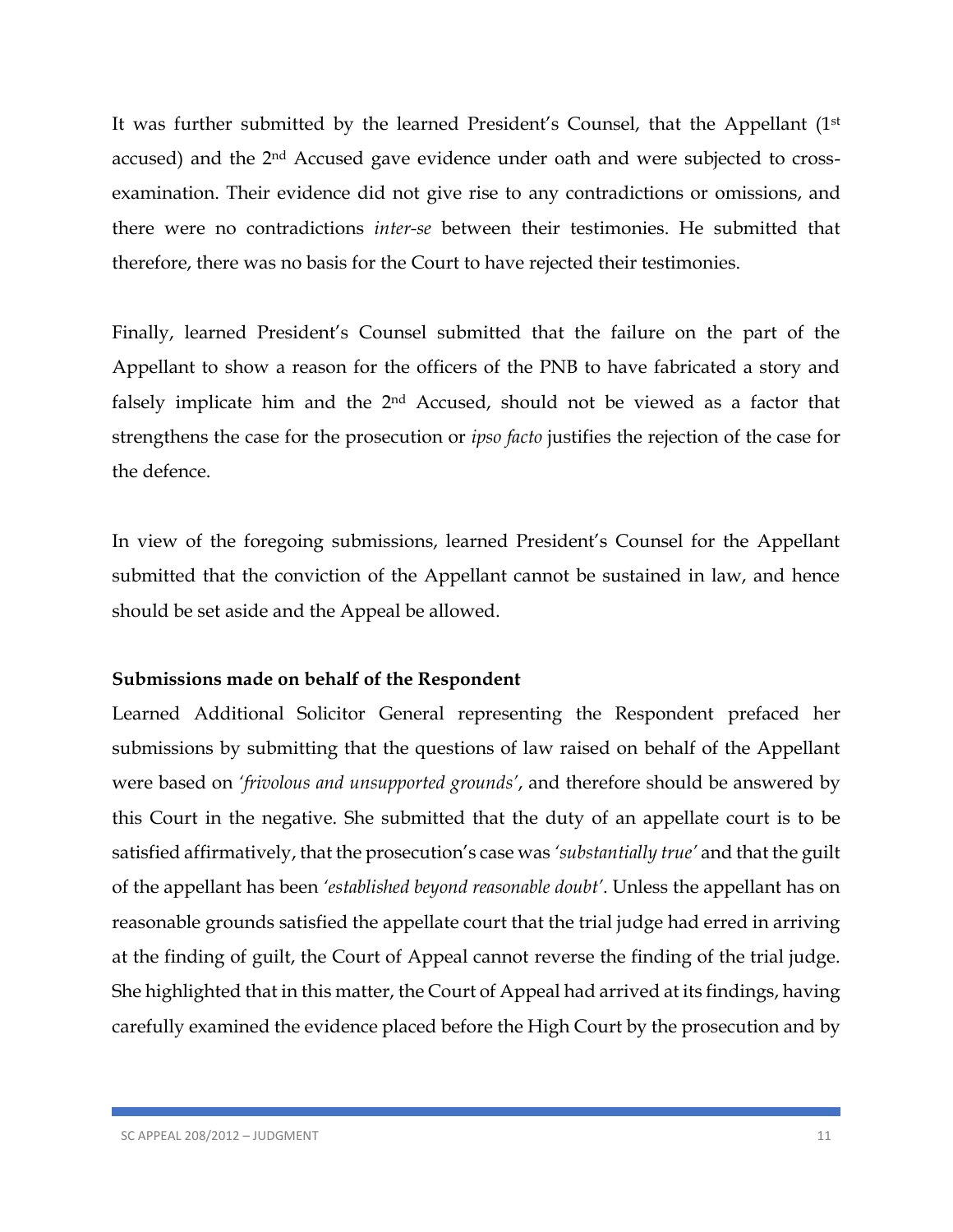It was further submitted by the learned President's Counsel, that the Appellant (1st accused) and the 2nd Accused gave evidence under oath and were subjected to cross-examination. Their evidence did not give rise to any contradictions or omissions, and there were no contradictions *inter-se* between their testimonies. He submitted that therefore, there was no basis for the Court to have rejected their testimonies.

Finally, learned President's Counsel submitted that the failure on the part of the Appellant to show a reason for the officers of the PNB to have fabricated a story and falsely implicate him and the 2nd Accused, should not be viewed as a factor that strengthens the case for the prosecution or *ipso facto* justifies the rejection of the case for the defence.

In view of the foregoing submissions, learned President's Counsel for the Appellant submitted that the conviction of the Appellant cannot be sustained in law, and hence should be set aside and the Appeal be allowed.

**Submissions made on behalf of the Respondent**

Learned Additional Solicitor General representing the Respondent prefaced her submissions by submitting that the questions of law raised on behalf of the Appellant were based on *'frivolous and unsupported grounds'*, and therefore should be answered by this Court in the negative. She submitted that the duty of an appellate court is to be satisfied affirmatively, that the prosecution's case was *'substantially true'* and that the guilt of the appellant has been *'established beyond reasonable doubt'*. Unless the appellant has on reasonable grounds satisfied the appellate court that the trial judge had erred in arriving at the finding of guilt, the Court of Appeal cannot reverse the finding of the trial judge. She highlighted that in this matter, the Court of Appeal had arrived at its findings, having carefully examined the evidence placed before the High Court by the prosecution and by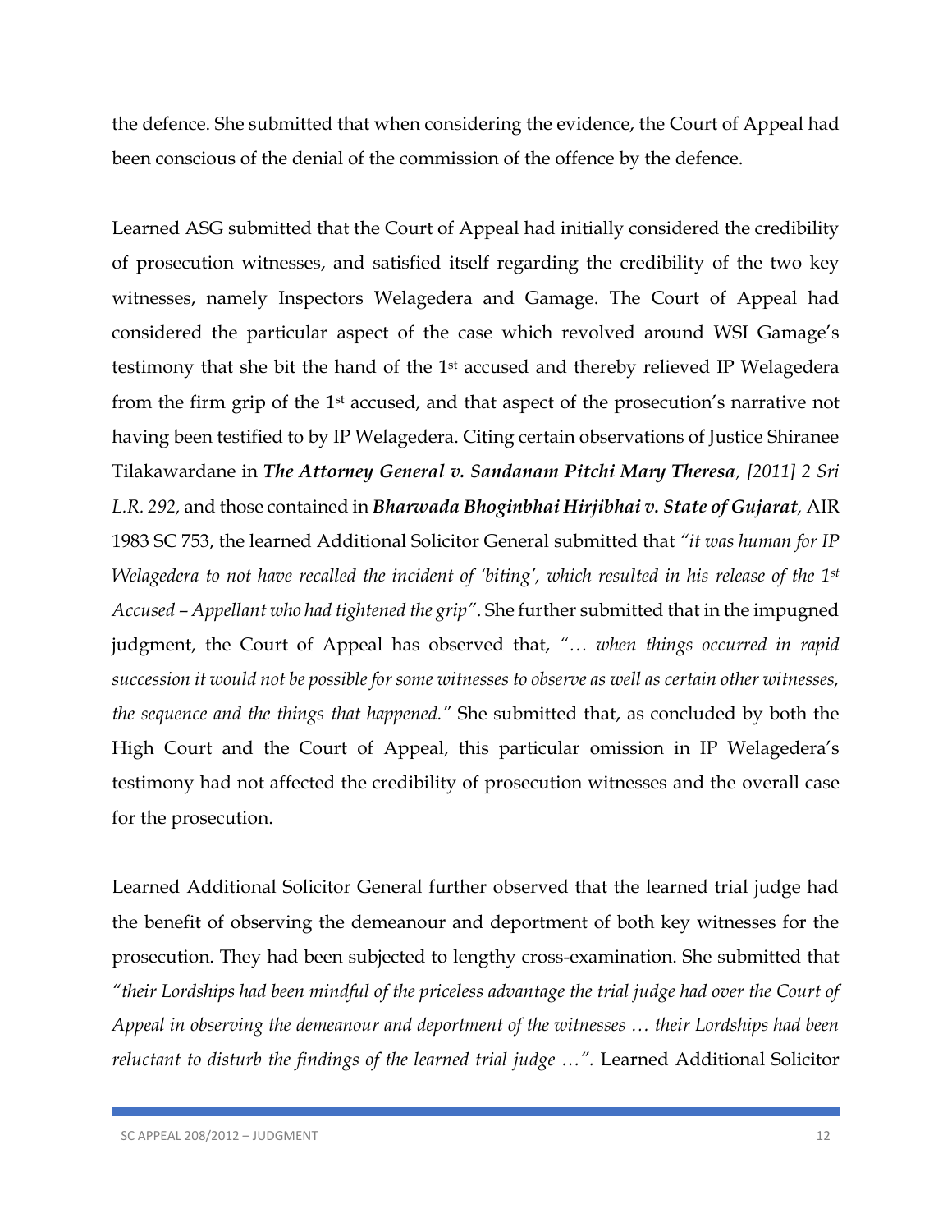the defence. She submitted that when considering the evidence, the Court of Appeal had been conscious of the denial of the commission of the offence by the defence.

Learned ASG submitted that the Court of Appeal had initially considered the credibility of prosecution witnesses, and satisfied itself regarding the credibility of the two key witnesses, namely Inspectors Welagedera and Gamage. The Court of Appeal had considered the particular aspect of the case which revolved around WSI Gamage's testimony that she bit the hand of the 1st accused and thereby relieved IP Welagedera from the firm grip of the 1st accused, and that aspect of the prosecution's narrative not having been testified to by IP Welagedera. Citing certain observations of Justice Shiranee Tilakawardane in ***The Attorney General v. Sandanam Pitchi Mary Theresa**, [2011] 2 Sri L.R. 292,* and those contained in ***Bharwada Bhoginbhai Hirjibhai v. State of Gujarat**,* AIR 1983 SC 753, the learned Additional Solicitor General submitted that *"it was human for IP Welagedera to not have recalled the incident of 'biting', which resulted in his release of the 1st Accused – Appellant who had tightened the grip"*. She further submitted that in the impugned judgment, the Court of Appeal has observed that, *"… when things occurred in rapid succession it would not be possible for some witnesses to observe as well as certain other witnesses, the sequence and the things that happened."* She submitted that, as concluded by both the High Court and the Court of Appeal, this particular omission in IP Welagedera's testimony had not affected the credibility of prosecution witnesses and the overall case for the prosecution.

Learned Additional Solicitor General further observed that the learned trial judge had the benefit of observing the demeanour and deportment of both key witnesses for the prosecution. They had been subjected to lengthy cross-examination. She submitted that *"their Lordships had been mindful of the priceless advantage the trial judge had over the Court of Appeal in observing the demeanour and deportment of the witnesses … their Lordships had been reluctant to disturb the findings of the learned trial judge …".* Learned Additional Solicitor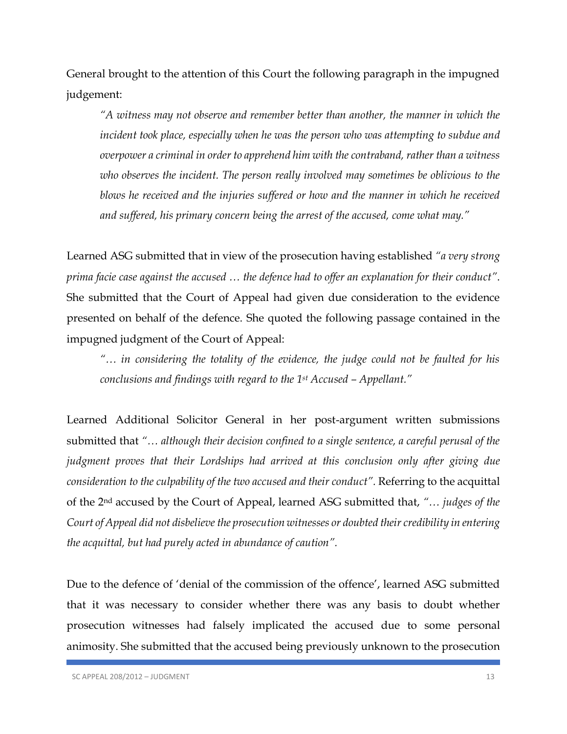General brought to the attention of this Court the following paragraph in the impugned judgement:

> *"A witness may not observe and remember better than another, the manner in which the incident took place, especially when he was the person who was attempting to subdue and overpower a criminal in order to apprehend him with the contraband, rather than a witness who observes the incident. The person really involved may sometimes be oblivious to the blows he received and the injuries suffered or how and the manner in which he received and suffered, his primary concern being the arrest of the accused, come what may."*

Learned ASG submitted that in view of the prosecution having established *"a very strong prima facie case against the accused … the defence had to offer an explanation for their conduct"*. She submitted that the Court of Appeal had given due consideration to the evidence presented on behalf of the defence. She quoted the following passage contained in the impugned judgment of the Court of Appeal:

> *"… in considering the totality of the evidence, the judge could not be faulted for his conclusions and findings with regard to the 1st Accused – Appellant."*

Learned Additional Solicitor General in her post-argument written submissions submitted that *"… although their decision confined to a single sentence, a careful perusal of the judgment proves that their Lordships had arrived at this conclusion only after giving due consideration to the culpability of the two accused and their conduct".* Referring to the acquittal of the 2nd accused by the Court of Appeal, learned ASG submitted that, *"… judges of the Court of Appeal did not disbelieve the prosecution witnesses or doubted their credibility in entering the acquittal, but had purely acted in abundance of caution".*

Due to the defence of 'denial of the commission of the offence', learned ASG submitted that it was necessary to consider whether there was any basis to doubt whether prosecution witnesses had falsely implicated the accused due to some personal animosity. She submitted that the accused being previously unknown to the prosecution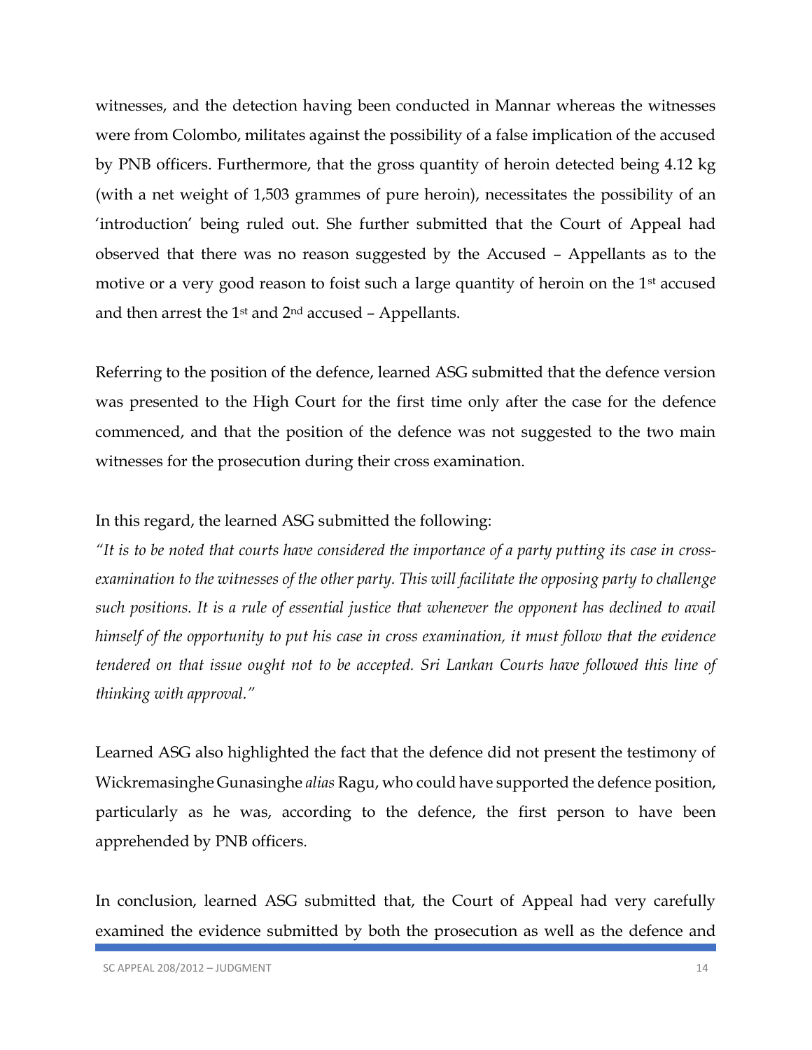witnesses, and the detection having been conducted in Mannar whereas the witnesses were from Colombo, militates against the possibility of a false implication of the accused by PNB officers. Furthermore, that the gross quantity of heroin detected being 4.12 kg (with a net weight of 1,503 grammes of pure heroin), necessitates the possibility of an 'introduction' being ruled out. She further submitted that the Court of Appeal had observed that there was no reason suggested by the Accused – Appellants as to the motive or a very good reason to foist such a large quantity of heroin on the 1st accused and then arrest the 1st and 2nd accused – Appellants.

Referring to the position of the defence, learned ASG submitted that the defence version was presented to the High Court for the first time only after the case for the defence commenced, and that the position of the defence was not suggested to the two main witnesses for the prosecution during their cross examination.

In this regard, the learned ASG submitted the following:

*"It is to be noted that courts have considered the importance of a party putting its case in cross-examination to the witnesses of the other party. This will facilitate the opposing party to challenge such positions. It is a rule of essential justice that whenever the opponent has declined to avail himself of the opportunity to put his case in cross examination, it must follow that the evidence tendered on that issue ought not to be accepted. Sri Lankan Courts have followed this line of thinking with approval."*

Learned ASG also highlighted the fact that the defence did not present the testimony of Wickremasinghe Gunasinghe *alias* Ragu, who could have supported the defence position, particularly as he was, according to the defence, the first person to have been apprehended by PNB officers.

In conclusion, learned ASG submitted that, the Court of Appeal had very carefully examined the evidence submitted by both the prosecution as well as the defence and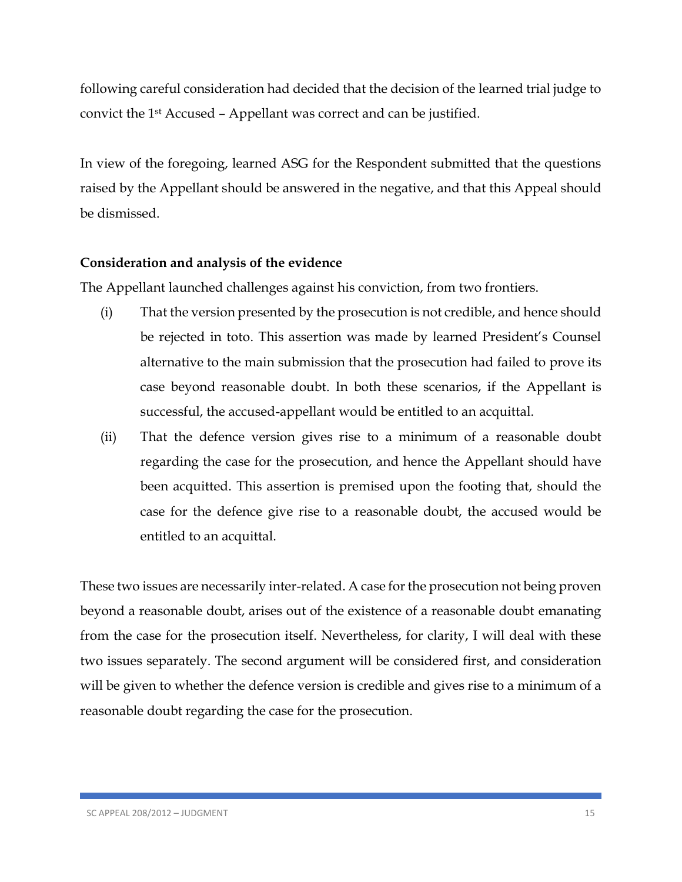following careful consideration had decided that the decision of the learned trial judge to convict the 1st Accused – Appellant was correct and can be justified.

In view of the foregoing, learned ASG for the Respondent submitted that the questions raised by the Appellant should be answered in the negative, and that this Appeal should be dismissed.

**Consideration and analysis of the evidence**

The Appellant launched challenges against his conviction, from two frontiers.

(i) That the version presented by the prosecution is not credible, and hence should be rejected in toto. This assertion was made by learned President's Counsel alternative to the main submission that the prosecution had failed to prove its case beyond reasonable doubt. In both these scenarios, if the Appellant is successful, the accused-appellant would be entitled to an acquittal.

(ii) That the defence version gives rise to a minimum of a reasonable doubt regarding the case for the prosecution, and hence the Appellant should have been acquitted. This assertion is premised upon the footing that, should the case for the defence give rise to a reasonable doubt, the accused would be entitled to an acquittal.

These two issues are necessarily inter-related. A case for the prosecution not being proven beyond a reasonable doubt, arises out of the existence of a reasonable doubt emanating from the case for the prosecution itself. Nevertheless, for clarity, I will deal with these two issues separately. The second argument will be considered first, and consideration will be given to whether the defence version is credible and gives rise to a minimum of a reasonable doubt regarding the case for the prosecution.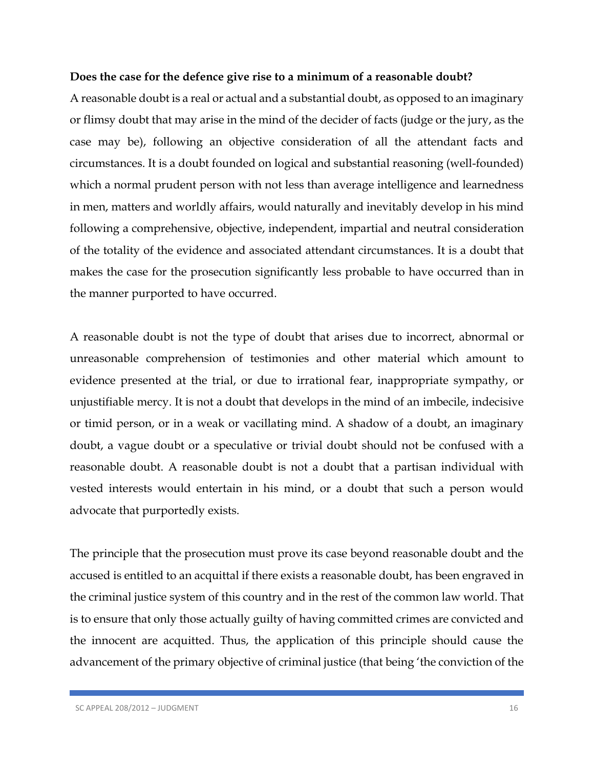**Does the case for the defence give rise to a minimum of a reasonable doubt?**

A reasonable doubt is a real or actual and a substantial doubt, as opposed to an imaginary or flimsy doubt that may arise in the mind of the decider of facts (judge or the jury, as the case may be), following an objective consideration of all the attendant facts and circumstances. It is a doubt founded on logical and substantial reasoning (well-founded) which a normal prudent person with not less than average intelligence and learnedness in men, matters and worldly affairs, would naturally and inevitably develop in his mind following a comprehensive, objective, independent, impartial and neutral consideration of the totality of the evidence and associated attendant circumstances. It is a doubt that makes the case for the prosecution significantly less probable to have occurred than in the manner purported to have occurred.

A reasonable doubt is not the type of doubt that arises due to incorrect, abnormal or unreasonable comprehension of testimonies and other material which amount to evidence presented at the trial, or due to irrational fear, inappropriate sympathy, or unjustifiable mercy. It is not a doubt that develops in the mind of an imbecile, indecisive or timid person, or in a weak or vacillating mind. A shadow of a doubt, an imaginary doubt, a vague doubt or a speculative or trivial doubt should not be confused with a reasonable doubt. A reasonable doubt is not a doubt that a partisan individual with vested interests would entertain in his mind, or a doubt that such a person would advocate that purportedly exists.

The principle that the prosecution must prove its case beyond reasonable doubt and the accused is entitled to an acquittal if there exists a reasonable doubt, has been engraved in the criminal justice system of this country and in the rest of the common law world. That is to ensure that only those actually guilty of having committed crimes are convicted and the innocent are acquitted. Thus, the application of this principle should cause the advancement of the primary objective of criminal justice (that being 'the conviction of the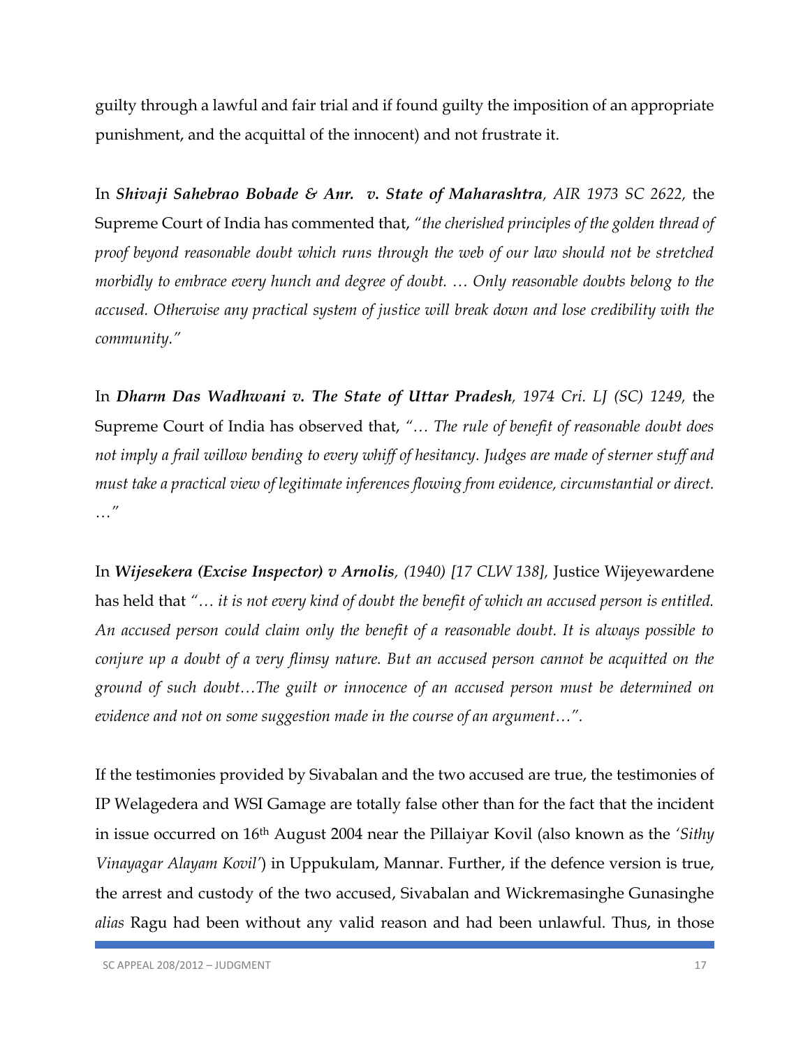guilty through a lawful and fair trial and if found guilty the imposition of an appropriate punishment, and the acquittal of the innocent) and not frustrate it.

In ***Shivaji Sahebrao Bobade & Anr. v. State of Maharashtra****, AIR 1973 SC 2622,* the Supreme Court of India has commented that, *"the cherished principles of the golden thread of proof beyond reasonable doubt which runs through the web of our law should not be stretched morbidly to embrace every hunch and degree of doubt. … Only reasonable doubts belong to the accused. Otherwise any practical system of justice will break down and lose credibility with the community."*

In ***Dharm Das Wadhwani v. The State of Uttar Pradesh****, 1974 Cri. LJ (SC) 1249,* the Supreme Court of India has observed that, *"… The rule of benefit of reasonable doubt does not imply a frail willow bending to every whiff of hesitancy. Judges are made of sterner stuff and must take a practical view of legitimate inferences flowing from evidence, circumstantial or direct. …"*

In ***Wijesekera (Excise Inspector) v Arnolis****, (1940) [17 CLW 138],* Justice Wijeyewardene has held that *"… it is not every kind of doubt the benefit of which an accused person is entitled. An accused person could claim only the benefit of a reasonable doubt. It is always possible to conjure up a doubt of a very flimsy nature. But an accused person cannot be acquitted on the ground of such doubt…The guilt or innocence of an accused person must be determined on evidence and not on some suggestion made in the course of an argument…".*

If the testimonies provided by Sivabalan and the two accused are true, the testimonies of IP Welagedera and WSI Gamage are totally false other than for the fact that the incident in issue occurred on 16th August 2004 near the Pillaiyar Kovil (also known as the *'Sithy Vinayagar Alayam Kovil'*) in Uppukulam, Mannar. Further, if the defence version is true, the arrest and custody of the two accused, Sivabalan and Wickremasinghe Gunasinghe *alias* Ragu had been without any valid reason and had been unlawful. Thus, in those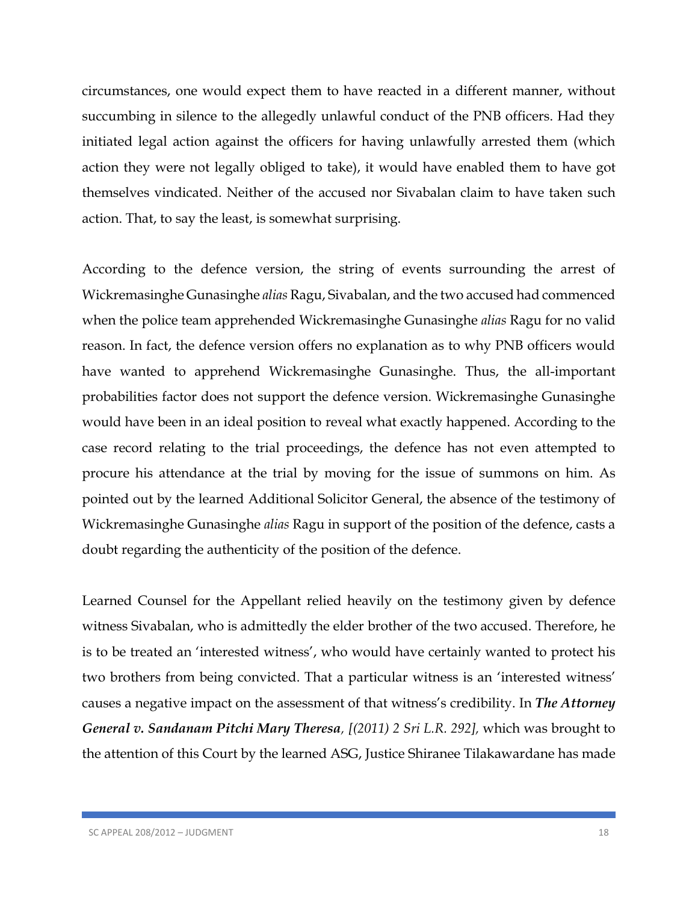circumstances, one would expect them to have reacted in a different manner, without succumbing in silence to the allegedly unlawful conduct of the PNB officers. Had they initiated legal action against the officers for having unlawfully arrested them (which action they were not legally obliged to take), it would have enabled them to have got themselves vindicated. Neither of the accused nor Sivabalan claim to have taken such action. That, to say the least, is somewhat surprising.

According to the defence version, the string of events surrounding the arrest of Wickremasinghe Gunasinghe *alias* Ragu, Sivabalan, and the two accused had commenced when the police team apprehended Wickremasinghe Gunasinghe *alias* Ragu for no valid reason. In fact, the defence version offers no explanation as to why PNB officers would have wanted to apprehend Wickremasinghe Gunasinghe. Thus, the all-important probabilities factor does not support the defence version. Wickremasinghe Gunasinghe would have been in an ideal position to reveal what exactly happened. According to the case record relating to the trial proceedings, the defence has not even attempted to procure his attendance at the trial by moving for the issue of summons on him. As pointed out by the learned Additional Solicitor General, the absence of the testimony of Wickremasinghe Gunasinghe *alias* Ragu in support of the position of the defence, casts a doubt regarding the authenticity of the position of the defence.

Learned Counsel for the Appellant relied heavily on the testimony given by defence witness Sivabalan, who is admittedly the elder brother of the two accused. Therefore, he is to be treated an 'interested witness', who would have certainly wanted to protect his two brothers from being convicted. That a particular witness is an 'interested witness' causes a negative impact on the assessment of that witness's credibility. In ***The Attorney General v. Sandanam Pitchi Mary Theresa**, [(2011) 2 Sri L.R. 292],* which was brought to the attention of this Court by the learned ASG, Justice Shiranee Tilakawardane has made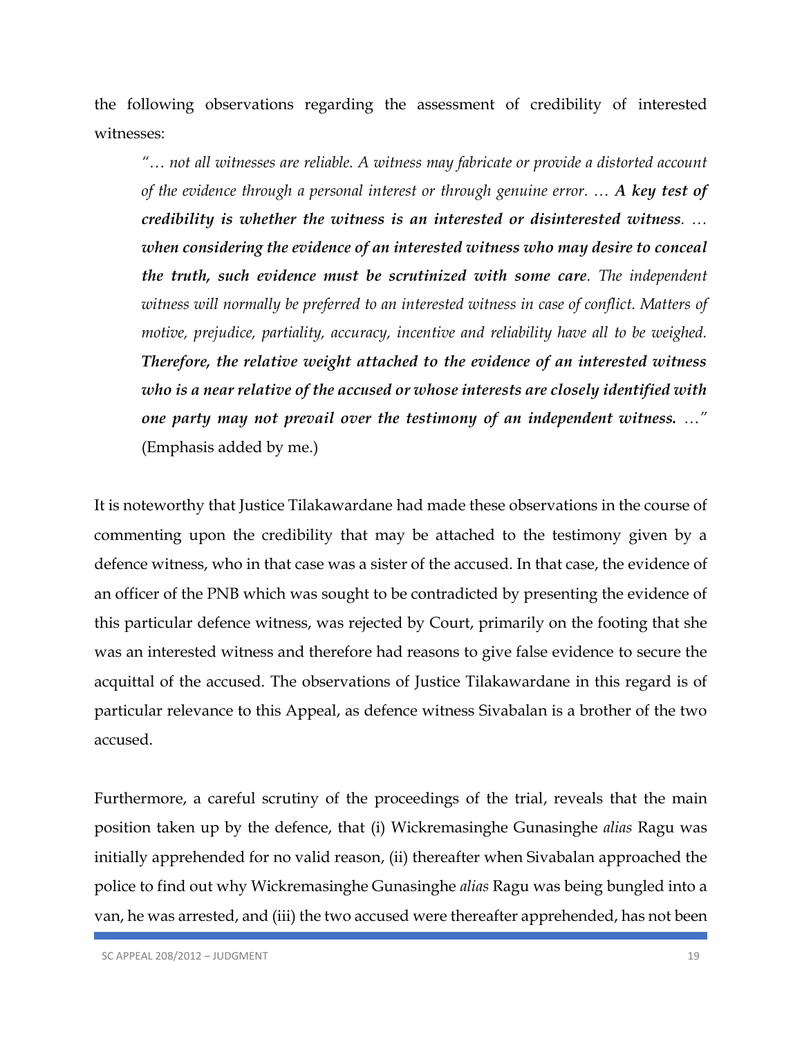the following observations regarding the assessment of credibility of interested witnesses:

> *"… not all witnesses are reliable. A witness may fabricate or provide a distorted account of the evidence through a personal interest or through genuine error. …* ***A key test of credibility is whether the witness is an interested or disinterested witness****. …* ***when considering the evidence of an interested witness who may desire to conceal the truth, such evidence must be scrutinized with some care****. The independent witness will normally be preferred to an interested witness in case of conflict. Matters of motive, prejudice, partiality, accuracy, incentive and reliability have all to be weighed.* ***Therefore, the relative weight attached to the evidence of an interested witness who is a near relative of the accused or whose interests are closely identified with one party may not prevail over the testimony of an independent witness.*** *…"* (Emphasis added by me.)

It is noteworthy that Justice Tilakawardane had made these observations in the course of commenting upon the credibility that may be attached to the testimony given by a defence witness, who in that case was a sister of the accused. In that case, the evidence of an officer of the PNB which was sought to be contradicted by presenting the evidence of this particular defence witness, was rejected by Court, primarily on the footing that she was an interested witness and therefore had reasons to give false evidence to secure the acquittal of the accused. The observations of Justice Tilakawardane in this regard is of particular relevance to this Appeal, as defence witness Sivabalan is a brother of the two accused.

Furthermore, a careful scrutiny of the proceedings of the trial, reveals that the main position taken up by the defence, that (i) Wickremasinghe Gunasinghe *alias* Ragu was initially apprehended for no valid reason, (ii) thereafter when Sivabalan approached the police to find out why Wickremasinghe Gunasinghe *alias* Ragu was being bungled into a van, he was arrested, and (iii) the two accused were thereafter apprehended, has not been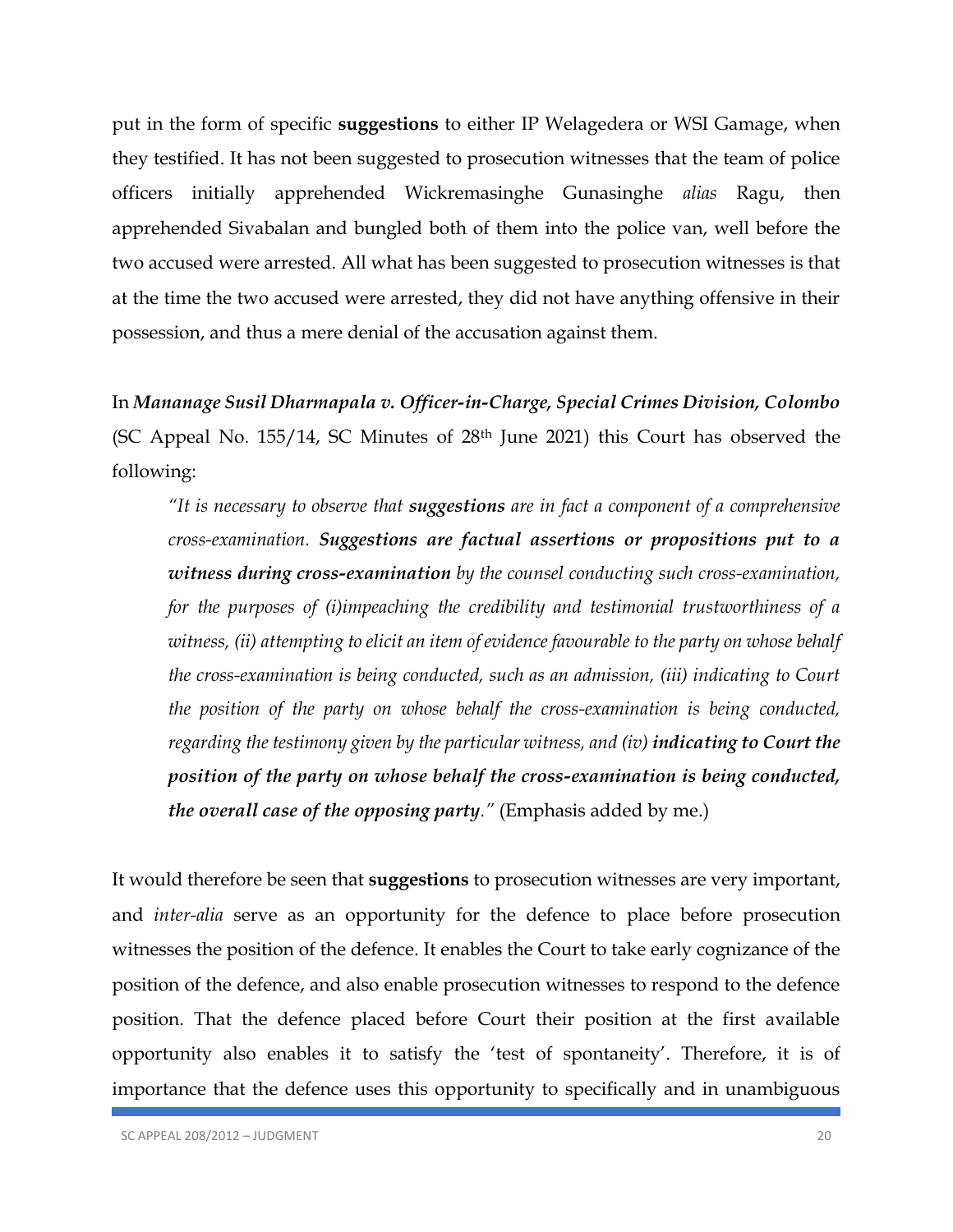put in the form of specific **suggestions** to either IP Welagedera or WSI Gamage, when they testified. It has not been suggested to prosecution witnesses that the team of police officers initially apprehended Wickremasinghe Gunasinghe *alias* Ragu, then apprehended Sivabalan and bungled both of them into the police van, well before the two accused were arrested. All what has been suggested to prosecution witnesses is that at the time the two accused were arrested, they did not have anything offensive in their possession, and thus a mere denial of the accusation against them.

In ***Mananage Susil Dharmapala v. Officer-in-Charge, Special Crimes Division, Colombo*** (SC Appeal No. 155/14, SC Minutes of 28th June 2021) this Court has observed the following:

> *"It is necessary to observe that **suggestions** are in fact a component of a comprehensive cross-examination. **Suggestions are factual assertions or propositions put to a witness during cross-examination** by the counsel conducting such cross-examination, for the purposes of (i)impeaching the credibility and testimonial trustworthiness of a witness, (ii) attempting to elicit an item of evidence favourable to the party on whose behalf the cross-examination is being conducted, such as an admission, (iii) indicating to Court the position of the party on whose behalf the cross-examination is being conducted, regarding the testimony given by the particular witness, and (iv) **indicating to Court the position of the party on whose behalf the cross-examination is being conducted, the overall case of the opposing party**."* (Emphasis added by me.)

It would therefore be seen that **suggestions** to prosecution witnesses are very important, and *inter-alia* serve as an opportunity for the defence to place before prosecution witnesses the position of the defence. It enables the Court to take early cognizance of the position of the defence, and also enable prosecution witnesses to respond to the defence position. That the defence placed before Court their position at the first available opportunity also enables it to satisfy the 'test of spontaneity'. Therefore, it is of importance that the defence uses this opportunity to specifically and in unambiguous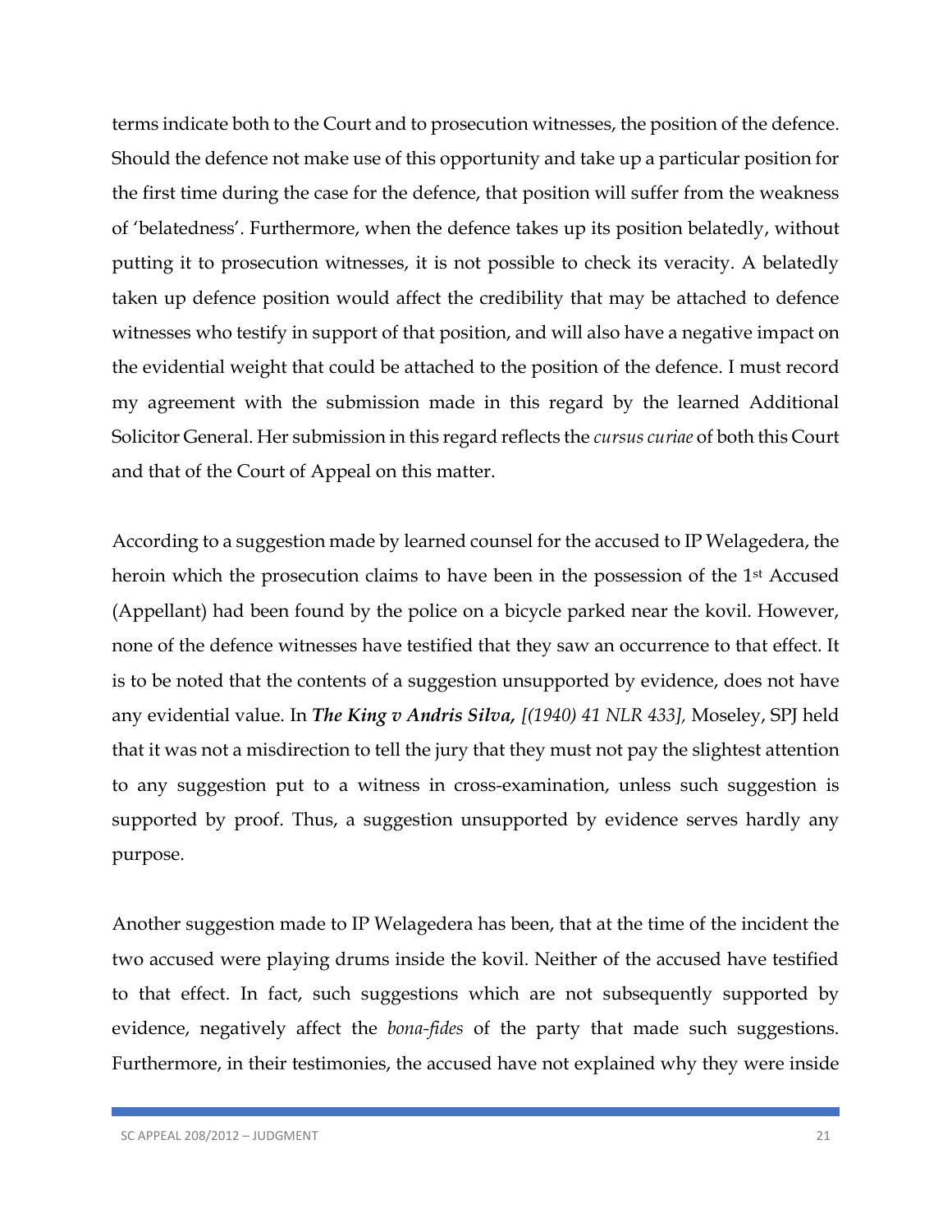terms indicate both to the Court and to prosecution witnesses, the position of the defence. Should the defence not make use of this opportunity and take up a particular position for the first time during the case for the defence, that position will suffer from the weakness of 'belatedness'. Furthermore, when the defence takes up its position belatedly, without putting it to prosecution witnesses, it is not possible to check its veracity. A belatedly taken up defence position would affect the credibility that may be attached to defence witnesses who testify in support of that position, and will also have a negative impact on the evidential weight that could be attached to the position of the defence. I must record my agreement with the submission made in this regard by the learned Additional Solicitor General. Her submission in this regard reflects the *cursus curiae* of both this Court and that of the Court of Appeal on this matter.

According to a suggestion made by learned counsel for the accused to IP Welagedera, the heroin which the prosecution claims to have been in the possession of the 1st Accused (Appellant) had been found by the police on a bicycle parked near the kovil. However, none of the defence witnesses have testified that they saw an occurrence to that effect. It is to be noted that the contents of a suggestion unsupported by evidence, does not have any evidential value. In ***The King v Andris Silva,*** *[(1940) 41 NLR 433],* Moseley, SPJ held that it was not a misdirection to tell the jury that they must not pay the slightest attention to any suggestion put to a witness in cross-examination, unless such suggestion is supported by proof. Thus, a suggestion unsupported by evidence serves hardly any purpose.

Another suggestion made to IP Welagedera has been, that at the time of the incident the two accused were playing drums inside the kovil. Neither of the accused have testified to that effect. In fact, such suggestions which are not subsequently supported by evidence, negatively affect the *bona-fides* of the party that made such suggestions. Furthermore, in their testimonies, the accused have not explained why they were inside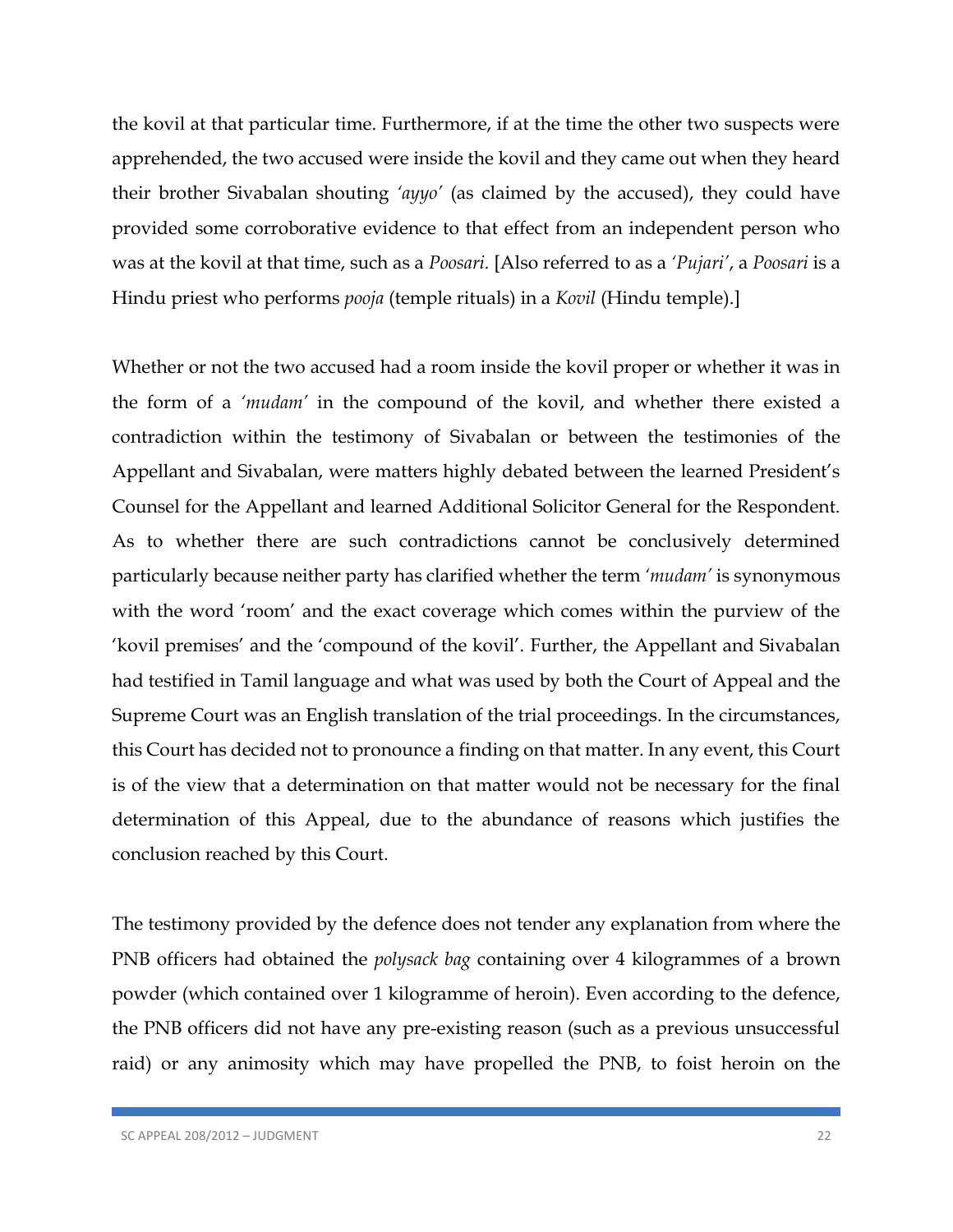the kovil at that particular time. Furthermore, if at the time the other two suspects were apprehended, the two accused were inside the kovil and they came out when they heard their brother Sivabalan shouting *'ayyo'* (as claimed by the accused), they could have provided some corroborative evidence to that effect from an independent person who was at the kovil at that time, such as a *Poosari.* [Also referred to as a *'Pujari'*, a *Poosari* is a Hindu priest who performs *pooja* (temple rituals) in a *Kovil* (Hindu temple).]

Whether or not the two accused had a room inside the kovil proper or whether it was in the form of a *'mudam'* in the compound of the kovil, and whether there existed a contradiction within the testimony of Sivabalan or between the testimonies of the Appellant and Sivabalan, were matters highly debated between the learned President's Counsel for the Appellant and learned Additional Solicitor General for the Respondent. As to whether there are such contradictions cannot be conclusively determined particularly because neither party has clarified whether the term *'mudam'* is synonymous with the word 'room' and the exact coverage which comes within the purview of the 'kovil premises' and the 'compound of the kovil'. Further, the Appellant and Sivabalan had testified in Tamil language and what was used by both the Court of Appeal and the Supreme Court was an English translation of the trial proceedings. In the circumstances, this Court has decided not to pronounce a finding on that matter. In any event, this Court is of the view that a determination on that matter would not be necessary for the final determination of this Appeal, due to the abundance of reasons which justifies the conclusion reached by this Court.

The testimony provided by the defence does not tender any explanation from where the PNB officers had obtained the *polysack bag* containing over 4 kilogrammes of a brown powder (which contained over 1 kilogramme of heroin). Even according to the defence, the PNB officers did not have any pre-existing reason (such as a previous unsuccessful raid) or any animosity which may have propelled the PNB, to foist heroin on the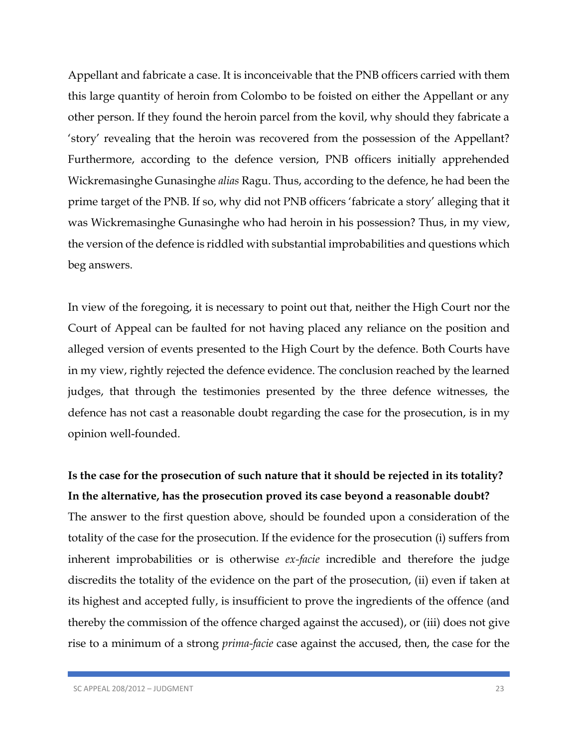Appellant and fabricate a case. It is inconceivable that the PNB officers carried with them this large quantity of heroin from Colombo to be foisted on either the Appellant or any other person. If they found the heroin parcel from the kovil, why should they fabricate a 'story' revealing that the heroin was recovered from the possession of the Appellant? Furthermore, according to the defence version, PNB officers initially apprehended Wickremasinghe Gunasinghe *alias* Ragu. Thus, according to the defence, he had been the prime target of the PNB. If so, why did not PNB officers 'fabricate a story' alleging that it was Wickremasinghe Gunasinghe who had heroin in his possession? Thus, in my view, the version of the defence is riddled with substantial improbabilities and questions which beg answers.

In view of the foregoing, it is necessary to point out that, neither the High Court nor the Court of Appeal can be faulted for not having placed any reliance on the position and alleged version of events presented to the High Court by the defence. Both Courts have in my view, rightly rejected the defence evidence. The conclusion reached by the learned judges, that through the testimonies presented by the three defence witnesses, the defence has not cast a reasonable doubt regarding the case for the prosecution, is in my opinion well-founded.

**Is the case for the prosecution of such nature that it should be rejected in its totality? In the alternative, has the prosecution proved its case beyond a reasonable doubt?**

The answer to the first question above, should be founded upon a consideration of the totality of the case for the prosecution. If the evidence for the prosecution (i) suffers from inherent improbabilities or is otherwise *ex-facie* incredible and therefore the judge discredits the totality of the evidence on the part of the prosecution, (ii) even if taken at its highest and accepted fully, is insufficient to prove the ingredients of the offence (and thereby the commission of the offence charged against the accused), or (iii) does not give rise to a minimum of a strong *prima-facie* case against the accused, then, the case for the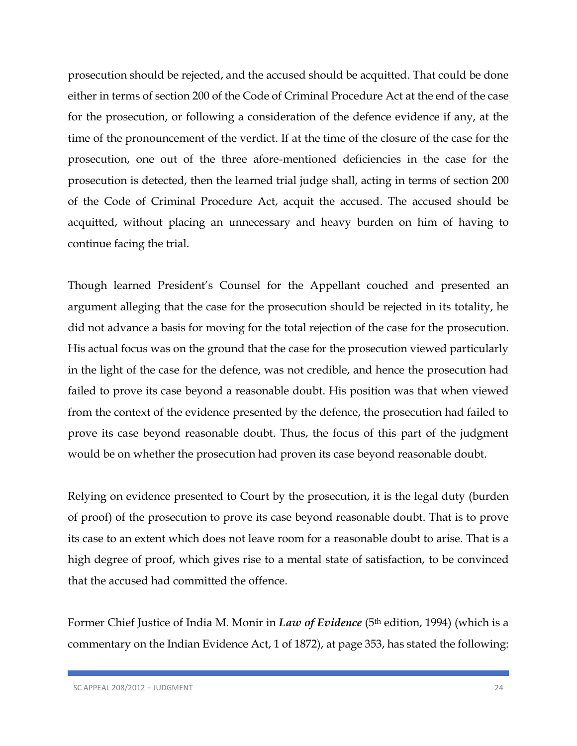prosecution should be rejected, and the accused should be acquitted. That could be done either in terms of section 200 of the Code of Criminal Procedure Act at the end of the case for the prosecution, or following a consideration of the defence evidence if any, at the time of the pronouncement of the verdict. If at the time of the closure of the case for the prosecution, one out of the three afore-mentioned deficiencies in the case for the prosecution is detected, then the learned trial judge shall, acting in terms of section 200 of the Code of Criminal Procedure Act, acquit the accused. The accused should be acquitted, without placing an unnecessary and heavy burden on him of having to continue facing the trial.

Though learned President's Counsel for the Appellant couched and presented an argument alleging that the case for the prosecution should be rejected in its totality, he did not advance a basis for moving for the total rejection of the case for the prosecution. His actual focus was on the ground that the case for the prosecution viewed particularly in the light of the case for the defence, was not credible, and hence the prosecution had failed to prove its case beyond a reasonable doubt. His position was that when viewed from the context of the evidence presented by the defence, the prosecution had failed to prove its case beyond reasonable doubt. Thus, the focus of this part of the judgment would be on whether the prosecution had proven its case beyond reasonable doubt.

Relying on evidence presented to Court by the prosecution, it is the legal duty (burden of proof) of the prosecution to prove its case beyond reasonable doubt. That is to prove its case to an extent which does not leave room for a reasonable doubt to arise. That is a high degree of proof, which gives rise to a mental state of satisfaction, to be convinced that the accused had committed the offence.

Former Chief Justice of India M. Monir in ***Law of Evidence*** (5th edition, 1994) (which is a commentary on the Indian Evidence Act, 1 of 1872), at page 353, has stated the following: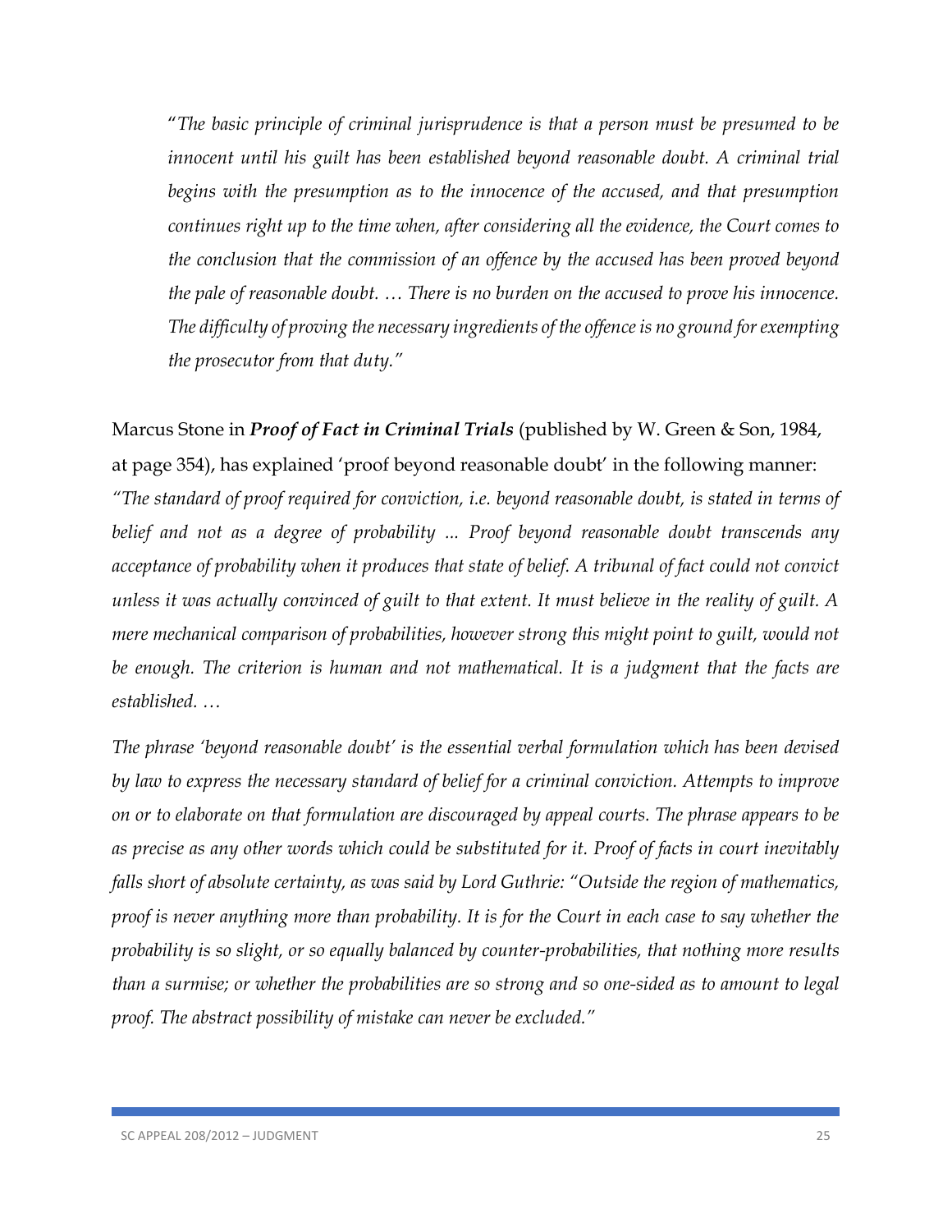"*The basic principle of criminal jurisprudence is that a person must be presumed to be innocent until his guilt has been established beyond reasonable doubt. A criminal trial begins with the presumption as to the innocence of the accused, and that presumption continues right up to the time when, after considering all the evidence, the Court comes to the conclusion that the commission of an offence by the accused has been proved beyond the pale of reasonable doubt. … There is no burden on the accused to prove his innocence. The difficulty of proving the necessary ingredients of the offence is no ground for exempting the prosecutor from that duty.*"

Marcus Stone in ***Proof of Fact in Criminal Trials*** (published by W. Green & Son, 1984, at page 354), has explained 'proof beyond reasonable doubt' in the following manner:

*"The standard of proof required for conviction, i.e. beyond reasonable doubt, is stated in terms of belief and not as a degree of probability ... Proof beyond reasonable doubt transcends any acceptance of probability when it produces that state of belief. A tribunal of fact could not convict unless it was actually convinced of guilt to that extent. It must believe in the reality of guilt. A mere mechanical comparison of probabilities, however strong this might point to guilt, would not be enough. The criterion is human and not mathematical. It is a judgment that the facts are established. …*

*The phrase 'beyond reasonable doubt' is the essential verbal formulation which has been devised by law to express the necessary standard of belief for a criminal conviction. Attempts to improve on or to elaborate on that formulation are discouraged by appeal courts. The phrase appears to be as precise as any other words which could be substituted for it. Proof of facts in court inevitably falls short of absolute certainty, as was said by Lord Guthrie: "Outside the region of mathematics, proof is never anything more than probability. It is for the Court in each case to say whether the probability is so slight, or so equally balanced by counter-probabilities, that nothing more results than a surmise; or whether the probabilities are so strong and so one-sided as to amount to legal proof. The abstract possibility of mistake can never be excluded."*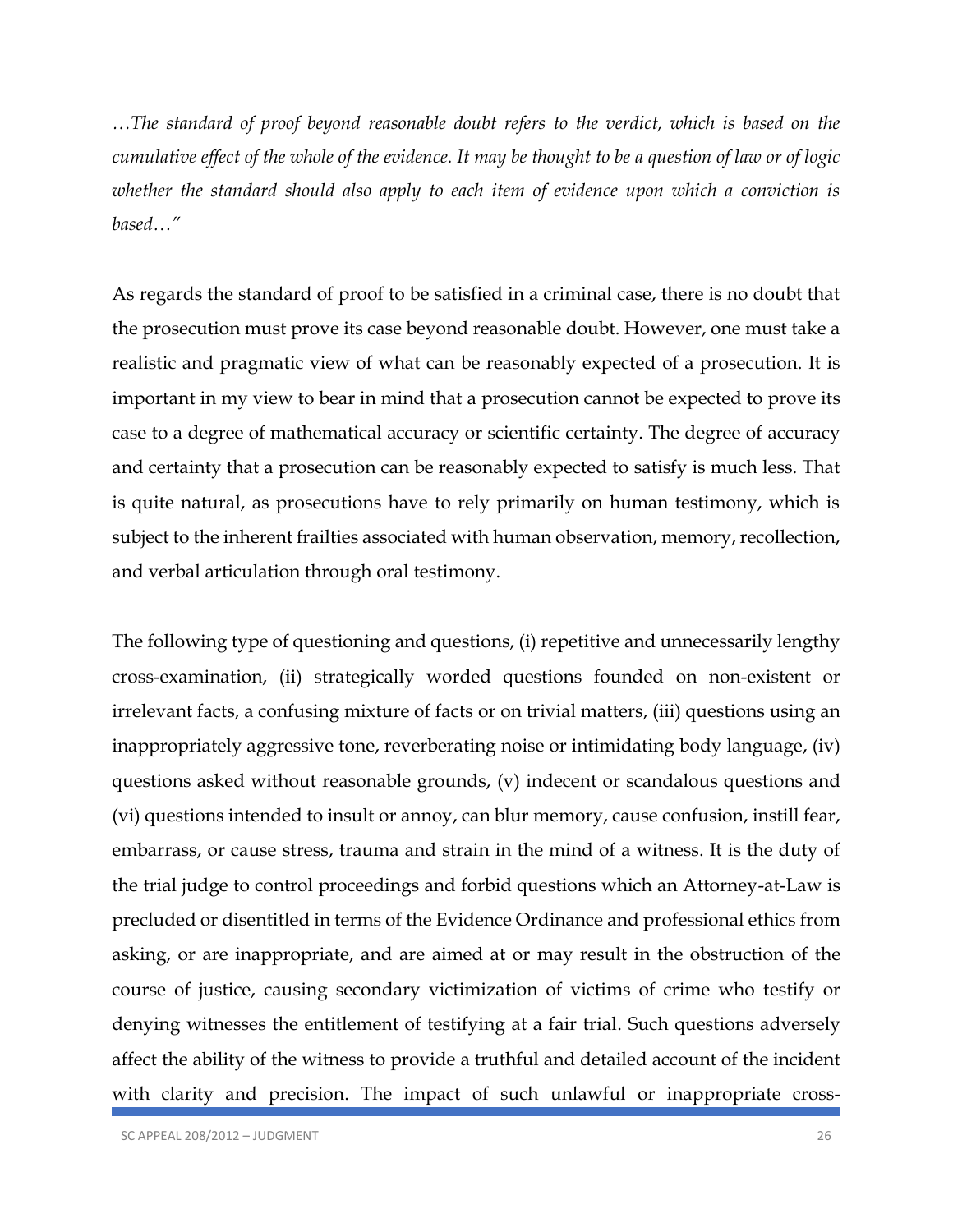*…The standard of proof beyond reasonable doubt refers to the verdict, which is based on the cumulative effect of the whole of the evidence. It may be thought to be a question of law or of logic whether the standard should also apply to each item of evidence upon which a conviction is based…"*

As regards the standard of proof to be satisfied in a criminal case, there is no doubt that the prosecution must prove its case beyond reasonable doubt. However, one must take a realistic and pragmatic view of what can be reasonably expected of a prosecution. It is important in my view to bear in mind that a prosecution cannot be expected to prove its case to a degree of mathematical accuracy or scientific certainty. The degree of accuracy and certainty that a prosecution can be reasonably expected to satisfy is much less. That is quite natural, as prosecutions have to rely primarily on human testimony, which is subject to the inherent frailties associated with human observation, memory, recollection, and verbal articulation through oral testimony.

The following type of questioning and questions, (i) repetitive and unnecessarily lengthy cross-examination, (ii) strategically worded questions founded on non-existent or irrelevant facts, a confusing mixture of facts or on trivial matters, (iii) questions using an inappropriately aggressive tone, reverberating noise or intimidating body language, (iv) questions asked without reasonable grounds, (v) indecent or scandalous questions and (vi) questions intended to insult or annoy, can blur memory, cause confusion, instill fear, embarrass, or cause stress, trauma and strain in the mind of a witness. It is the duty of the trial judge to control proceedings and forbid questions which an Attorney-at-Law is precluded or disentitled in terms of the Evidence Ordinance and professional ethics from asking, or are inappropriate, and are aimed at or may result in the obstruction of the course of justice, causing secondary victimization of victims of crime who testify or denying witnesses the entitlement of testifying at a fair trial. Such questions adversely affect the ability of the witness to provide a truthful and detailed account of the incident with clarity and precision. The impact of such unlawful or inappropriate cross-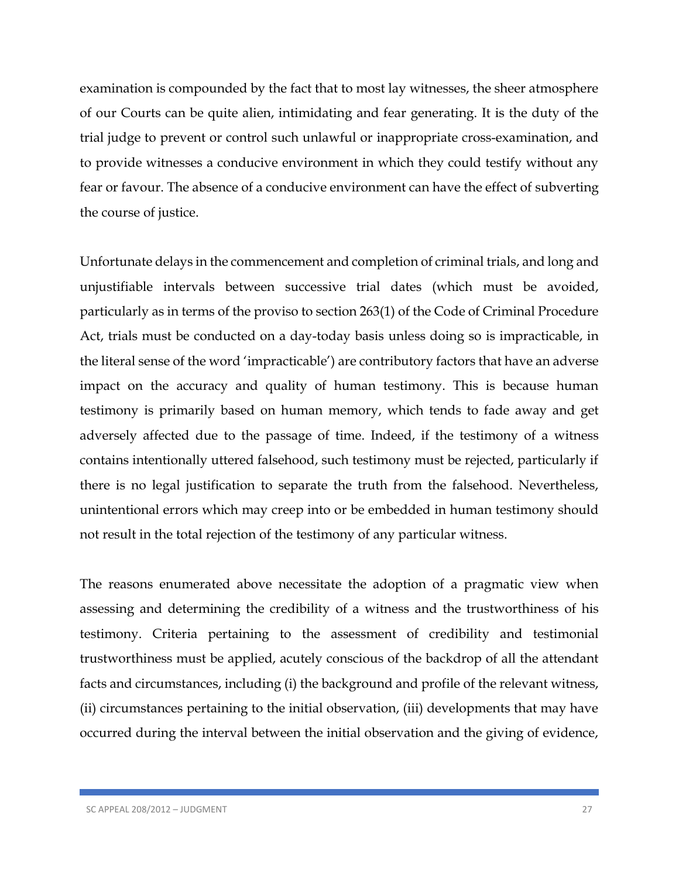examination is compounded by the fact that to most lay witnesses, the sheer atmosphere of our Courts can be quite alien, intimidating and fear generating. It is the duty of the trial judge to prevent or control such unlawful or inappropriate cross-examination, and to provide witnesses a conducive environment in which they could testify without any fear or favour. The absence of a conducive environment can have the effect of subverting the course of justice.

Unfortunate delays in the commencement and completion of criminal trials, and long and unjustifiable intervals between successive trial dates (which must be avoided, particularly as in terms of the proviso to section 263(1) of the Code of Criminal Procedure Act, trials must be conducted on a day-today basis unless doing so is impracticable, in the literal sense of the word 'impracticable') are contributory factors that have an adverse impact on the accuracy and quality of human testimony. This is because human testimony is primarily based on human memory, which tends to fade away and get adversely affected due to the passage of time. Indeed, if the testimony of a witness contains intentionally uttered falsehood, such testimony must be rejected, particularly if there is no legal justification to separate the truth from the falsehood. Nevertheless, unintentional errors which may creep into or be embedded in human testimony should not result in the total rejection of the testimony of any particular witness.

The reasons enumerated above necessitate the adoption of a pragmatic view when assessing and determining the credibility of a witness and the trustworthiness of his testimony. Criteria pertaining to the assessment of credibility and testimonial trustworthiness must be applied, acutely conscious of the backdrop of all the attendant facts and circumstances, including (i) the background and profile of the relevant witness, (ii) circumstances pertaining to the initial observation, (iii) developments that may have occurred during the interval between the initial observation and the giving of evidence,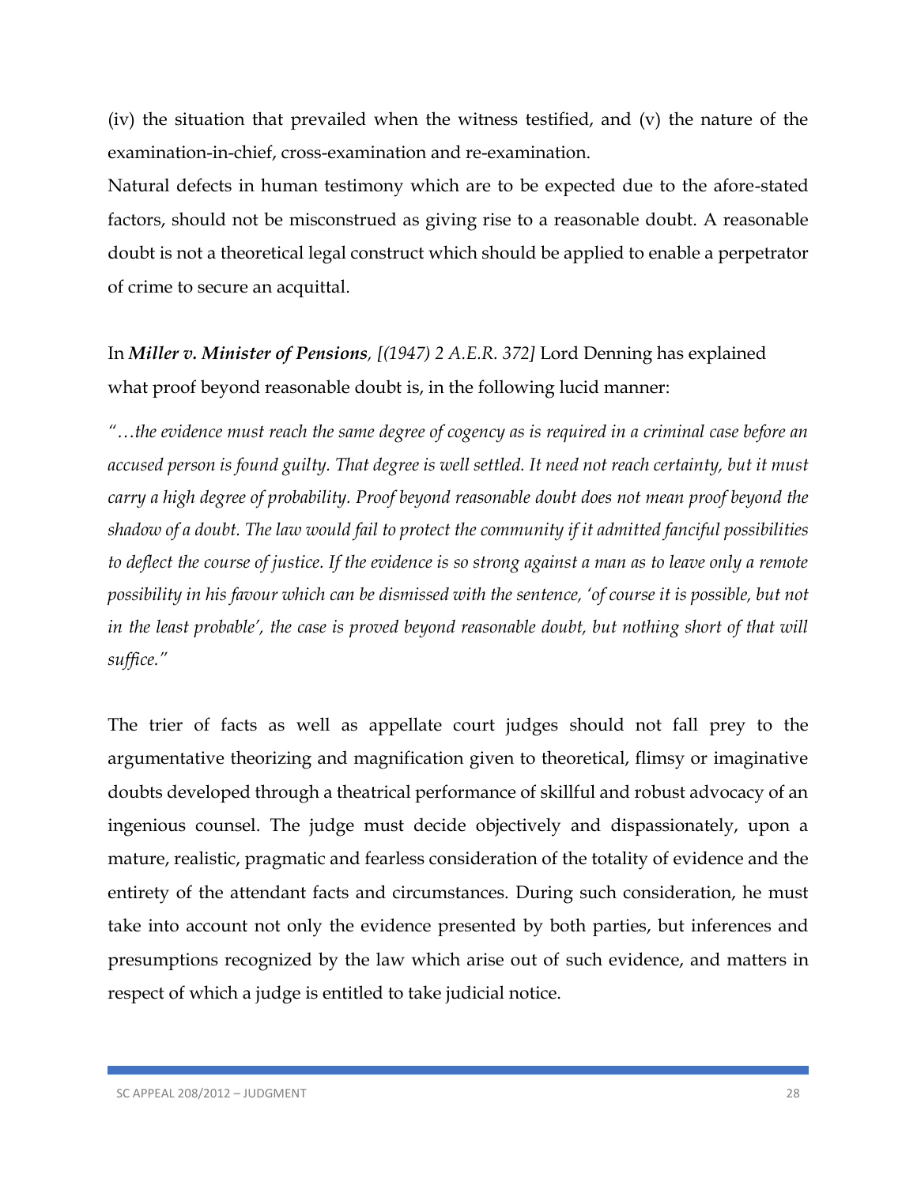(iv) the situation that prevailed when the witness testified, and (v) the nature of the examination-in-chief, cross-examination and re-examination.

Natural defects in human testimony which are to be expected due to the afore-stated factors, should not be misconstrued as giving rise to a reasonable doubt. A reasonable doubt is not a theoretical legal construct which should be applied to enable a perpetrator of crime to secure an acquittal.

In ***Miller v. Minister of Pensions**, [(1947) 2 A.E.R. 372]* Lord Denning has explained what proof beyond reasonable doubt is, in the following lucid manner:

*"…the evidence must reach the same degree of cogency as is required in a criminal case before an accused person is found guilty. That degree is well settled. It need not reach certainty, but it must carry a high degree of probability. Proof beyond reasonable doubt does not mean proof beyond the shadow of a doubt. The law would fail to protect the community if it admitted fanciful possibilities to deflect the course of justice. If the evidence is so strong against a man as to leave only a remote possibility in his favour which can be dismissed with the sentence, 'of course it is possible, but not in the least probable', the case is proved beyond reasonable doubt, but nothing short of that will suffice."*

The trier of facts as well as appellate court judges should not fall prey to the argumentative theorizing and magnification given to theoretical, flimsy or imaginative doubts developed through a theatrical performance of skillful and robust advocacy of an ingenious counsel. The judge must decide objectively and dispassionately, upon a mature, realistic, pragmatic and fearless consideration of the totality of evidence and the entirety of the attendant facts and circumstances. During such consideration, he must take into account not only the evidence presented by both parties, but inferences and presumptions recognized by the law which arise out of such evidence, and matters in respect of which a judge is entitled to take judicial notice.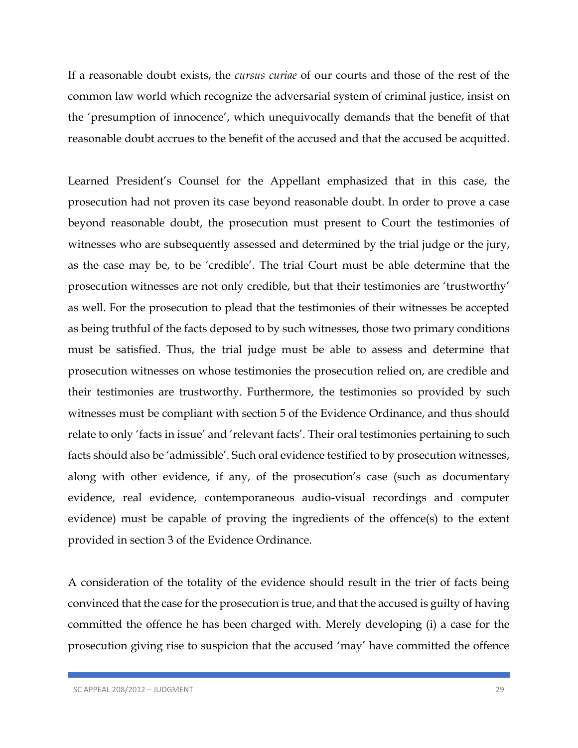If a reasonable doubt exists, the *cursus curiae* of our courts and those of the rest of the common law world which recognize the adversarial system of criminal justice, insist on the 'presumption of innocence', which unequivocally demands that the benefit of that reasonable doubt accrues to the benefit of the accused and that the accused be acquitted.

Learned President's Counsel for the Appellant emphasized that in this case, the prosecution had not proven its case beyond reasonable doubt. In order to prove a case beyond reasonable doubt, the prosecution must present to Court the testimonies of witnesses who are subsequently assessed and determined by the trial judge or the jury, as the case may be, to be 'credible'. The trial Court must be able determine that the prosecution witnesses are not only credible, but that their testimonies are 'trustworthy' as well. For the prosecution to plead that the testimonies of their witnesses be accepted as being truthful of the facts deposed to by such witnesses, those two primary conditions must be satisfied. Thus, the trial judge must be able to assess and determine that prosecution witnesses on whose testimonies the prosecution relied on, are credible and their testimonies are trustworthy. Furthermore, the testimonies so provided by such witnesses must be compliant with section 5 of the Evidence Ordinance, and thus should relate to only 'facts in issue' and 'relevant facts'. Their oral testimonies pertaining to such facts should also be 'admissible'. Such oral evidence testified to by prosecution witnesses, along with other evidence, if any, of the prosecution's case (such as documentary evidence, real evidence, contemporaneous audio-visual recordings and computer evidence) must be capable of proving the ingredients of the offence(s) to the extent provided in section 3 of the Evidence Ordinance.

A consideration of the totality of the evidence should result in the trier of facts being convinced that the case for the prosecution is true, and that the accused is guilty of having committed the offence he has been charged with. Merely developing (i) a case for the prosecution giving rise to suspicion that the accused 'may' have committed the offence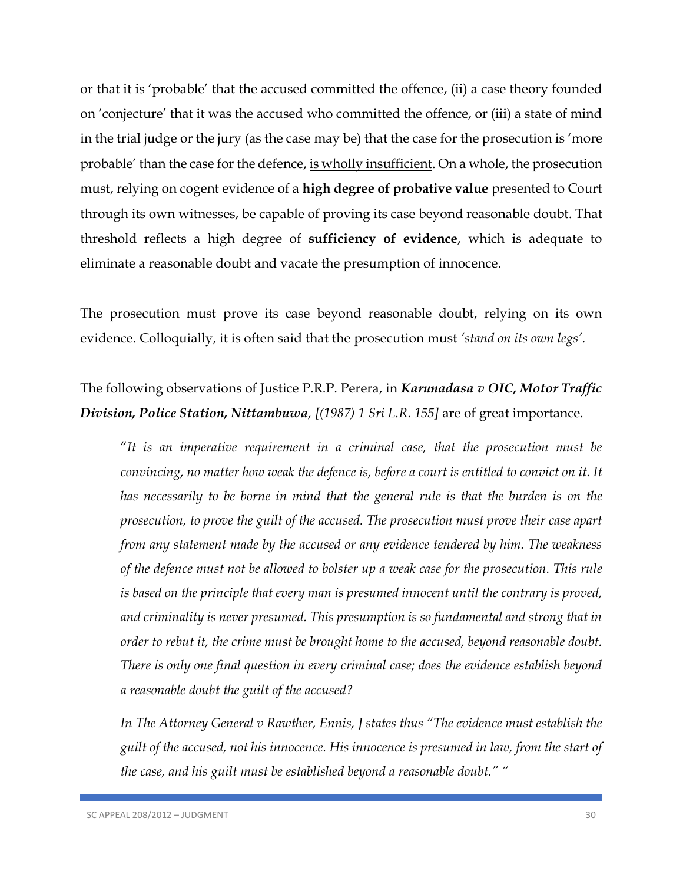or that it is 'probable' that the accused committed the offence, (ii) a case theory founded on 'conjecture' that it was the accused who committed the offence, or (iii) a state of mind in the trial judge or the jury (as the case may be) that the case for the prosecution is 'more probable' than the case for the defence, <u>is wholly insufficient</u>. On a whole, the prosecution must, relying on cogent evidence of a **high degree of probative value** presented to Court through its own witnesses, be capable of proving its case beyond reasonable doubt. That threshold reflects a high degree of **sufficiency of evidence**, which is adequate to eliminate a reasonable doubt and vacate the presumption of innocence.

The prosecution must prove its case beyond reasonable doubt, relying on its own evidence. Colloquially, it is often said that the prosecution must *'stand on its own legs'*.

The following observations of Justice P.R.P. Perera, in ***Karunadasa v OIC, Motor Traffic Division, Police Station, Nittambuwa**, [(1987) 1 Sri L.R. 155]* are of great importance.

> "*It is an imperative requirement in a criminal case, that the prosecution must be convincing, no matter how weak the defence is, before a court is entitled to convict on it. It has necessarily to be borne in mind that the general rule is that the burden is on the prosecution, to prove the guilt of the accused. The prosecution must prove their case apart from any statement made by the accused or any evidence tendered by him. The weakness of the defence must not be allowed to bolster up a weak case for the prosecution. This rule is based on the principle that every man is presumed innocent until the contrary is proved, and criminality is never presumed. This presumption is so fundamental and strong that in order to rebut it, the crime must be brought home to the accused, beyond reasonable doubt. There is only one final question in every criminal case; does the evidence establish beyond a reasonable doubt the guilt of the accused?*
>
> *In The Attorney General v Rawther, Ennis, J states thus "The evidence must establish the guilt of the accused, not his innocence. His innocence is presumed in law, from the start of the case, and his guilt must be established beyond a reasonable doubt." "*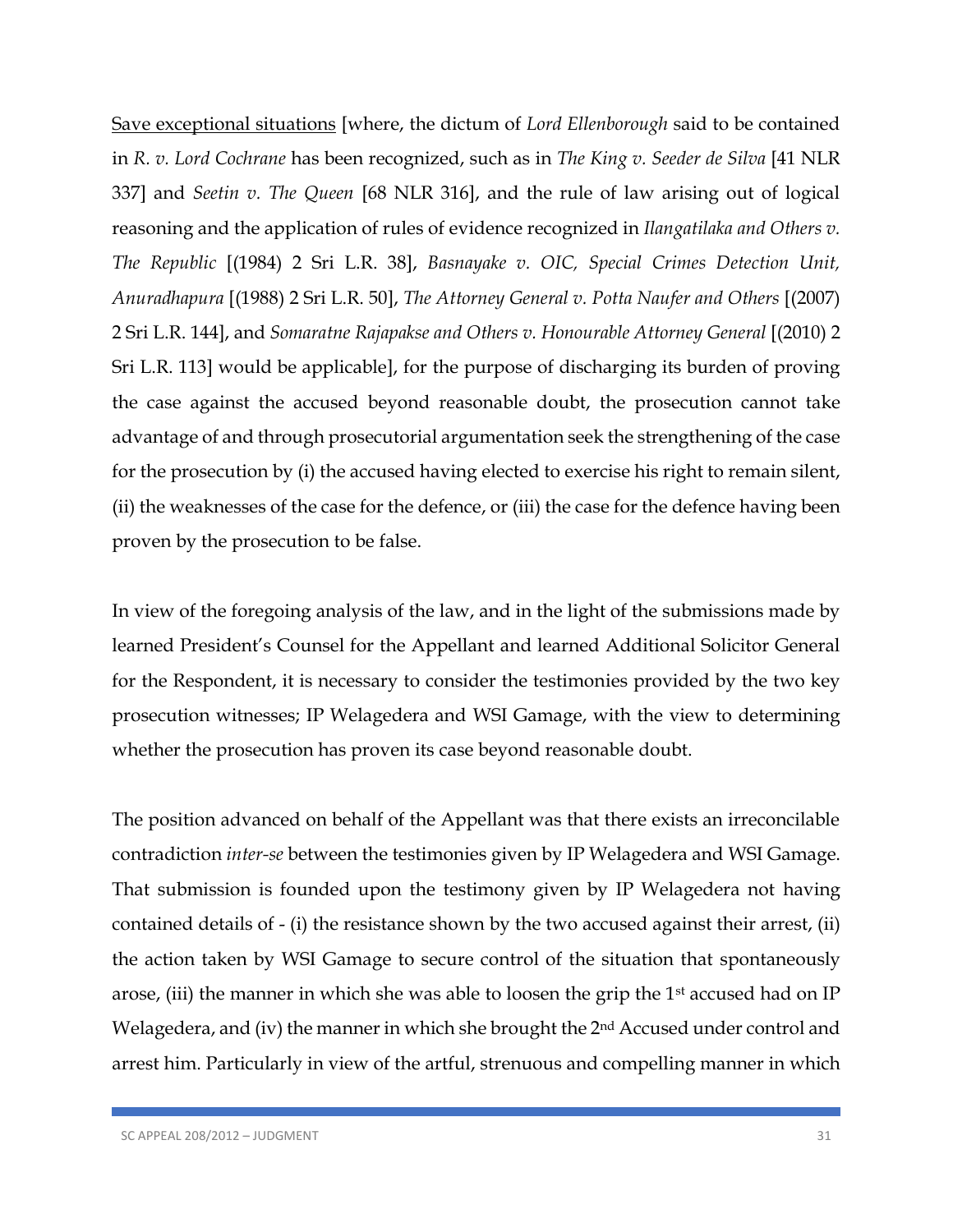<u>Save exceptional situations</u> [where, the dictum of *Lord Ellenborough* said to be contained in *R. v. Lord Cochrane* has been recognized, such as in *The King v. Seeder de Silva* [41 NLR 337] and *Seetin v. The Queen* [68 NLR 316], and the rule of law arising out of logical reasoning and the application of rules of evidence recognized in *Ilangatilaka and Others v. The Republic* [(1984) 2 Sri L.R. 38], *Basnayake v. OIC, Special Crimes Detection Unit, Anuradhapura* [(1988) 2 Sri L.R. 50], *The Attorney General v. Potta Naufer and Others* [(2007) 2 Sri L.R. 144], and *Somaratne Rajapakse and Others v. Honourable Attorney General* [(2010) 2 Sri L.R. 113] would be applicable], for the purpose of discharging its burden of proving the case against the accused beyond reasonable doubt, the prosecution cannot take advantage of and through prosecutorial argumentation seek the strengthening of the case for the prosecution by (i) the accused having elected to exercise his right to remain silent, (ii) the weaknesses of the case for the defence, or (iii) the case for the defence having been proven by the prosecution to be false.

In view of the foregoing analysis of the law, and in the light of the submissions made by learned President's Counsel for the Appellant and learned Additional Solicitor General for the Respondent, it is necessary to consider the testimonies provided by the two key prosecution witnesses; IP Welagedera and WSI Gamage, with the view to determining whether the prosecution has proven its case beyond reasonable doubt.

The position advanced on behalf of the Appellant was that there exists an irreconcilable contradiction *inter-se* between the testimonies given by IP Welagedera and WSI Gamage. That submission is founded upon the testimony given by IP Welagedera not having contained details of - (i) the resistance shown by the two accused against their arrest, (ii) the action taken by WSI Gamage to secure control of the situation that spontaneously arose, (iii) the manner in which she was able to loosen the grip the 1st accused had on IP Welagedera, and (iv) the manner in which she brought the 2nd Accused under control and arrest him. Particularly in view of the artful, strenuous and compelling manner in which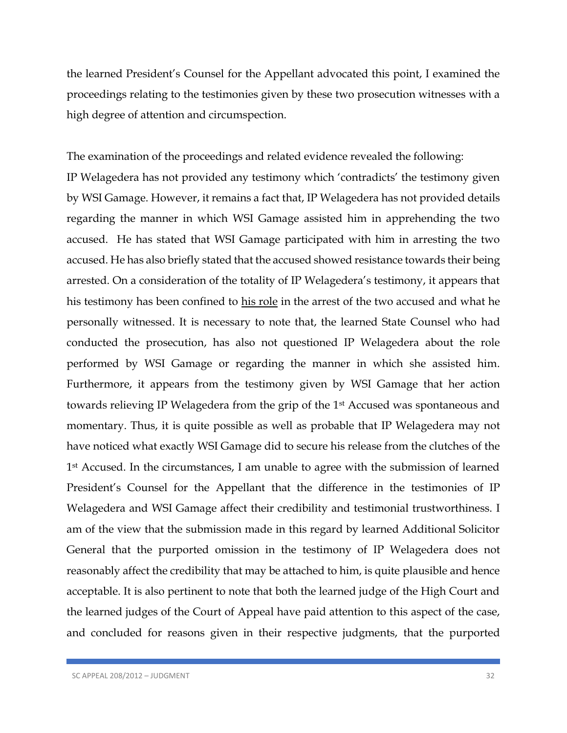the learned President's Counsel for the Appellant advocated this point, I examined the proceedings relating to the testimonies given by these two prosecution witnesses with a high degree of attention and circumspection.

The examination of the proceedings and related evidence revealed the following:
IP Welagedera has not provided any testimony which 'contradicts' the testimony given by WSI Gamage. However, it remains a fact that, IP Welagedera has not provided details regarding the manner in which WSI Gamage assisted him in apprehending the two accused. He has stated that WSI Gamage participated with him in arresting the two accused. He has also briefly stated that the accused showed resistance towards their being arrested. On a consideration of the totality of IP Welagedera's testimony, it appears that his testimony has been confined to <u>his role</u> in the arrest of the two accused and what he personally witnessed. It is necessary to note that, the learned State Counsel who had conducted the prosecution, has also not questioned IP Welagedera about the role performed by WSI Gamage or regarding the manner in which she assisted him. Furthermore, it appears from the testimony given by WSI Gamage that her action towards relieving IP Welagedera from the grip of the 1st Accused was spontaneous and momentary. Thus, it is quite possible as well as probable that IP Welagedera may not have noticed what exactly WSI Gamage did to secure his release from the clutches of the 1st Accused. In the circumstances, I am unable to agree with the submission of learned President's Counsel for the Appellant that the difference in the testimonies of IP Welagedera and WSI Gamage affect their credibility and testimonial trustworthiness. I am of the view that the submission made in this regard by learned Additional Solicitor General that the purported omission in the testimony of IP Welagedera does not reasonably affect the credibility that may be attached to him, is quite plausible and hence acceptable. It is also pertinent to note that both the learned judge of the High Court and the learned judges of the Court of Appeal have paid attention to this aspect of the case, and concluded for reasons given in their respective judgments, that the purported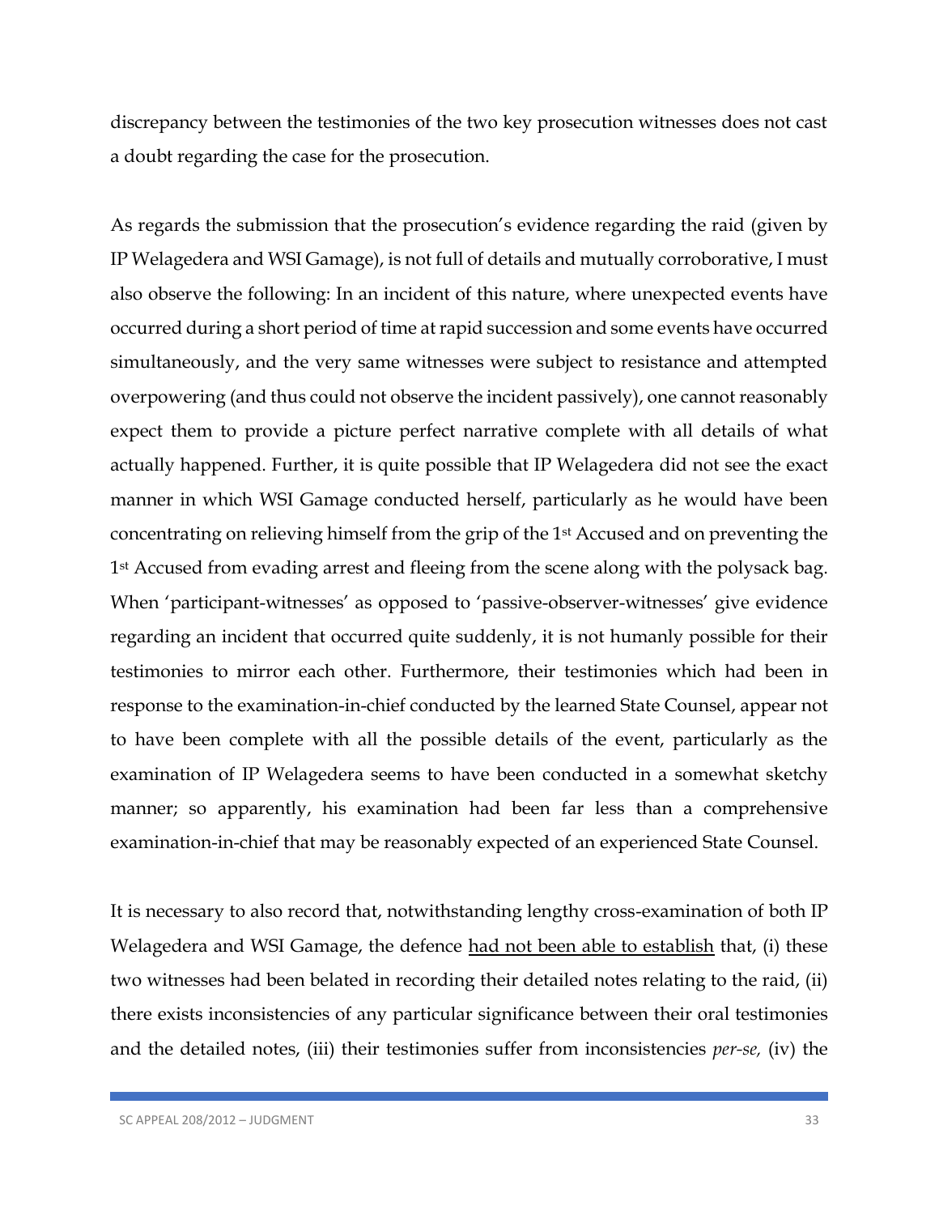discrepancy between the testimonies of the two key prosecution witnesses does not cast a doubt regarding the case for the prosecution.

As regards the submission that the prosecution's evidence regarding the raid (given by IP Welagedera and WSI Gamage), is not full of details and mutually corroborative, I must also observe the following: In an incident of this nature, where unexpected events have occurred during a short period of time at rapid succession and some events have occurred simultaneously, and the very same witnesses were subject to resistance and attempted overpowering (and thus could not observe the incident passively), one cannot reasonably expect them to provide a picture perfect narrative complete with all details of what actually happened. Further, it is quite possible that IP Welagedera did not see the exact manner in which WSI Gamage conducted herself, particularly as he would have been concentrating on relieving himself from the grip of the 1st Accused and on preventing the 1st Accused from evading arrest and fleeing from the scene along with the polysack bag. When 'participant-witnesses' as opposed to 'passive-observer-witnesses' give evidence regarding an incident that occurred quite suddenly, it is not humanly possible for their testimonies to mirror each other. Furthermore, their testimonies which had been in response to the examination-in-chief conducted by the learned State Counsel, appear not to have been complete with all the possible details of the event, particularly as the examination of IP Welagedera seems to have been conducted in a somewhat sketchy manner; so apparently, his examination had been far less than a comprehensive examination-in-chief that may be reasonably expected of an experienced State Counsel.

It is necessary to also record that, notwithstanding lengthy cross-examination of both IP Welagedera and WSI Gamage, the defence <u>had not been able to establish</u> that, (i) these two witnesses had been belated in recording their detailed notes relating to the raid, (ii) there exists inconsistencies of any particular significance between their oral testimonies and the detailed notes, (iii) their testimonies suffer from inconsistencies *per-se*, (iv) the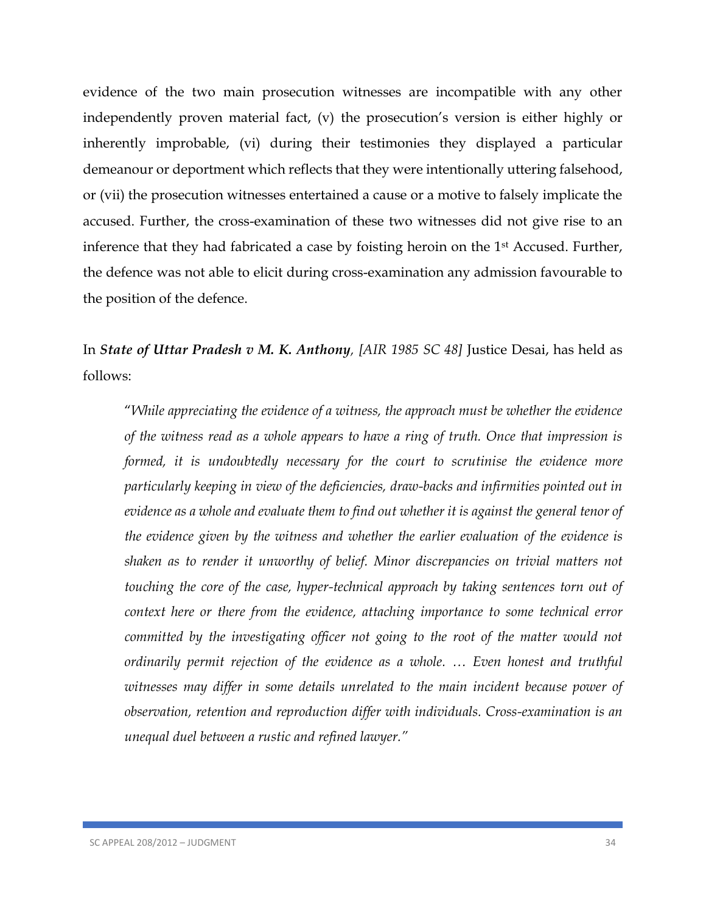evidence of the two main prosecution witnesses are incompatible with any other independently proven material fact, (v) the prosecution's version is either highly or inherently improbable, (vi) during their testimonies they displayed a particular demeanour or deportment which reflects that they were intentionally uttering falsehood, or (vii) the prosecution witnesses entertained a cause or a motive to falsely implicate the accused. Further, the cross-examination of these two witnesses did not give rise to an inference that they had fabricated a case by foisting heroin on the 1st Accused. Further, the defence was not able to elicit during cross-examination any admission favourable to the position of the defence.

In ***State of Uttar Pradesh v M. K. Anthony**, [AIR 1985 SC 48]* Justice Desai, has held as follows:

> "*While appreciating the evidence of a witness, the approach must be whether the evidence of the witness read as a whole appears to have a ring of truth. Once that impression is formed, it is undoubtedly necessary for the court to scrutinise the evidence more particularly keeping in view of the deficiencies, draw-backs and infirmities pointed out in evidence as a whole and evaluate them to find out whether it is against the general tenor of the evidence given by the witness and whether the earlier evaluation of the evidence is shaken as to render it unworthy of belief. Minor discrepancies on trivial matters not touching the core of the case, hyper-technical approach by taking sentences torn out of context here or there from the evidence, attaching importance to some technical error committed by the investigating officer not going to the root of the matter would not ordinarily permit rejection of the evidence as a whole. … Even honest and truthful witnesses may differ in some details unrelated to the main incident because power of observation, retention and reproduction differ with individuals. Cross-examination is an unequal duel between a rustic and refined lawyer.*"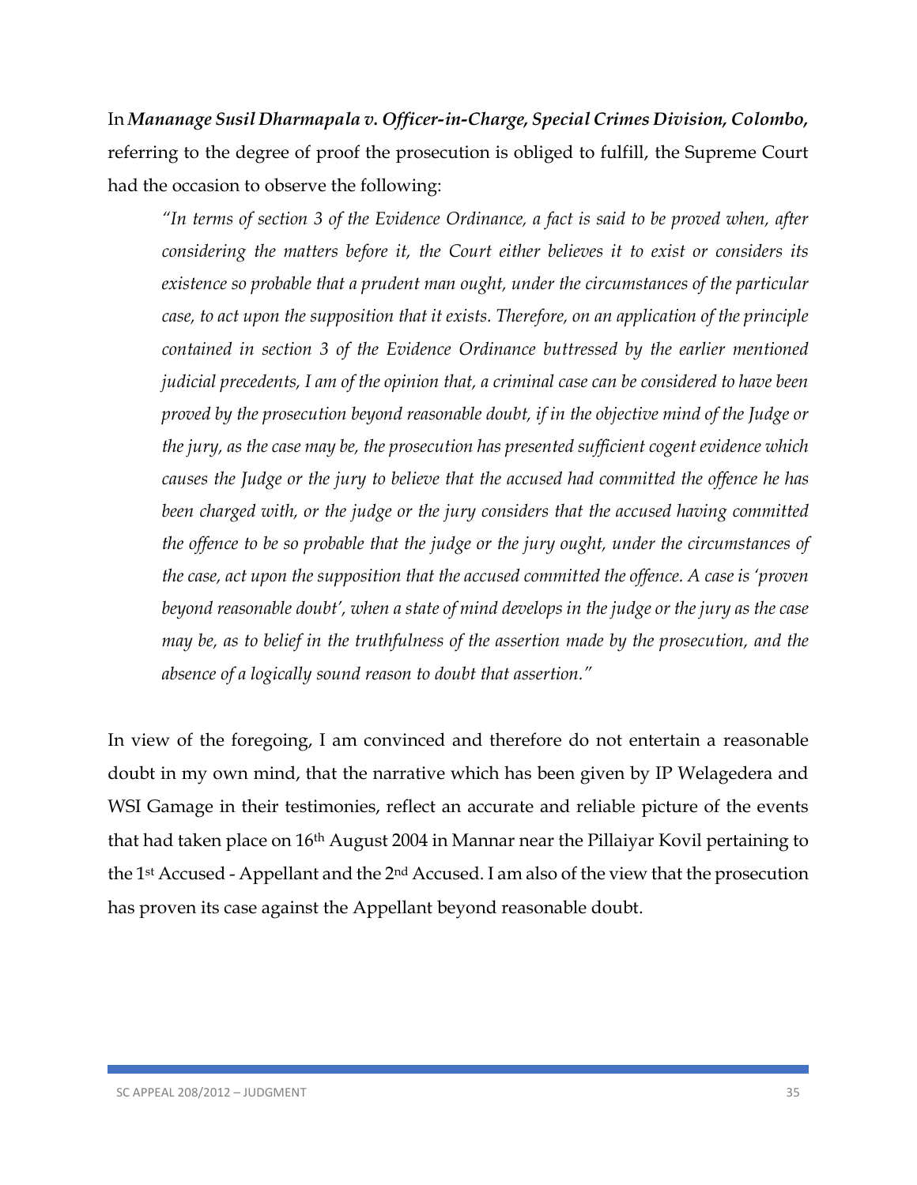In ***Mananage Susil Dharmapala v. Officer-in-Charge, Special Crimes Division, Colombo,*** referring to the degree of proof the prosecution is obliged to fulfill, the Supreme Court had the occasion to observe the following:

> *"In terms of section 3 of the Evidence Ordinance, a fact is said to be proved when, after considering the matters before it, the Court either believes it to exist or considers its existence so probable that a prudent man ought, under the circumstances of the particular case, to act upon the supposition that it exists. Therefore, on an application of the principle contained in section 3 of the Evidence Ordinance buttressed by the earlier mentioned judicial precedents, I am of the opinion that, a criminal case can be considered to have been proved by the prosecution beyond reasonable doubt, if in the objective mind of the Judge or the jury, as the case may be, the prosecution has presented sufficient cogent evidence which causes the Judge or the jury to believe that the accused had committed the offence he has been charged with, or the judge or the jury considers that the accused having committed the offence to be so probable that the judge or the jury ought, under the circumstances of the case, act upon the supposition that the accused committed the offence. A case is 'proven beyond reasonable doubt', when a state of mind develops in the judge or the jury as the case may be, as to belief in the truthfulness of the assertion made by the prosecution, and the absence of a logically sound reason to doubt that assertion."*

In view of the foregoing, I am convinced and therefore do not entertain a reasonable doubt in my own mind, that the narrative which has been given by IP Welagedera and WSI Gamage in their testimonies, reflect an accurate and reliable picture of the events that had taken place on 16th August 2004 in Mannar near the Pillaiyar Kovil pertaining to the 1st Accused - Appellant and the 2nd Accused. I am also of the view that the prosecution has proven its case against the Appellant beyond reasonable doubt.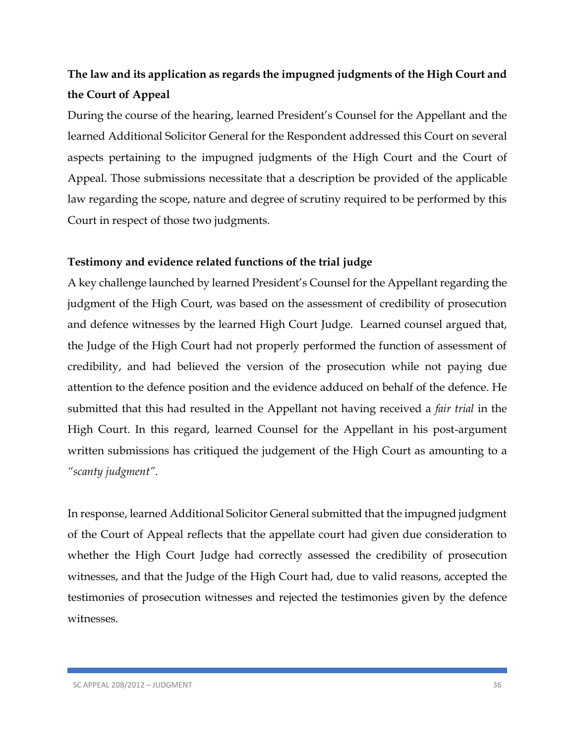**The law and its application as regards the impugned judgments of the High Court and the Court of Appeal**

During the course of the hearing, learned President's Counsel for the Appellant and the learned Additional Solicitor General for the Respondent addressed this Court on several aspects pertaining to the impugned judgments of the High Court and the Court of Appeal. Those submissions necessitate that a description be provided of the applicable law regarding the scope, nature and degree of scrutiny required to be performed by this Court in respect of those two judgments.

**Testimony and evidence related functions of the trial judge**

A key challenge launched by learned President's Counsel for the Appellant regarding the judgment of the High Court, was based on the assessment of credibility of prosecution and defence witnesses by the learned High Court Judge. Learned counsel argued that, the Judge of the High Court had not properly performed the function of assessment of credibility, and had believed the version of the prosecution while not paying due attention to the defence position and the evidence adduced on behalf of the defence. He submitted that this had resulted in the Appellant not having received a *fair trial* in the High Court. In this regard, learned Counsel for the Appellant in his post-argument written submissions has critiqued the judgement of the High Court as amounting to a *"scanty judgment"*.

In response, learned Additional Solicitor General submitted that the impugned judgment of the Court of Appeal reflects that the appellate court had given due consideration to whether the High Court Judge had correctly assessed the credibility of prosecution witnesses, and that the Judge of the High Court had, due to valid reasons, accepted the testimonies of prosecution witnesses and rejected the testimonies given by the defence witnesses.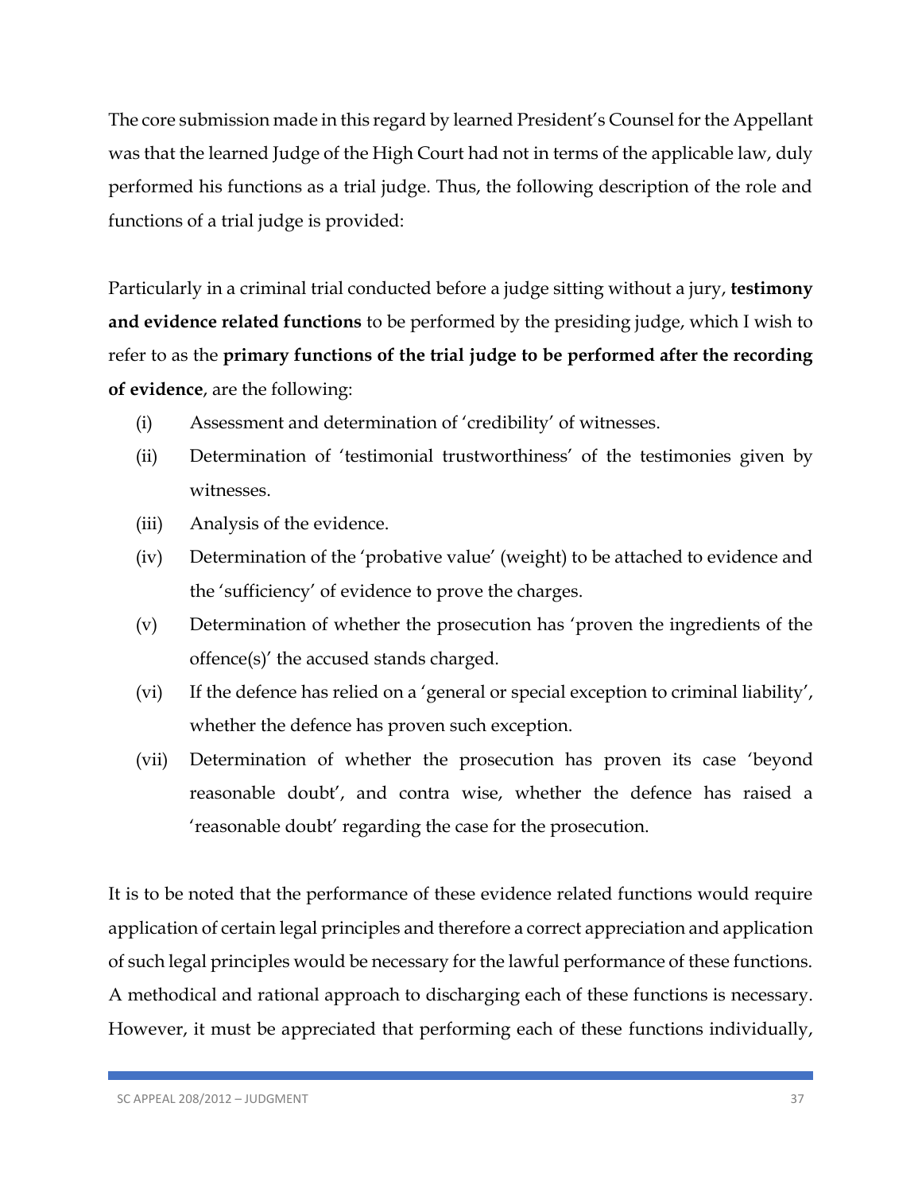The core submission made in this regard by learned President's Counsel for the Appellant was that the learned Judge of the High Court had not in terms of the applicable law, duly performed his functions as a trial judge. Thus, the following description of the role and functions of a trial judge is provided:

Particularly in a criminal trial conducted before a judge sitting without a jury, **testimony and evidence related functions** to be performed by the presiding judge, which I wish to refer to as the **primary functions of the trial judge to be performed after the recording of evidence**, are the following:

(i) Assessment and determination of 'credibility' of witnesses.

(ii) Determination of 'testimonial trustworthiness' of the testimonies given by witnesses.

(iii) Analysis of the evidence.

(iv) Determination of the 'probative value' (weight) to be attached to evidence and the 'sufficiency' of evidence to prove the charges.

(v) Determination of whether the prosecution has 'proven the ingredients of the offence(s)' the accused stands charged.

(vi) If the defence has relied on a 'general or special exception to criminal liability', whether the defence has proven such exception.

(vii) Determination of whether the prosecution has proven its case 'beyond reasonable doubt', and contra wise, whether the defence has raised a 'reasonable doubt' regarding the case for the prosecution.

It is to be noted that the performance of these evidence related functions would require application of certain legal principles and therefore a correct appreciation and application of such legal principles would be necessary for the lawful performance of these functions. A methodical and rational approach to discharging each of these functions is necessary. However, it must be appreciated that performing each of these functions individually,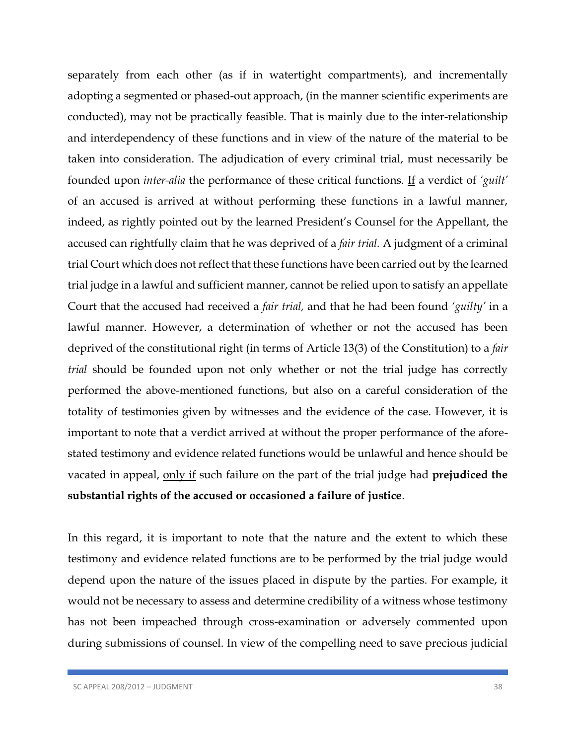separately from each other (as if in watertight compartments), and incrementally adopting a segmented or phased-out approach, (in the manner scientific experiments are conducted), may not be practically feasible. That is mainly due to the inter-relationship and interdependency of these functions and in view of the nature of the material to be taken into consideration. The adjudication of every criminal trial, must necessarily be founded upon *inter-alia* the performance of these critical functions. <u>If</u> a verdict of *'guilt'* of an accused is arrived at without performing these functions in a lawful manner, indeed, as rightly pointed out by the learned President's Counsel for the Appellant, the accused can rightfully claim that he was deprived of a *fair trial.* A judgment of a criminal trial Court which does not reflect that these functions have been carried out by the learned trial judge in a lawful and sufficient manner, cannot be relied upon to satisfy an appellate Court that the accused had received a *fair trial,* and that he had been found *'guilty'* in a lawful manner. However, a determination of whether or not the accused has been deprived of the constitutional right (in terms of Article 13(3) of the Constitution) to a *fair trial* should be founded upon not only whether or not the trial judge has correctly performed the above-mentioned functions, but also on a careful consideration of the totality of testimonies given by witnesses and the evidence of the case. However, it is important to note that a verdict arrived at without the proper performance of the afore-stated testimony and evidence related functions would be unlawful and hence should be vacated in appeal, <u>only if</u> such failure on the part of the trial judge had **prejudiced the substantial rights of the accused or occasioned a failure of justice**.

In this regard, it is important to note that the nature and the extent to which these testimony and evidence related functions are to be performed by the trial judge would depend upon the nature of the issues placed in dispute by the parties. For example, it would not be necessary to assess and determine credibility of a witness whose testimony has not been impeached through cross-examination or adversely commented upon during submissions of counsel. In view of the compelling need to save precious judicial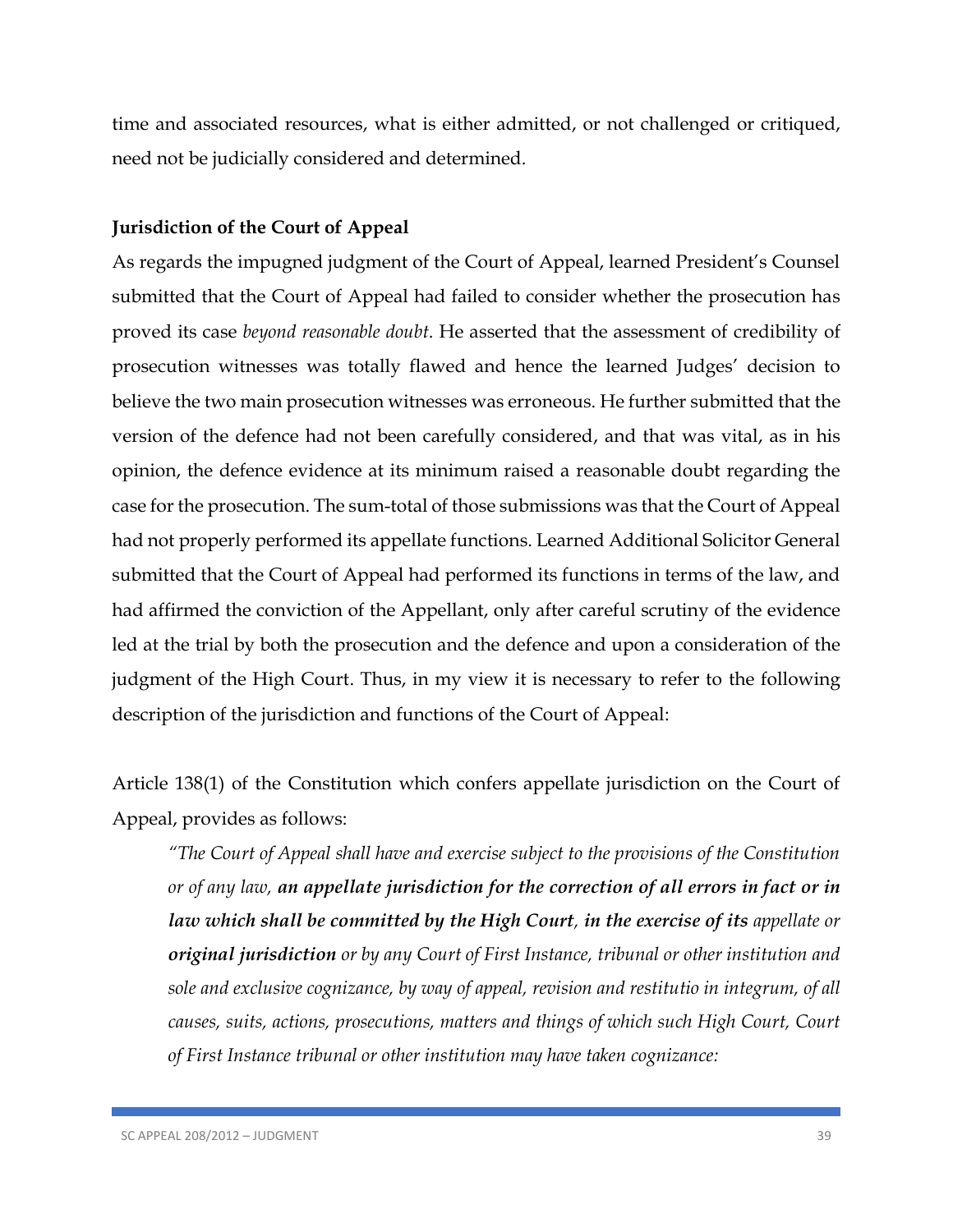time and associated resources, what is either admitted, or not challenged or critiqued, need not be judicially considered and determined.

**Jurisdiction of the Court of Appeal**

As regards the impugned judgment of the Court of Appeal, learned President's Counsel submitted that the Court of Appeal had failed to consider whether the prosecution has proved its case *beyond reasonable doubt*. He asserted that the assessment of credibility of prosecution witnesses was totally flawed and hence the learned Judges' decision to believe the two main prosecution witnesses was erroneous. He further submitted that the version of the defence had not been carefully considered, and that was vital, as in his opinion, the defence evidence at its minimum raised a reasonable doubt regarding the case for the prosecution. The sum-total of those submissions was that the Court of Appeal had not properly performed its appellate functions. Learned Additional Solicitor General submitted that the Court of Appeal had performed its functions in terms of the law, and had affirmed the conviction of the Appellant, only after careful scrutiny of the evidence led at the trial by both the prosecution and the defence and upon a consideration of the judgment of the High Court. Thus, in my view it is necessary to refer to the following description of the jurisdiction and functions of the Court of Appeal:

Article 138(1) of the Constitution which confers appellate jurisdiction on the Court of Appeal, provides as follows:

> *"The Court of Appeal shall have and exercise subject to the provisions of the Constitution or of any law, **an appellate jurisdiction for the correction of all errors in fact or in law which shall be committed by the High Court**, **in the exercise of its** appellate or **original jurisdiction** or by any Court of First Instance, tribunal or other institution and sole and exclusive cognizance, by way of appeal, revision and restitutio in integrum, of all causes, suits, actions, prosecutions, matters and things of which such High Court, Court of First Instance tribunal or other institution may have taken cognizance:*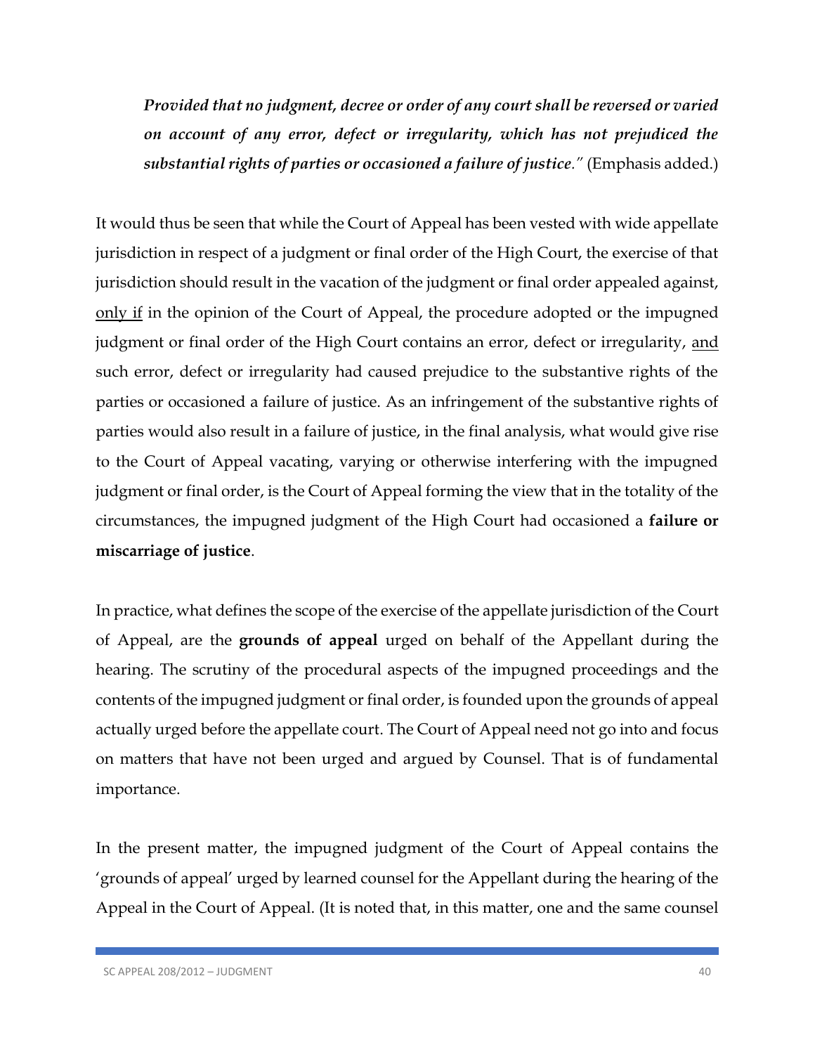*Provided that no judgment, decree or order of any court shall be reversed or varied on account of any error, defect or irregularity, which has not prejudiced the substantial rights of parties or occasioned a failure of justice."* (Emphasis added.)

It would thus be seen that while the Court of Appeal has been vested with wide appellate jurisdiction in respect of a judgment or final order of the High Court, the exercise of that jurisdiction should result in the vacation of the judgment or final order appealed against, <u>only if</u> in the opinion of the Court of Appeal, the procedure adopted or the impugned judgment or final order of the High Court contains an error, defect or irregularity, <u>and</u> such error, defect or irregularity had caused prejudice to the substantive rights of the parties or occasioned a failure of justice. As an infringement of the substantive rights of parties would also result in a failure of justice, in the final analysis, what would give rise to the Court of Appeal vacating, varying or otherwise interfering with the impugned judgment or final order, is the Court of Appeal forming the view that in the totality of the circumstances, the impugned judgment of the High Court had occasioned a **failure or miscarriage of justice**.

In practice, what defines the scope of the exercise of the appellate jurisdiction of the Court of Appeal, are the **grounds of appeal** urged on behalf of the Appellant during the hearing. The scrutiny of the procedural aspects of the impugned proceedings and the contents of the impugned judgment or final order, is founded upon the grounds of appeal actually urged before the appellate court. The Court of Appeal need not go into and focus on matters that have not been urged and argued by Counsel. That is of fundamental importance.

In the present matter, the impugned judgment of the Court of Appeal contains the 'grounds of appeal' urged by learned counsel for the Appellant during the hearing of the Appeal in the Court of Appeal. (It is noted that, in this matter, one and the same counsel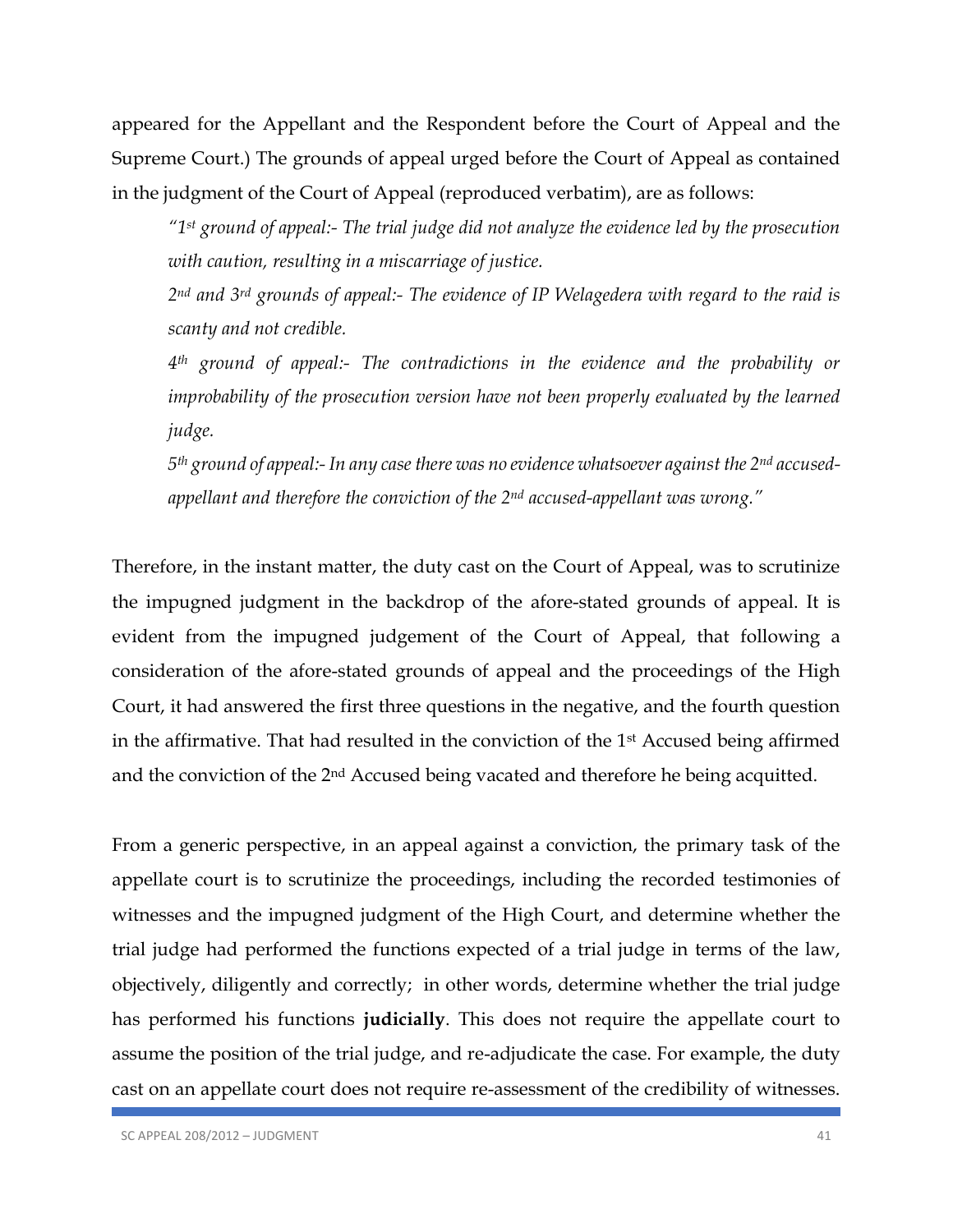appeared for the Appellant and the Respondent before the Court of Appeal and the Supreme Court.) The grounds of appeal urged before the Court of Appeal as contained in the judgment of the Court of Appeal (reproduced verbatim), are as follows:

> *"1st ground of appeal:- The trial judge did not analyze the evidence led by the prosecution with caution, resulting in a miscarriage of justice.*
>
> *2nd and 3rd grounds of appeal:- The evidence of IP Welagedera with regard to the raid is scanty and not credible.*
>
> *4th ground of appeal:- The contradictions in the evidence and the probability or improbability of the prosecution version have not been properly evaluated by the learned judge.*
>
> *5th ground of appeal:- In any case there was no evidence whatsoever against the 2nd accused-appellant and therefore the conviction of the 2nd accused-appellant was wrong."*

Therefore, in the instant matter, the duty cast on the Court of Appeal, was to scrutinize the impugned judgment in the backdrop of the afore-stated grounds of appeal. It is evident from the impugned judgement of the Court of Appeal, that following a consideration of the afore-stated grounds of appeal and the proceedings of the High Court, it had answered the first three questions in the negative, and the fourth question in the affirmative. That had resulted in the conviction of the 1st Accused being affirmed and the conviction of the 2nd Accused being vacated and therefore he being acquitted.

From a generic perspective, in an appeal against a conviction, the primary task of the appellate court is to scrutinize the proceedings, including the recorded testimonies of witnesses and the impugned judgment of the High Court, and determine whether the trial judge had performed the functions expected of a trial judge in terms of the law, objectively, diligently and correctly; in other words, determine whether the trial judge has performed his functions **judicially**. This does not require the appellate court to assume the position of the trial judge, and re-adjudicate the case. For example, the duty cast on an appellate court does not require re-assessment of the credibility of witnesses.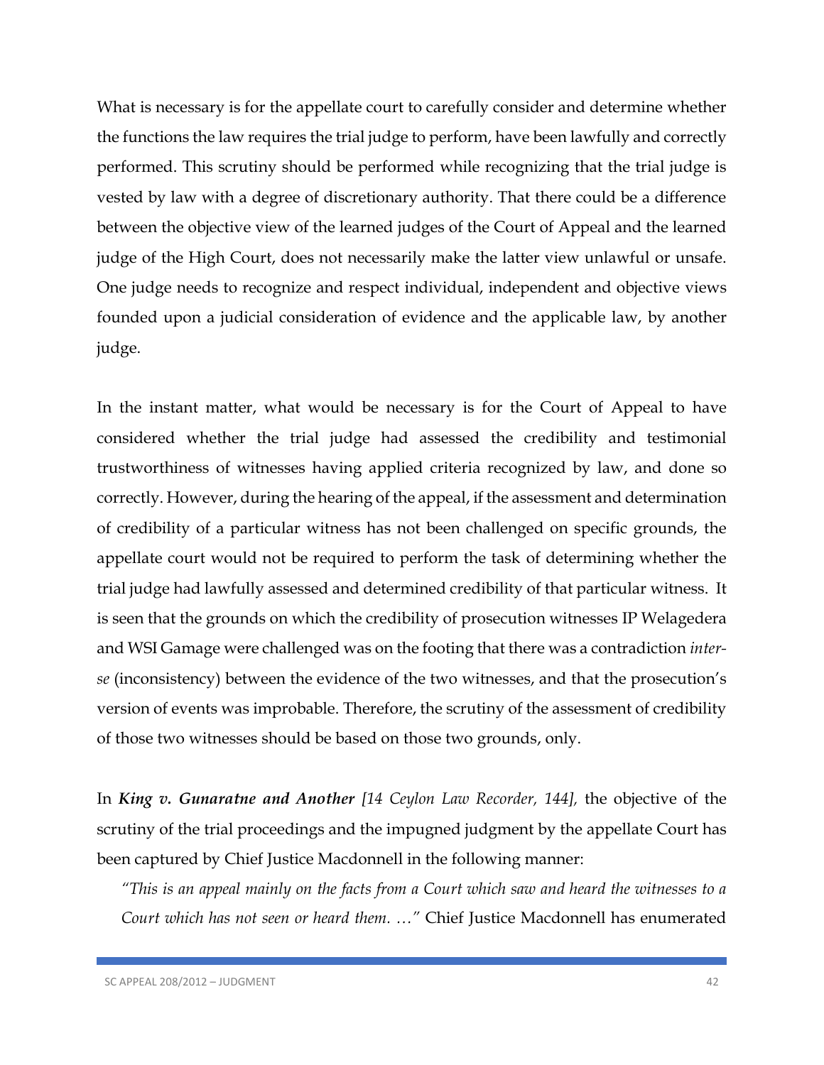What is necessary is for the appellate court to carefully consider and determine whether the functions the law requires the trial judge to perform, have been lawfully and correctly performed. This scrutiny should be performed while recognizing that the trial judge is vested by law with a degree of discretionary authority. That there could be a difference between the objective view of the learned judges of the Court of Appeal and the learned judge of the High Court, does not necessarily make the latter view unlawful or unsafe. One judge needs to recognize and respect individual, independent and objective views founded upon a judicial consideration of evidence and the applicable law, by another judge.

In the instant matter, what would be necessary is for the Court of Appeal to have considered whether the trial judge had assessed the credibility and testimonial trustworthiness of witnesses having applied criteria recognized by law, and done so correctly. However, during the hearing of the appeal, if the assessment and determination of credibility of a particular witness has not been challenged on specific grounds, the appellate court would not be required to perform the task of determining whether the trial judge had lawfully assessed and determined credibility of that particular witness. It is seen that the grounds on which the credibility of prosecution witnesses IP Welagedera and WSI Gamage were challenged was on the footing that there was a contradiction *inter-se* (inconsistency) between the evidence of the two witnesses, and that the prosecution's version of events was improbable. Therefore, the scrutiny of the assessment of credibility of those two witnesses should be based on those two grounds, only.

In ***King v. Gunaratne and Another*** *[14 Ceylon Law Recorder, 144],* the objective of the scrutiny of the trial proceedings and the impugned judgment by the appellate Court has been captured by Chief Justice Macdonnell in the following manner:

*"This is an appeal mainly on the facts from a Court which saw and heard the witnesses to a Court which has not seen or heard them. …"* Chief Justice Macdonnell has enumerated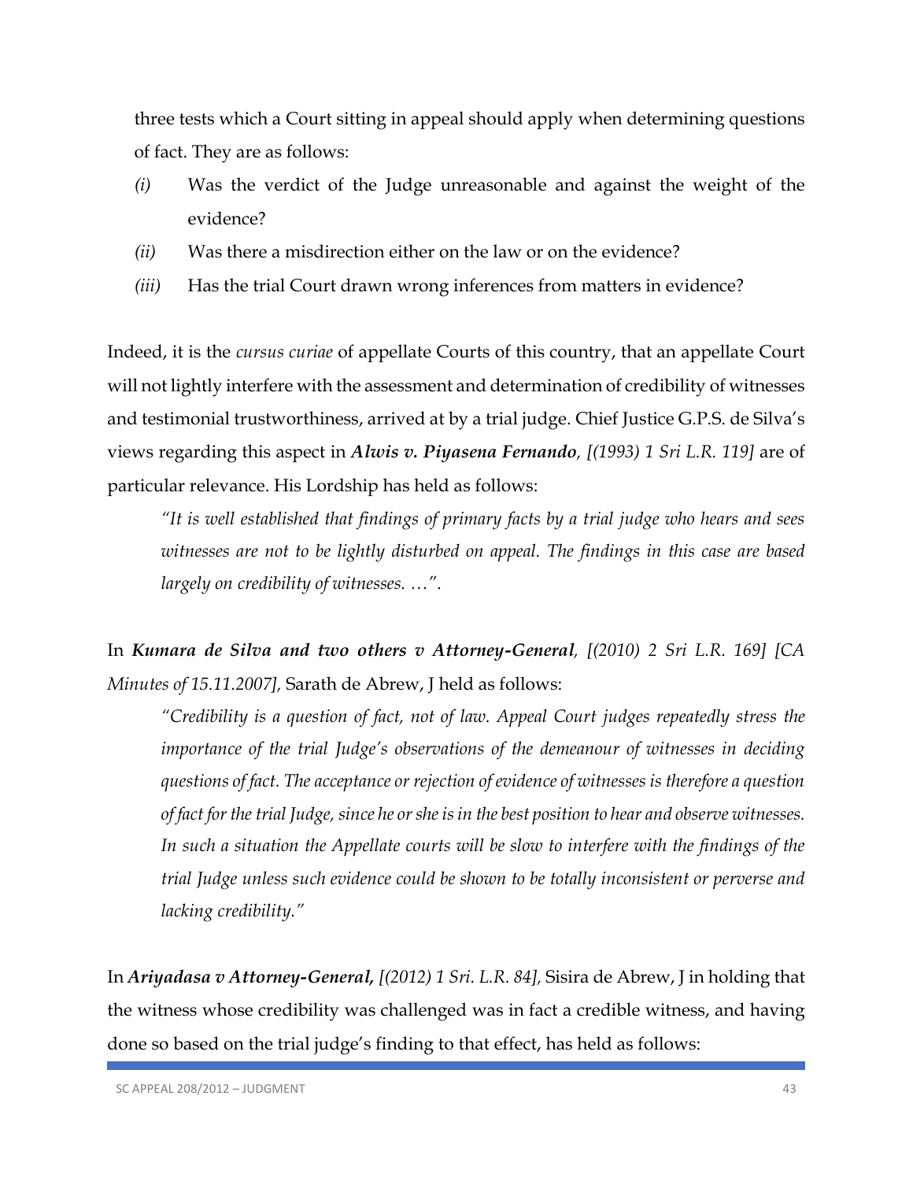three tests which a Court sitting in appeal should apply when determining questions of fact. They are as follows:

*(i)* Was the verdict of the Judge unreasonable and against the weight of the evidence?

*(ii)* Was there a misdirection either on the law or on the evidence?

*(iii)* Has the trial Court drawn wrong inferences from matters in evidence?

Indeed, it is the *cursus curiae* of appellate Courts of this country, that an appellate Court will not lightly interfere with the assessment and determination of credibility of witnesses and testimonial trustworthiness, arrived at by a trial judge. Chief Justice G.P.S. de Silva's views regarding this aspect in ***Alwis v. Piyasena Fernando**, [(1993) 1 Sri L.R. 119]* are of particular relevance. His Lordship has held as follows:

> *"It is well established that findings of primary facts by a trial judge who hears and sees witnesses are not to be lightly disturbed on appeal. The findings in this case are based largely on credibility of witnesses. …".*

In ***Kumara de Silva and two others v Attorney-General**, [(2010) 2 Sri L.R. 169] [CA Minutes of 15.11.2007],* Sarath de Abrew, J held as follows:

> *"Credibility is a question of fact, not of law. Appeal Court judges repeatedly stress the importance of the trial Judge's observations of the demeanour of witnesses in deciding questions of fact. The acceptance or rejection of evidence of witnesses is therefore a question of fact for the trial Judge, since he or she is in the best position to hear and observe witnesses. In such a situation the Appellate courts will be slow to interfere with the findings of the trial Judge unless such evidence could be shown to be totally inconsistent or perverse and lacking credibility."*

In ***Ariyadasa v Attorney-General,** [(2012) 1 Sri. L.R. 84],* Sisira de Abrew, J in holding that the witness whose credibility was challenged was in fact a credible witness, and having done so based on the trial judge's finding to that effect, has held as follows: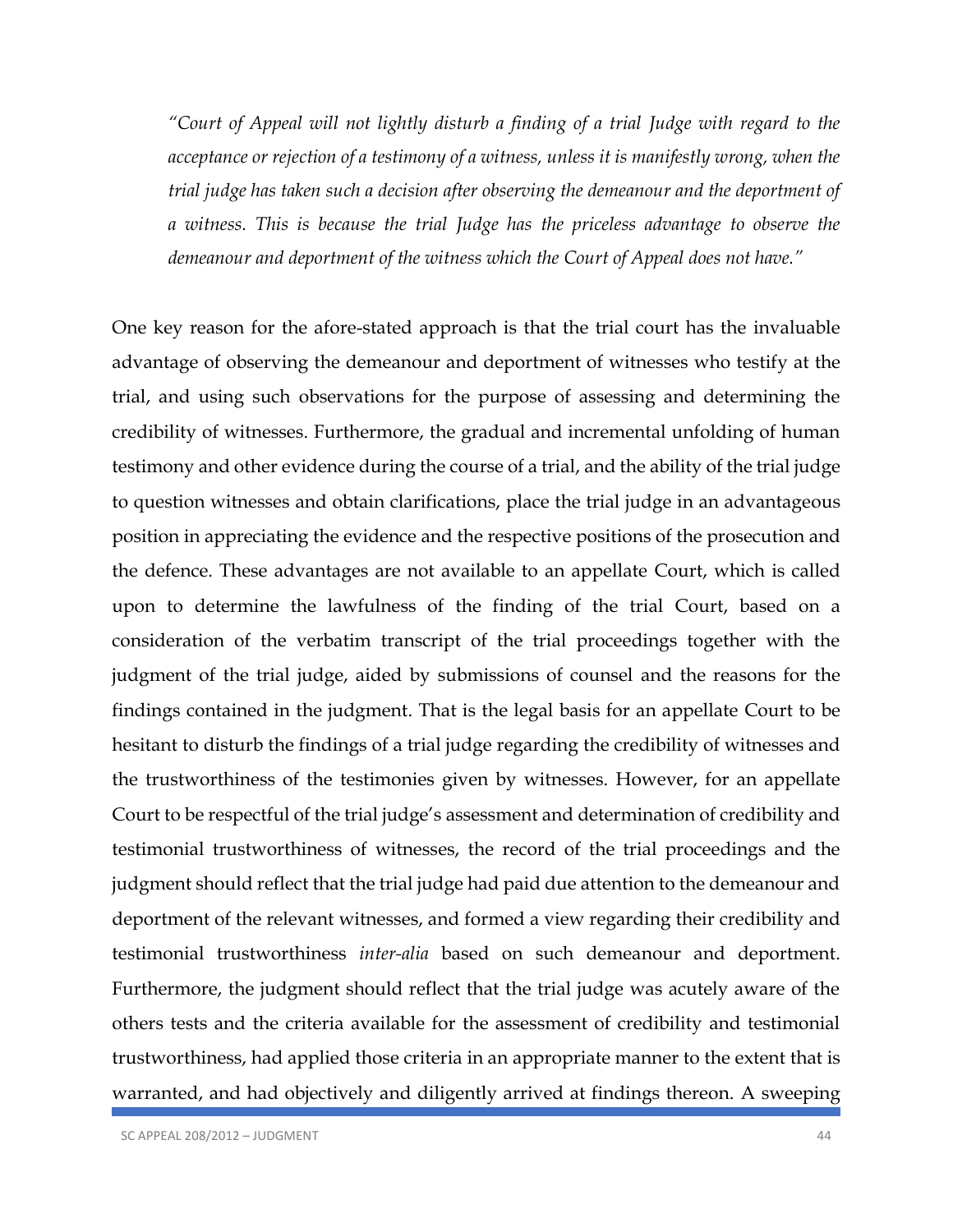*"Court of Appeal will not lightly disturb a finding of a trial Judge with regard to the acceptance or rejection of a testimony of a witness, unless it is manifestly wrong, when the trial judge has taken such a decision after observing the demeanour and the deportment of a witness. This is because the trial Judge has the priceless advantage to observe the demeanour and deportment of the witness which the Court of Appeal does not have."*

One key reason for the afore-stated approach is that the trial court has the invaluable advantage of observing the demeanour and deportment of witnesses who testify at the trial, and using such observations for the purpose of assessing and determining the credibility of witnesses. Furthermore, the gradual and incremental unfolding of human testimony and other evidence during the course of a trial, and the ability of the trial judge to question witnesses and obtain clarifications, place the trial judge in an advantageous position in appreciating the evidence and the respective positions of the prosecution and the defence. These advantages are not available to an appellate Court, which is called upon to determine the lawfulness of the finding of the trial Court, based on a consideration of the verbatim transcript of the trial proceedings together with the judgment of the trial judge, aided by submissions of counsel and the reasons for the findings contained in the judgment. That is the legal basis for an appellate Court to be hesitant to disturb the findings of a trial judge regarding the credibility of witnesses and the trustworthiness of the testimonies given by witnesses. However, for an appellate Court to be respectful of the trial judge's assessment and determination of credibility and testimonial trustworthiness of witnesses, the record of the trial proceedings and the judgment should reflect that the trial judge had paid due attention to the demeanour and deportment of the relevant witnesses, and formed a view regarding their credibility and testimonial trustworthiness *inter-alia* based on such demeanour and deportment. Furthermore, the judgment should reflect that the trial judge was acutely aware of the others tests and the criteria available for the assessment of credibility and testimonial trustworthiness, had applied those criteria in an appropriate manner to the extent that is warranted, and had objectively and diligently arrived at findings thereon. A sweeping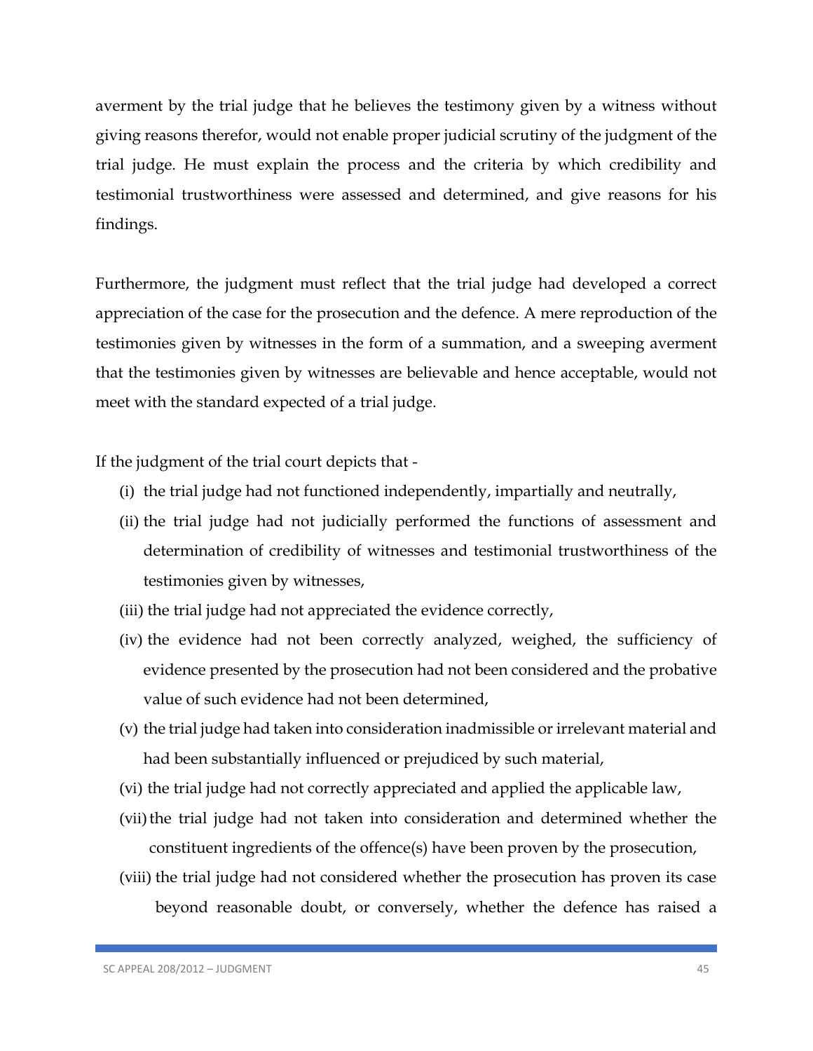averment by the trial judge that he believes the testimony given by a witness without giving reasons therefor, would not enable proper judicial scrutiny of the judgment of the trial judge. He must explain the process and the criteria by which credibility and testimonial trustworthiness were assessed and determined, and give reasons for his findings.

Furthermore, the judgment must reflect that the trial judge had developed a correct appreciation of the case for the prosecution and the defence. A mere reproduction of the testimonies given by witnesses in the form of a summation, and a sweeping averment that the testimonies given by witnesses are believable and hence acceptable, would not meet with the standard expected of a trial judge.

If the judgment of the trial court depicts that -

(i) the trial judge had not functioned independently, impartially and neutrally,

(ii) the trial judge had not judicially performed the functions of assessment and determination of credibility of witnesses and testimonial trustworthiness of the testimonies given by witnesses,

(iii) the trial judge had not appreciated the evidence correctly,

(iv) the evidence had not been correctly analyzed, weighed, the sufficiency of evidence presented by the prosecution had not been considered and the probative value of such evidence had not been determined,

(v) the trial judge had taken into consideration inadmissible or irrelevant material and had been substantially influenced or prejudiced by such material,

(vi) the trial judge had not correctly appreciated and applied the applicable law,

(vii) the trial judge had not taken into consideration and determined whether the constituent ingredients of the offence(s) have been proven by the prosecution,

(viii) the trial judge had not considered whether the prosecution has proven its case beyond reasonable doubt, or conversely, whether the defence has raised a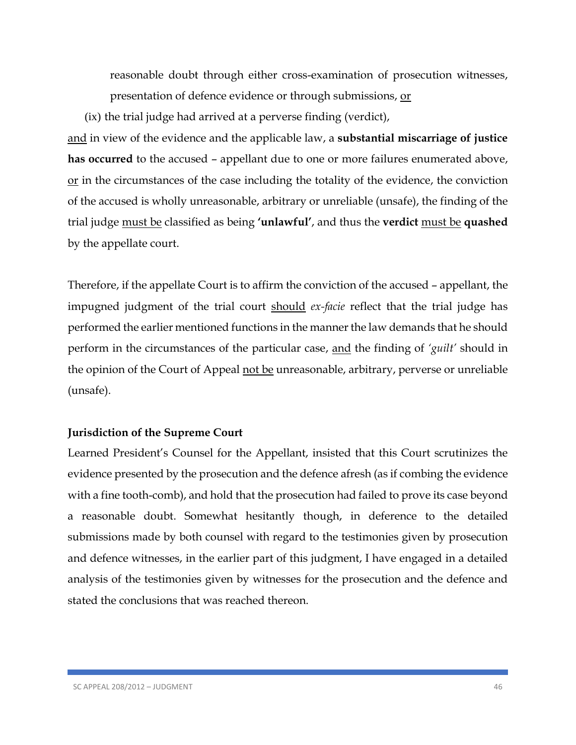reasonable doubt through either cross-examination of prosecution witnesses, presentation of defence evidence or through submissions, <u>or</u>

(ix) the trial judge had arrived at a perverse finding (verdict),

<u>and</u> in view of the evidence and the applicable law, a **substantial miscarriage of justice has occurred** to the accused – appellant due to one or more failures enumerated above, <u>or</u> in the circumstances of the case including the totality of the evidence, the conviction of the accused is wholly unreasonable, arbitrary or unreliable (unsafe), the finding of the trial judge <u>must be</u> classified as being **'unlawful'**, and thus the **verdict** <u>must be</u> **quashed** by the appellate court.

Therefore, if the appellate Court is to affirm the conviction of the accused – appellant, the impugned judgment of the trial court <u>should</u> *ex-facie* reflect that the trial judge has performed the earlier mentioned functions in the manner the law demands that he should perform in the circumstances of the particular case, <u>and</u> the finding of *'guilt'* should in the opinion of the Court of Appeal <u>not be</u> unreasonable, arbitrary, perverse or unreliable (unsafe).

**Jurisdiction of the Supreme Court**

Learned President's Counsel for the Appellant, insisted that this Court scrutinizes the evidence presented by the prosecution and the defence afresh (as if combing the evidence with a fine tooth-comb), and hold that the prosecution had failed to prove its case beyond a reasonable doubt. Somewhat hesitantly though, in deference to the detailed submissions made by both counsel with regard to the testimonies given by prosecution and defence witnesses, in the earlier part of this judgment, I have engaged in a detailed analysis of the testimonies given by witnesses for the prosecution and the defence and stated the conclusions that was reached thereon.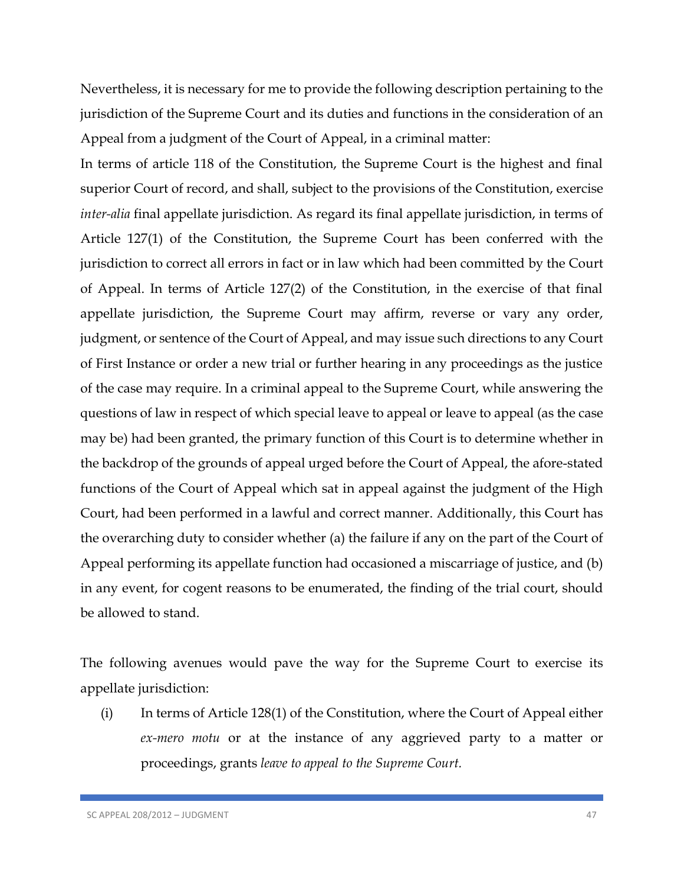Nevertheless, it is necessary for me to provide the following description pertaining to the jurisdiction of the Supreme Court and its duties and functions in the consideration of an Appeal from a judgment of the Court of Appeal, in a criminal matter:

In terms of article 118 of the Constitution, the Supreme Court is the highest and final superior Court of record, and shall, subject to the provisions of the Constitution, exercise *inter-alia* final appellate jurisdiction. As regard its final appellate jurisdiction, in terms of Article 127(1) of the Constitution, the Supreme Court has been conferred with the jurisdiction to correct all errors in fact or in law which had been committed by the Court of Appeal. In terms of Article 127(2) of the Constitution, in the exercise of that final appellate jurisdiction, the Supreme Court may affirm, reverse or vary any order, judgment, or sentence of the Court of Appeal, and may issue such directions to any Court of First Instance or order a new trial or further hearing in any proceedings as the justice of the case may require. In a criminal appeal to the Supreme Court, while answering the questions of law in respect of which special leave to appeal or leave to appeal (as the case may be) had been granted, the primary function of this Court is to determine whether in the backdrop of the grounds of appeal urged before the Court of Appeal, the afore-stated functions of the Court of Appeal which sat in appeal against the judgment of the High Court, had been performed in a lawful and correct manner. Additionally, this Court has the overarching duty to consider whether (a) the failure if any on the part of the Court of Appeal performing its appellate function had occasioned a miscarriage of justice, and (b) in any event, for cogent reasons to be enumerated, the finding of the trial court, should be allowed to stand.

The following avenues would pave the way for the Supreme Court to exercise its appellate jurisdiction:

(i) In terms of Article 128(1) of the Constitution, where the Court of Appeal either *ex-mero motu* or at the instance of any aggrieved party to a matter or proceedings, grants *leave to appeal to the Supreme Court.*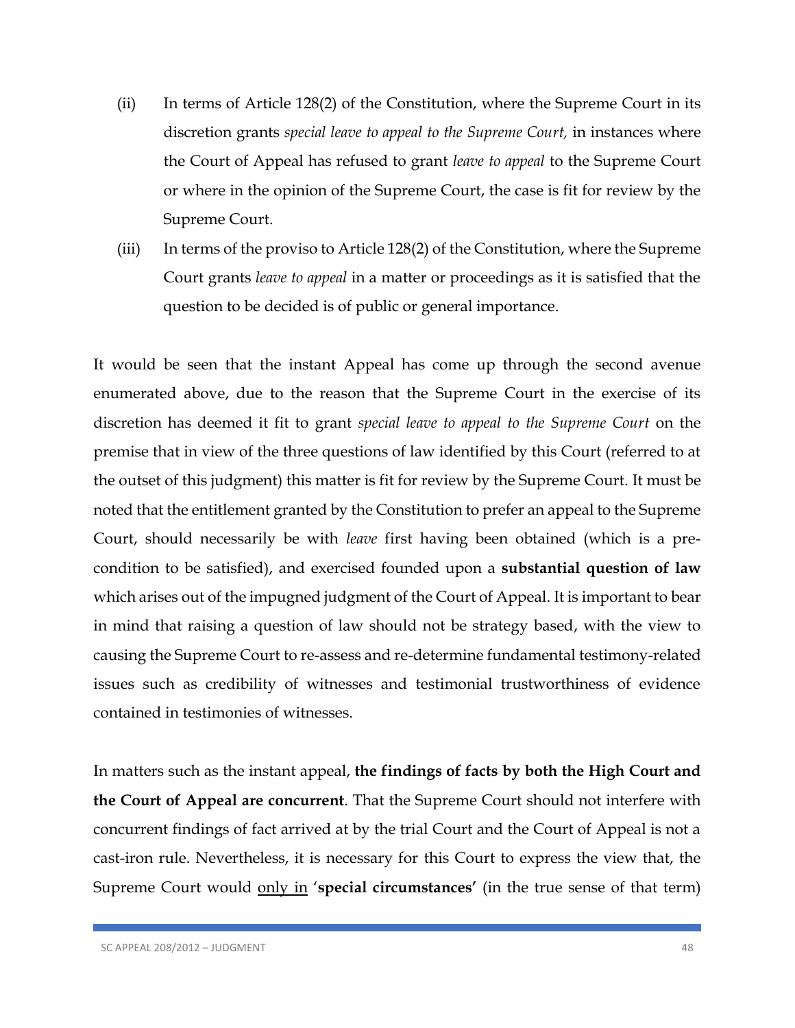(ii) In terms of Article 128(2) of the Constitution, where the Supreme Court in its discretion grants *special leave to appeal to the Supreme Court,* in instances where the Court of Appeal has refused to grant *leave to appeal* to the Supreme Court or where in the opinion of the Supreme Court, the case is fit for review by the Supreme Court.

(iii) In terms of the proviso to Article 128(2) of the Constitution, where the Supreme Court grants *leave to appeal* in a matter or proceedings as it is satisfied that the question to be decided is of public or general importance.

It would be seen that the instant Appeal has come up through the second avenue enumerated above, due to the reason that the Supreme Court in the exercise of its discretion has deemed it fit to grant *special leave to appeal to the Supreme Court* on the premise that in view of the three questions of law identified by this Court (referred to at the outset of this judgment) this matter is fit for review by the Supreme Court. It must be noted that the entitlement granted by the Constitution to prefer an appeal to the Supreme Court, should necessarily be with *leave* first having been obtained (which is a pre-condition to be satisfied), and exercised founded upon a **substantial question of law** which arises out of the impugned judgment of the Court of Appeal. It is important to bear in mind that raising a question of law should not be strategy based, with the view to causing the Supreme Court to re-assess and re-determine fundamental testimony-related issues such as credibility of witnesses and testimonial trustworthiness of evidence contained in testimonies of witnesses.

In matters such as the instant appeal, **the findings of facts by both the High Court and the Court of Appeal are concurrent**. That the Supreme Court should not interfere with concurrent findings of fact arrived at by the trial Court and the Court of Appeal is not a cast-iron rule. Nevertheless, it is necessary for this Court to express the view that, the Supreme Court would <u>only in</u> '**special circumstances'** (in the true sense of that term)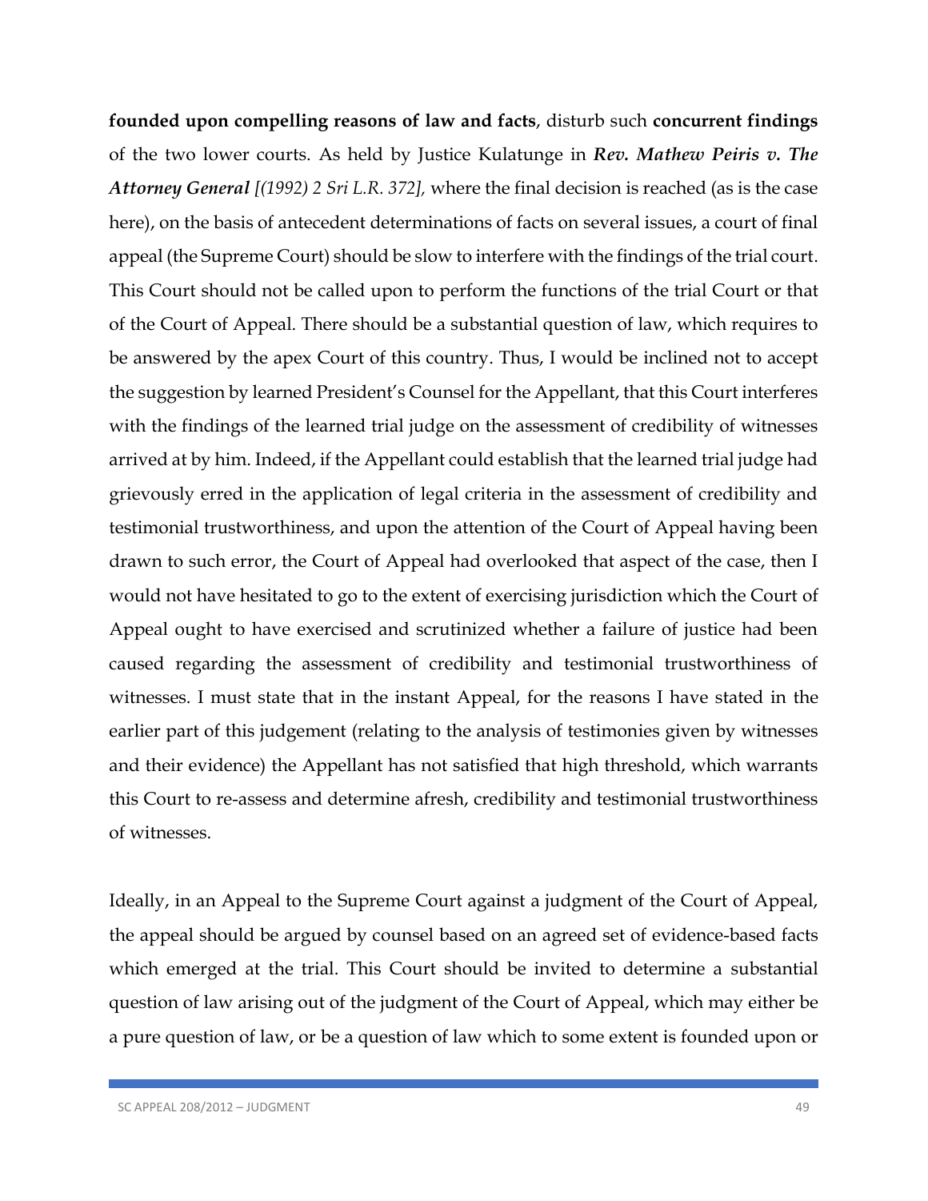**founded upon compelling reasons of law and facts**, disturb such **concurrent findings** of the two lower courts. As held by Justice Kulatunge in ***Rev. Mathew Peiris v. The Attorney General*** *[(1992) 2 Sri L.R. 372],* where the final decision is reached (as is the case here), on the basis of antecedent determinations of facts on several issues, a court of final appeal (the Supreme Court) should be slow to interfere with the findings of the trial court. This Court should not be called upon to perform the functions of the trial Court or that of the Court of Appeal. There should be a substantial question of law, which requires to be answered by the apex Court of this country. Thus, I would be inclined not to accept the suggestion by learned President's Counsel for the Appellant, that this Court interferes with the findings of the learned trial judge on the assessment of credibility of witnesses arrived at by him. Indeed, if the Appellant could establish that the learned trial judge had grievously erred in the application of legal criteria in the assessment of credibility and testimonial trustworthiness, and upon the attention of the Court of Appeal having been drawn to such error, the Court of Appeal had overlooked that aspect of the case, then I would not have hesitated to go to the extent of exercising jurisdiction which the Court of Appeal ought to have exercised and scrutinized whether a failure of justice had been caused regarding the assessment of credibility and testimonial trustworthiness of witnesses. I must state that in the instant Appeal, for the reasons I have stated in the earlier part of this judgement (relating to the analysis of testimonies given by witnesses and their evidence) the Appellant has not satisfied that high threshold, which warrants this Court to re-assess and determine afresh, credibility and testimonial trustworthiness of witnesses.

Ideally, in an Appeal to the Supreme Court against a judgment of the Court of Appeal, the appeal should be argued by counsel based on an agreed set of evidence-based facts which emerged at the trial. This Court should be invited to determine a substantial question of law arising out of the judgment of the Court of Appeal, which may either be a pure question of law, or be a question of law which to some extent is founded upon or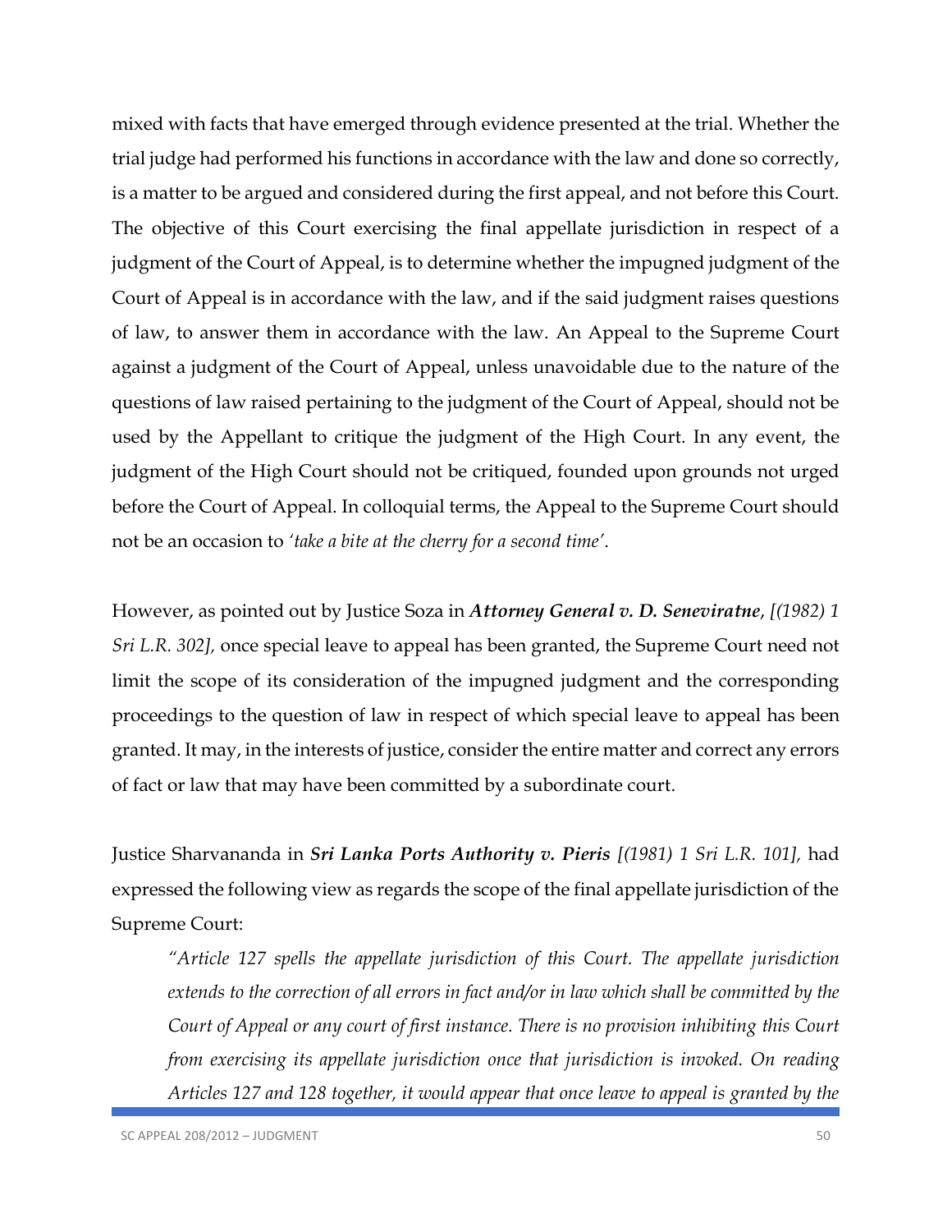mixed with facts that have emerged through evidence presented at the trial. Whether the trial judge had performed his functions in accordance with the law and done so correctly, is a matter to be argued and considered during the first appeal, and not before this Court. The objective of this Court exercising the final appellate jurisdiction in respect of a judgment of the Court of Appeal, is to determine whether the impugned judgment of the Court of Appeal is in accordance with the law, and if the said judgment raises questions of law, to answer them in accordance with the law. An Appeal to the Supreme Court against a judgment of the Court of Appeal, unless unavoidable due to the nature of the questions of law raised pertaining to the judgment of the Court of Appeal, should not be used by the Appellant to critique the judgment of the High Court. In any event, the judgment of the High Court should not be critiqued, founded upon grounds not urged before the Court of Appeal. In colloquial terms, the Appeal to the Supreme Court should not be an occasion to *'take a bite at the cherry for a second time'*.

However, as pointed out by Justice Soza in ***Attorney General v. D. Seneviratne***, *[(1982) 1 Sri L.R. 302],* once special leave to appeal has been granted, the Supreme Court need not limit the scope of its consideration of the impugned judgment and the corresponding proceedings to the question of law in respect of which special leave to appeal has been granted. It may, in the interests of justice, consider the entire matter and correct any errors of fact or law that may have been committed by a subordinate court.

Justice Sharvananda in ***Sri Lanka Ports Authority v. Pieris*** *[(1981) 1 Sri L.R. 101],* had expressed the following view as regards the scope of the final appellate jurisdiction of the Supreme Court:

> *"Article 127 spells the appellate jurisdiction of this Court. The appellate jurisdiction extends to the correction of all errors in fact and/or in law which shall be committed by the Court of Appeal or any court of first instance. There is no provision inhibiting this Court from exercising its appellate jurisdiction once that jurisdiction is invoked. On reading Articles 127 and 128 together, it would appear that once leave to appeal is granted by the*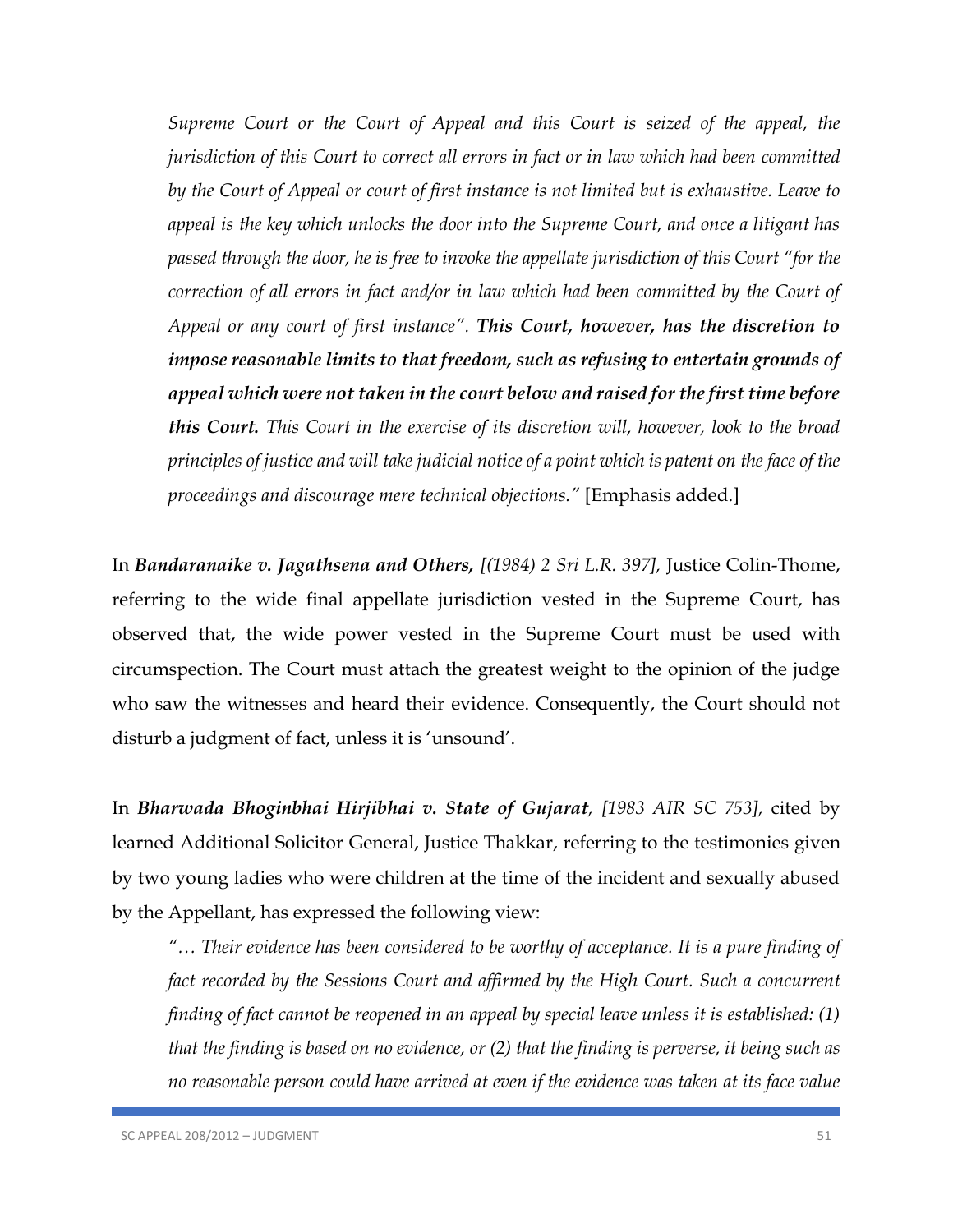*Supreme Court or the Court of Appeal and this Court is seized of the appeal, the jurisdiction of this Court to correct all errors in fact or in law which had been committed by the Court of Appeal or court of first instance is not limited but is exhaustive. Leave to appeal is the key which unlocks the door into the Supreme Court, and once a litigant has passed through the door, he is free to invoke the appellate jurisdiction of this Court "for the correction of all errors in fact and/or in law which had been committed by the Court of Appeal or any court of first instance".* ***This Court, however, has the discretion to impose reasonable limits to that freedom, such as refusing to entertain grounds of appeal which were not taken in the court below and raised for the first time before this Court.*** *This Court in the exercise of its discretion will, however, look to the broad principles of justice and will take judicial notice of a point which is patent on the face of the proceedings and discourage mere technical objections."* [Emphasis added.]

In ***Bandaranaike v. Jagathsena and Others,*** *[(1984) 2 Sri L.R. 397],* Justice Colin-Thome, referring to the wide final appellate jurisdiction vested in the Supreme Court, has observed that, the wide power vested in the Supreme Court must be used with circumspection. The Court must attach the greatest weight to the opinion of the judge who saw the witnesses and heard their evidence. Consequently, the Court should not disturb a judgment of fact, unless it is 'unsound'.

In ***Bharwada Bhoginbhai Hirjibhai v. State of Gujarat****, [1983 AIR SC 753],* cited by learned Additional Solicitor General, Justice Thakkar, referring to the testimonies given by two young ladies who were children at the time of the incident and sexually abused by the Appellant, has expressed the following view:

*"… Their evidence has been considered to be worthy of acceptance. It is a pure finding of fact recorded by the Sessions Court and affirmed by the High Court. Such a concurrent finding of fact cannot be reopened in an appeal by special leave unless it is established: (1) that the finding is based on no evidence, or (2) that the finding is perverse, it being such as no reasonable person could have arrived at even if the evidence was taken at its face value*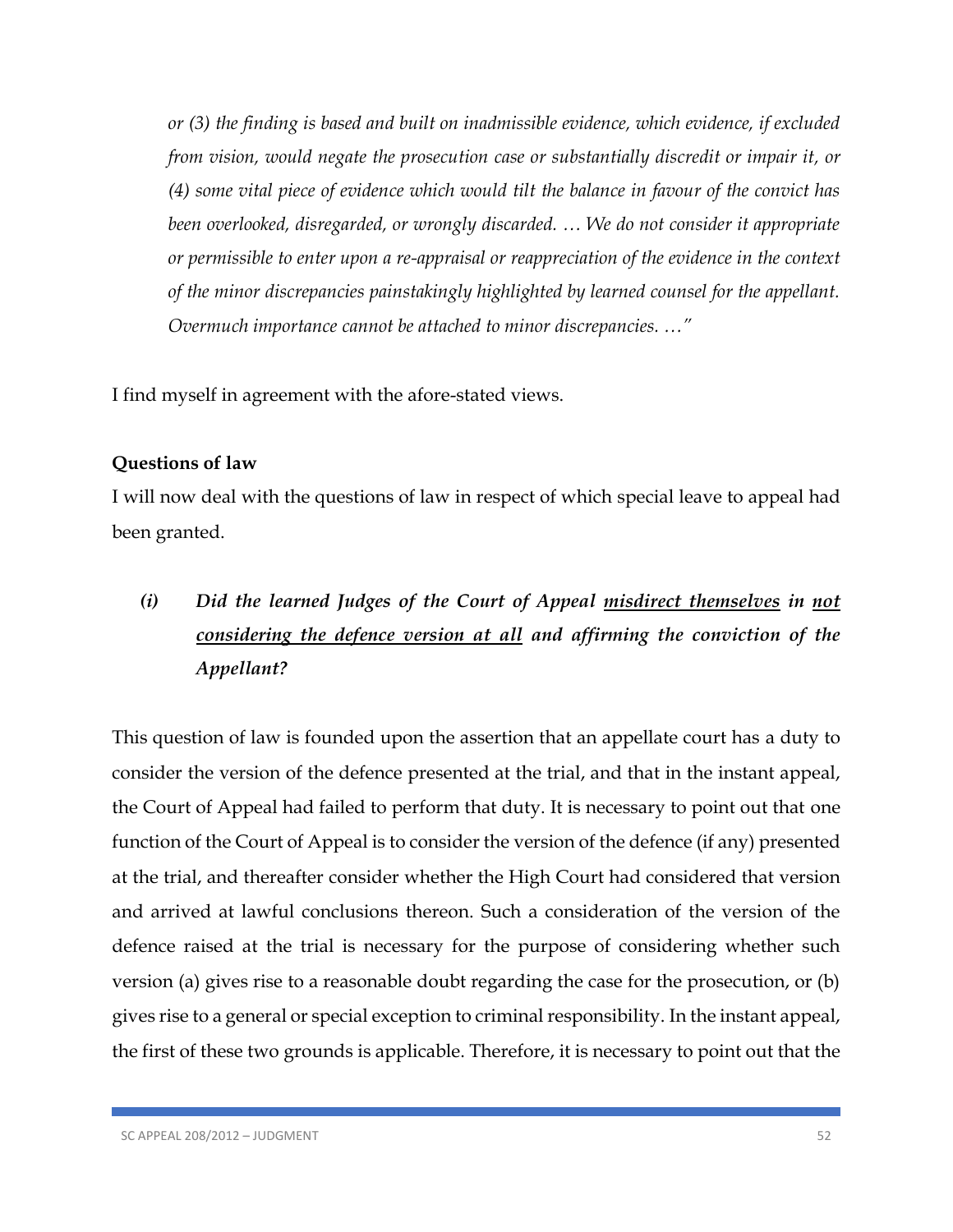*or (3) the finding is based and built on inadmissible evidence, which evidence, if excluded from vision, would negate the prosecution case or substantially discredit or impair it, or (4) some vital piece of evidence which would tilt the balance in favour of the convict has been overlooked, disregarded, or wrongly discarded. … We do not consider it appropriate or permissible to enter upon a re-appraisal or reappreciation of the evidence in the context of the minor discrepancies painstakingly highlighted by learned counsel for the appellant. Overmuch importance cannot be attached to minor discrepancies. …"*

I find myself in agreement with the afore-stated views.

**Questions of law**

I will now deal with the questions of law in respect of which special leave to appeal had been granted.

*(i)* ***Did the learned Judges of the Court of Appeal <u>misdirect themselves</u> in <u>not considering the defence version at all</u> and affirming the conviction of the Appellant?***

This question of law is founded upon the assertion that an appellate court has a duty to consider the version of the defence presented at the trial, and that in the instant appeal, the Court of Appeal had failed to perform that duty. It is necessary to point out that one function of the Court of Appeal is to consider the version of the defence (if any) presented at the trial, and thereafter consider whether the High Court had considered that version and arrived at lawful conclusions thereon. Such a consideration of the version of the defence raised at the trial is necessary for the purpose of considering whether such version (a) gives rise to a reasonable doubt regarding the case for the prosecution, or (b) gives rise to a general or special exception to criminal responsibility. In the instant appeal, the first of these two grounds is applicable. Therefore, it is necessary to point out that the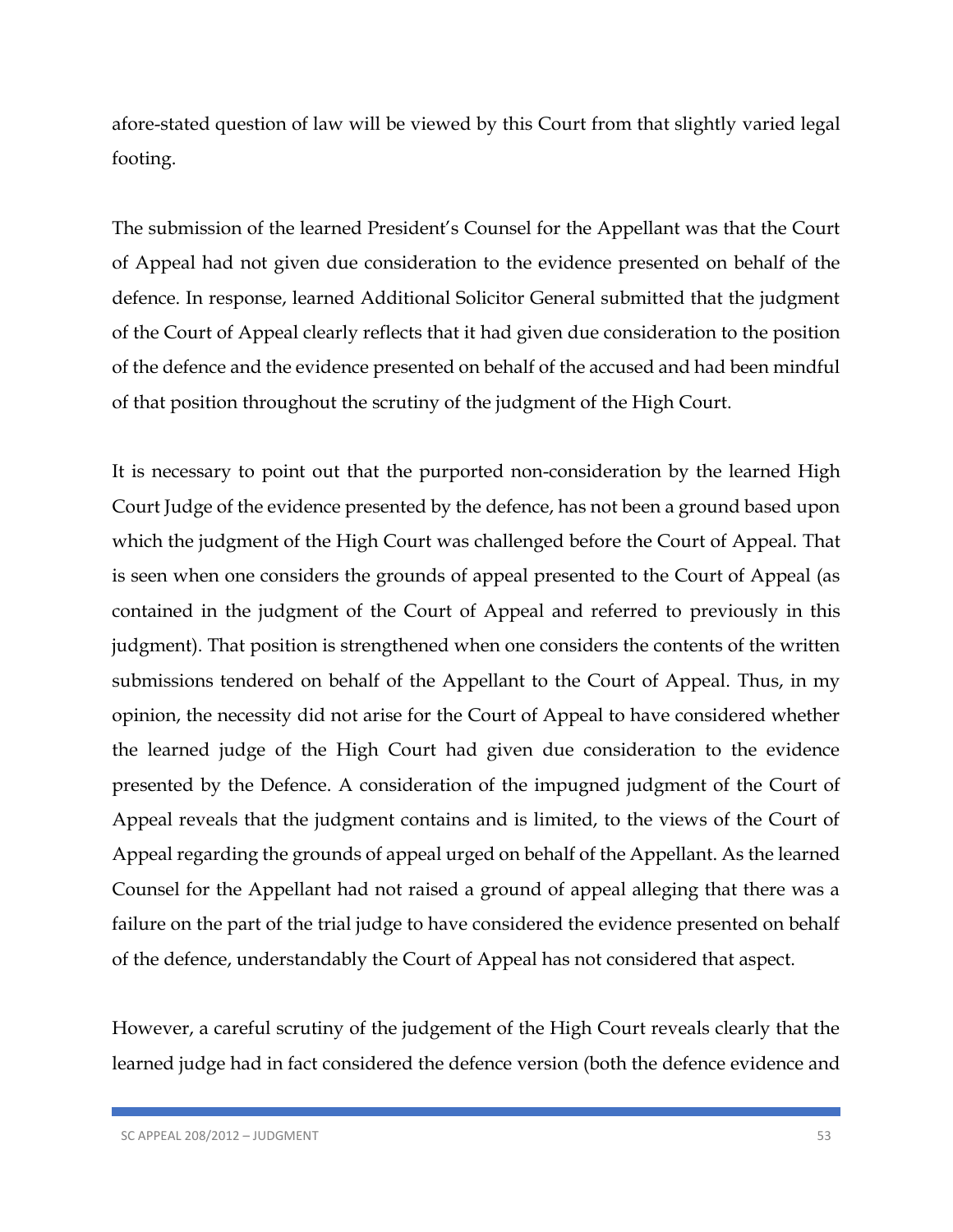afore-stated question of law will be viewed by this Court from that slightly varied legal footing.

The submission of the learned President's Counsel for the Appellant was that the Court of Appeal had not given due consideration to the evidence presented on behalf of the defence. In response, learned Additional Solicitor General submitted that the judgment of the Court of Appeal clearly reflects that it had given due consideration to the position of the defence and the evidence presented on behalf of the accused and had been mindful of that position throughout the scrutiny of the judgment of the High Court.

It is necessary to point out that the purported non-consideration by the learned High Court Judge of the evidence presented by the defence, has not been a ground based upon which the judgment of the High Court was challenged before the Court of Appeal. That is seen when one considers the grounds of appeal presented to the Court of Appeal (as contained in the judgment of the Court of Appeal and referred to previously in this judgment). That position is strengthened when one considers the contents of the written submissions tendered on behalf of the Appellant to the Court of Appeal. Thus, in my opinion, the necessity did not arise for the Court of Appeal to have considered whether the learned judge of the High Court had given due consideration to the evidence presented by the Defence. A consideration of the impugned judgment of the Court of Appeal reveals that the judgment contains and is limited, to the views of the Court of Appeal regarding the grounds of appeal urged on behalf of the Appellant. As the learned Counsel for the Appellant had not raised a ground of appeal alleging that there was a failure on the part of the trial judge to have considered the evidence presented on behalf of the defence, understandably the Court of Appeal has not considered that aspect.

However, a careful scrutiny of the judgement of the High Court reveals clearly that the learned judge had in fact considered the defence version (both the defence evidence and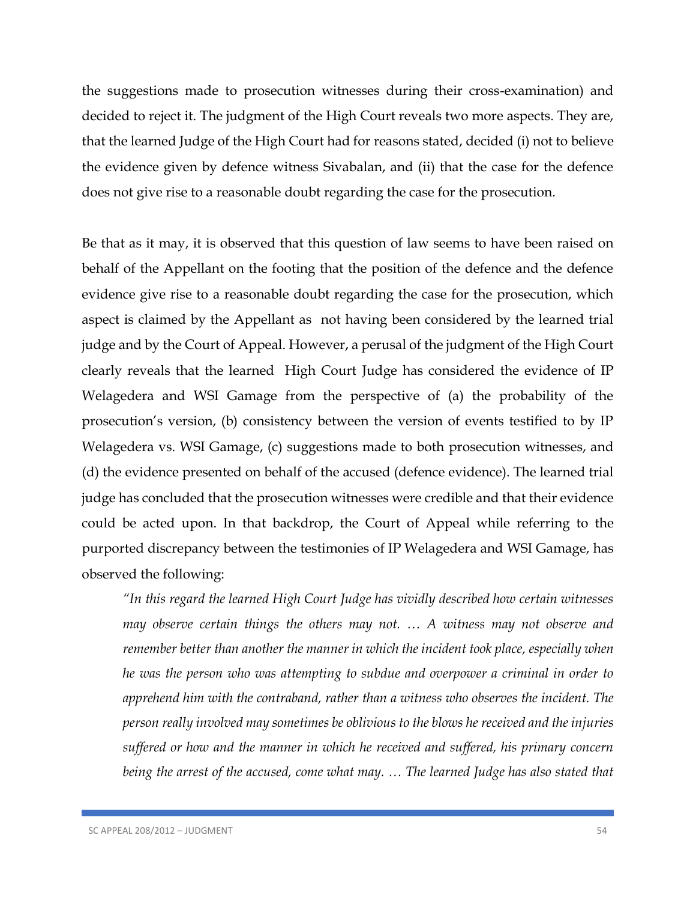the suggestions made to prosecution witnesses during their cross-examination) and decided to reject it. The judgment of the High Court reveals two more aspects. They are, that the learned Judge of the High Court had for reasons stated, decided (i) not to believe the evidence given by defence witness Sivabalan, and (ii) that the case for the defence does not give rise to a reasonable doubt regarding the case for the prosecution.

Be that as it may, it is observed that this question of law seems to have been raised on behalf of the Appellant on the footing that the position of the defence and the defence evidence give rise to a reasonable doubt regarding the case for the prosecution, which aspect is claimed by the Appellant as not having been considered by the learned trial judge and by the Court of Appeal. However, a perusal of the judgment of the High Court clearly reveals that the learned High Court Judge has considered the evidence of IP Welagedera and WSI Gamage from the perspective of (a) the probability of the prosecution's version, (b) consistency between the version of events testified to by IP Welagedera vs. WSI Gamage, (c) suggestions made to both prosecution witnesses, and (d) the evidence presented on behalf of the accused (defence evidence). The learned trial judge has concluded that the prosecution witnesses were credible and that their evidence could be acted upon. In that backdrop, the Court of Appeal while referring to the purported discrepancy between the testimonies of IP Welagedera and WSI Gamage, has observed the following:

> *"In this regard the learned High Court Judge has vividly described how certain witnesses may observe certain things the others may not. … A witness may not observe and remember better than another the manner in which the incident took place, especially when he was the person who was attempting to subdue and overpower a criminal in order to apprehend him with the contraband, rather than a witness who observes the incident. The person really involved may sometimes be oblivious to the blows he received and the injuries suffered or how and the manner in which he received and suffered, his primary concern being the arrest of the accused, come what may. … The learned Judge has also stated that*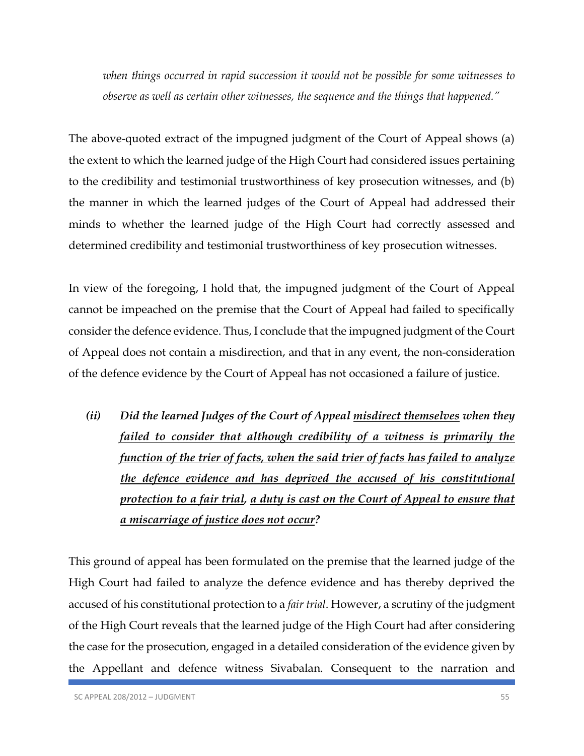*when things occurred in rapid succession it would not be possible for some witnesses to observe as well as certain other witnesses, the sequence and the things that happened."*

The above-quoted extract of the impugned judgment of the Court of Appeal shows (a) the extent to which the learned judge of the High Court had considered issues pertaining to the credibility and testimonial trustworthiness of key prosecution witnesses, and (b) the manner in which the learned judges of the Court of Appeal had addressed their minds to whether the learned judge of the High Court had correctly assessed and determined credibility and testimonial trustworthiness of key prosecution witnesses.

In view of the foregoing, I hold that, the impugned judgment of the Court of Appeal cannot be impeached on the premise that the Court of Appeal had failed to specifically consider the defence evidence. Thus, I conclude that the impugned judgment of the Court of Appeal does not contain a misdirection, and that in any event, the non-consideration of the defence evidence by the Court of Appeal has not occasioned a failure of justice.

***(ii) Did the learned Judges of the Court of Appeal <u>misdirect themselves</u> when they <u>failed to consider that although credibility of a witness is primarily the function of the trier of facts, when the said trier of facts has failed to analyze the defence evidence and has deprived the accused of his constitutional protection to a fair trial</u>, <u>a duty is cast on the Court of Appeal to ensure that a miscarriage of justice does not occur</u>?***

This ground of appeal has been formulated on the premise that the learned judge of the High Court had failed to analyze the defence evidence and has thereby deprived the accused of his constitutional protection to a *fair trial*. However, a scrutiny of the judgment of the High Court reveals that the learned judge of the High Court had after considering the case for the prosecution, engaged in a detailed consideration of the evidence given by the Appellant and defence witness Sivabalan. Consequent to the narration and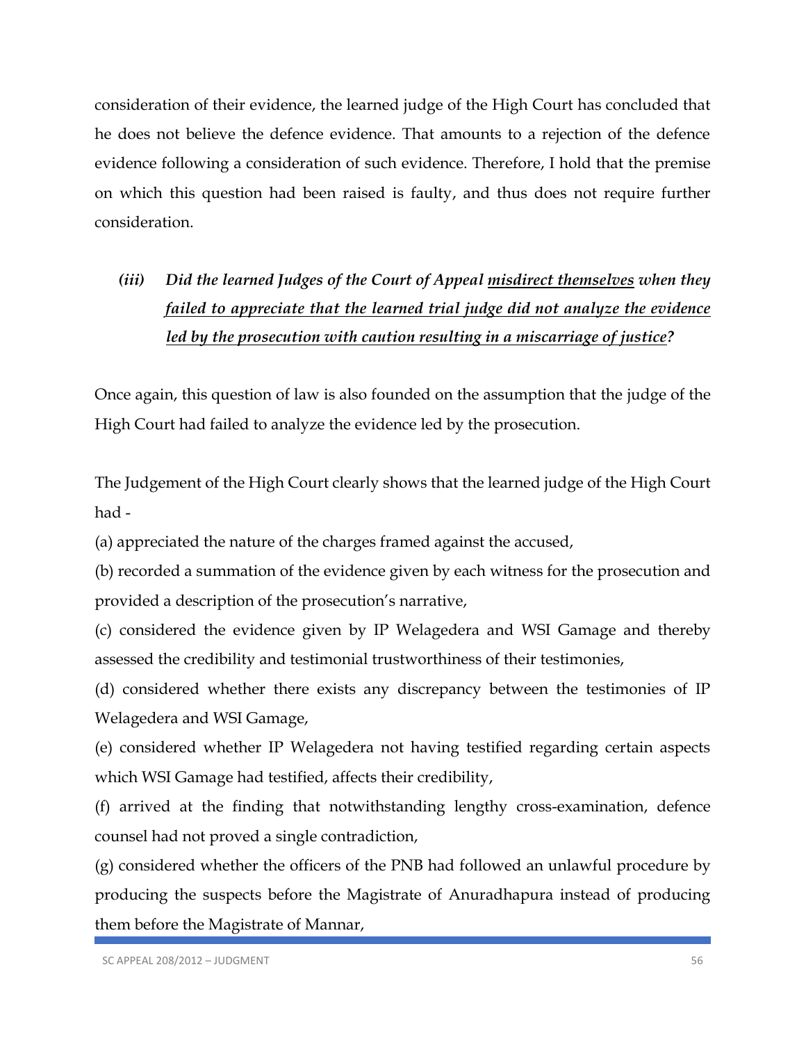consideration of their evidence, the learned judge of the High Court has concluded that he does not believe the defence evidence. That amounts to a rejection of the defence evidence following a consideration of such evidence. Therefore, I hold that the premise on which this question had been raised is faulty, and thus does not require further consideration.

*(iii) Did the learned Judges of the Court of Appeal* ***misdirect themselves*** *when they* ***failed to appreciate that the learned trial judge did not analyze the evidence led by the prosecution with caution resulting in a miscarriage of justice****?*

Once again, this question of law is also founded on the assumption that the judge of the High Court had failed to analyze the evidence led by the prosecution.

The Judgement of the High Court clearly shows that the learned judge of the High Court had -

(a) appreciated the nature of the charges framed against the accused,

(b) recorded a summation of the evidence given by each witness for the prosecution and provided a description of the prosecution's narrative,

(c) considered the evidence given by IP Welagedera and WSI Gamage and thereby assessed the credibility and testimonial trustworthiness of their testimonies,

(d) considered whether there exists any discrepancy between the testimonies of IP Welagedera and WSI Gamage,

(e) considered whether IP Welagedera not having testified regarding certain aspects which WSI Gamage had testified, affects their credibility,

(f) arrived at the finding that notwithstanding lengthy cross-examination, defence counsel had not proved a single contradiction,

(g) considered whether the officers of the PNB had followed an unlawful procedure by producing the suspects before the Magistrate of Anuradhapura instead of producing them before the Magistrate of Mannar,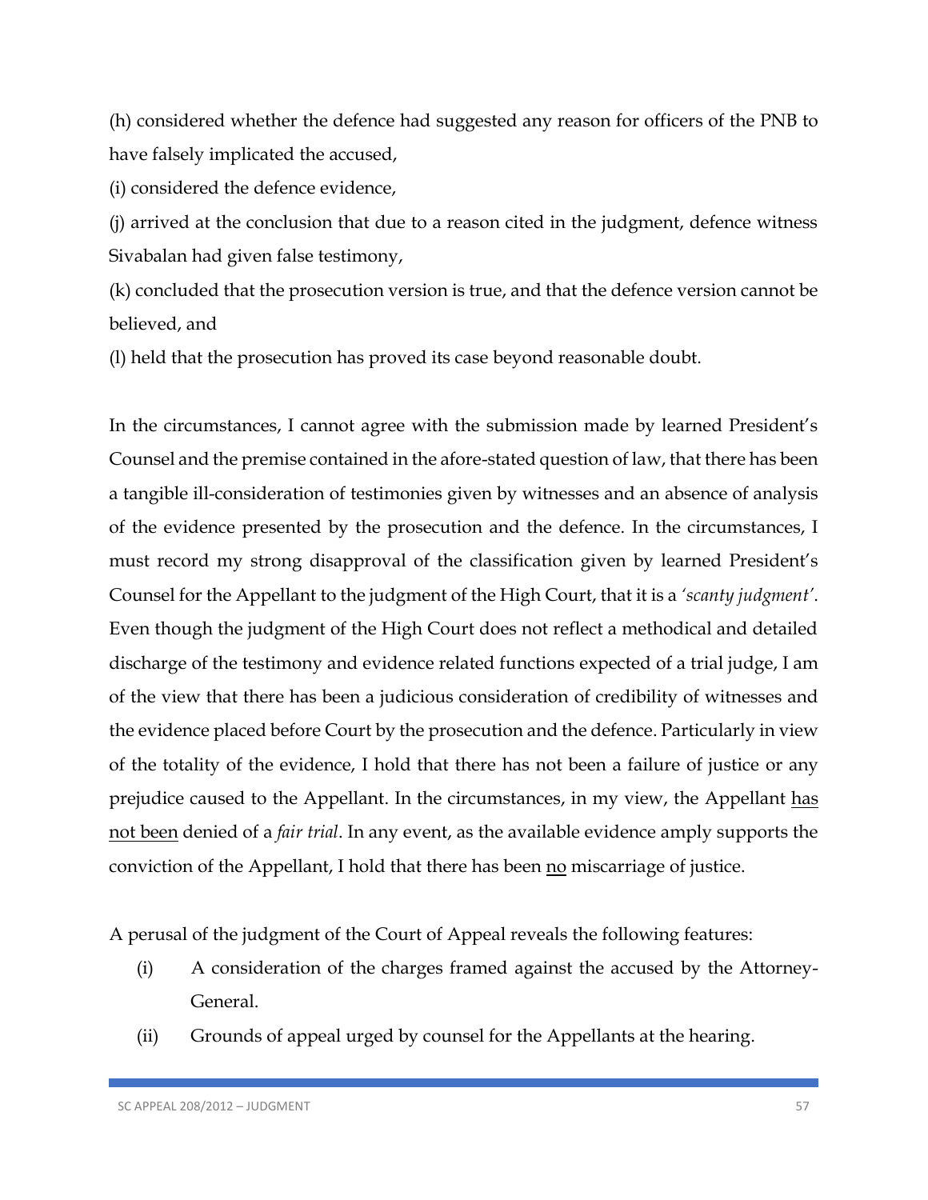(h) considered whether the defence had suggested any reason for officers of the PNB to have falsely implicated the accused,

(i) considered the defence evidence,

(j) arrived at the conclusion that due to a reason cited in the judgment, defence witness Sivabalan had given false testimony,

(k) concluded that the prosecution version is true, and that the defence version cannot be believed, and

(l) held that the prosecution has proved its case beyond reasonable doubt.

In the circumstances, I cannot agree with the submission made by learned President's Counsel and the premise contained in the afore-stated question of law, that there has been a tangible ill-consideration of testimonies given by witnesses and an absence of analysis of the evidence presented by the prosecution and the defence. In the circumstances, I must record my strong disapproval of the classification given by learned President's Counsel for the Appellant to the judgment of the High Court, that it is a *'scanty judgment'*. Even though the judgment of the High Court does not reflect a methodical and detailed discharge of the testimony and evidence related functions expected of a trial judge, I am of the view that there has been a judicious consideration of credibility of witnesses and the evidence placed before Court by the prosecution and the defence. Particularly in view of the totality of the evidence, I hold that there has not been a failure of justice or any prejudice caused to the Appellant. In the circumstances, in my view, the Appellant <u>has not been</u> denied of a *fair trial*. In any event, as the available evidence amply supports the conviction of the Appellant, I hold that there has been <u>no</u> miscarriage of justice.

A perusal of the judgment of the Court of Appeal reveals the following features:

(i) A consideration of the charges framed against the accused by the Attorney-General.

(ii) Grounds of appeal urged by counsel for the Appellants at the hearing.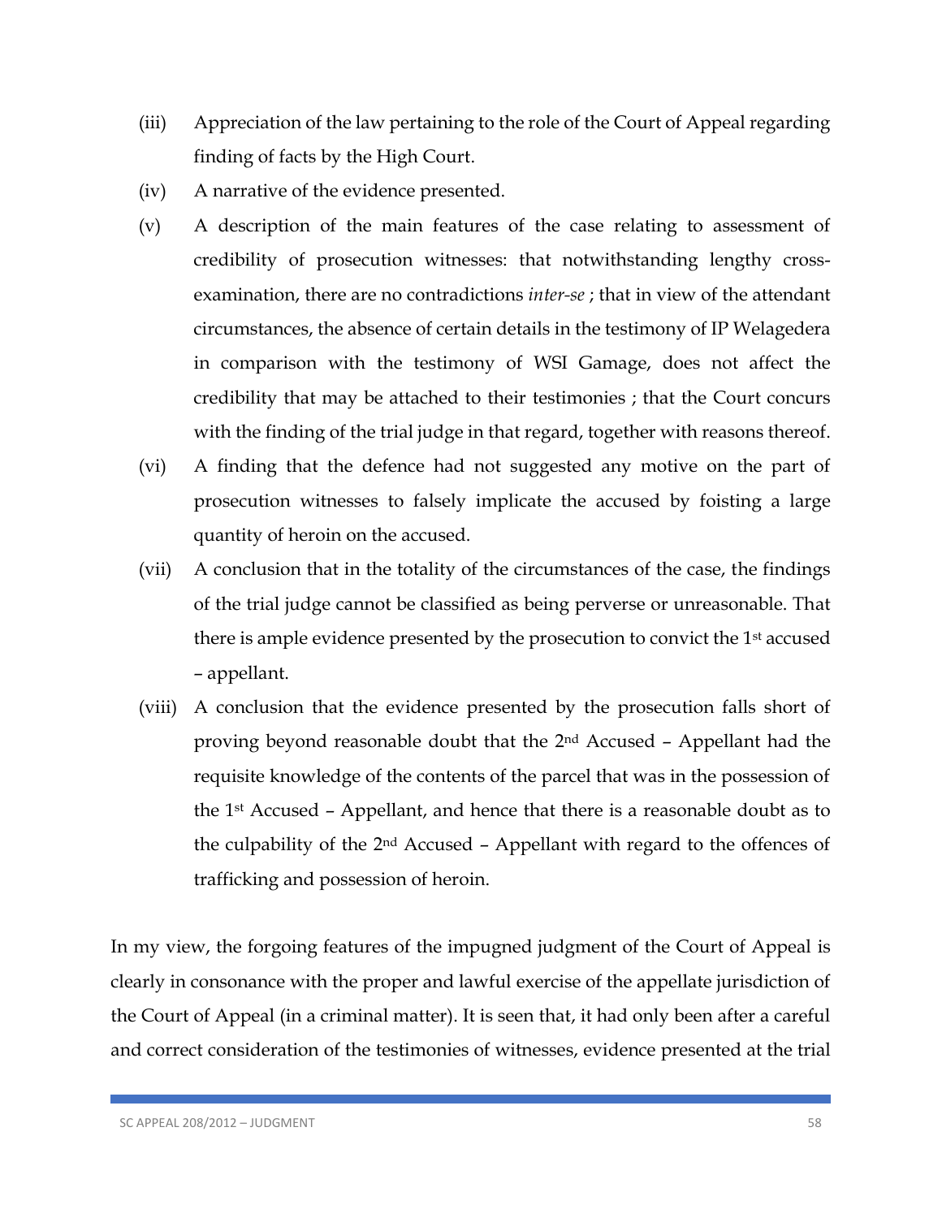(iii) Appreciation of the law pertaining to the role of the Court of Appeal regarding finding of facts by the High Court.

(iv) A narrative of the evidence presented.

(v) A description of the main features of the case relating to assessment of credibility of prosecution witnesses: that notwithstanding lengthy cross-examination, there are no contradictions *inter-se* ; that in view of the attendant circumstances, the absence of certain details in the testimony of IP Welagedera in comparison with the testimony of WSI Gamage, does not affect the credibility that may be attached to their testimonies ; that the Court concurs with the finding of the trial judge in that regard, together with reasons thereof.

(vi) A finding that the defence had not suggested any motive on the part of prosecution witnesses to falsely implicate the accused by foisting a large quantity of heroin on the accused.

(vii) A conclusion that in the totality of the circumstances of the case, the findings of the trial judge cannot be classified as being perverse or unreasonable. That there is ample evidence presented by the prosecution to convict the 1st accused – appellant.

(viii) A conclusion that the evidence presented by the prosecution falls short of proving beyond reasonable doubt that the 2nd Accused – Appellant had the requisite knowledge of the contents of the parcel that was in the possession of the 1st Accused – Appellant, and hence that there is a reasonable doubt as to the culpability of the 2nd Accused – Appellant with regard to the offences of trafficking and possession of heroin.

In my view, the forgoing features of the impugned judgment of the Court of Appeal is clearly in consonance with the proper and lawful exercise of the appellate jurisdiction of the Court of Appeal (in a criminal matter). It is seen that, it had only been after a careful and correct consideration of the testimonies of witnesses, evidence presented at the trial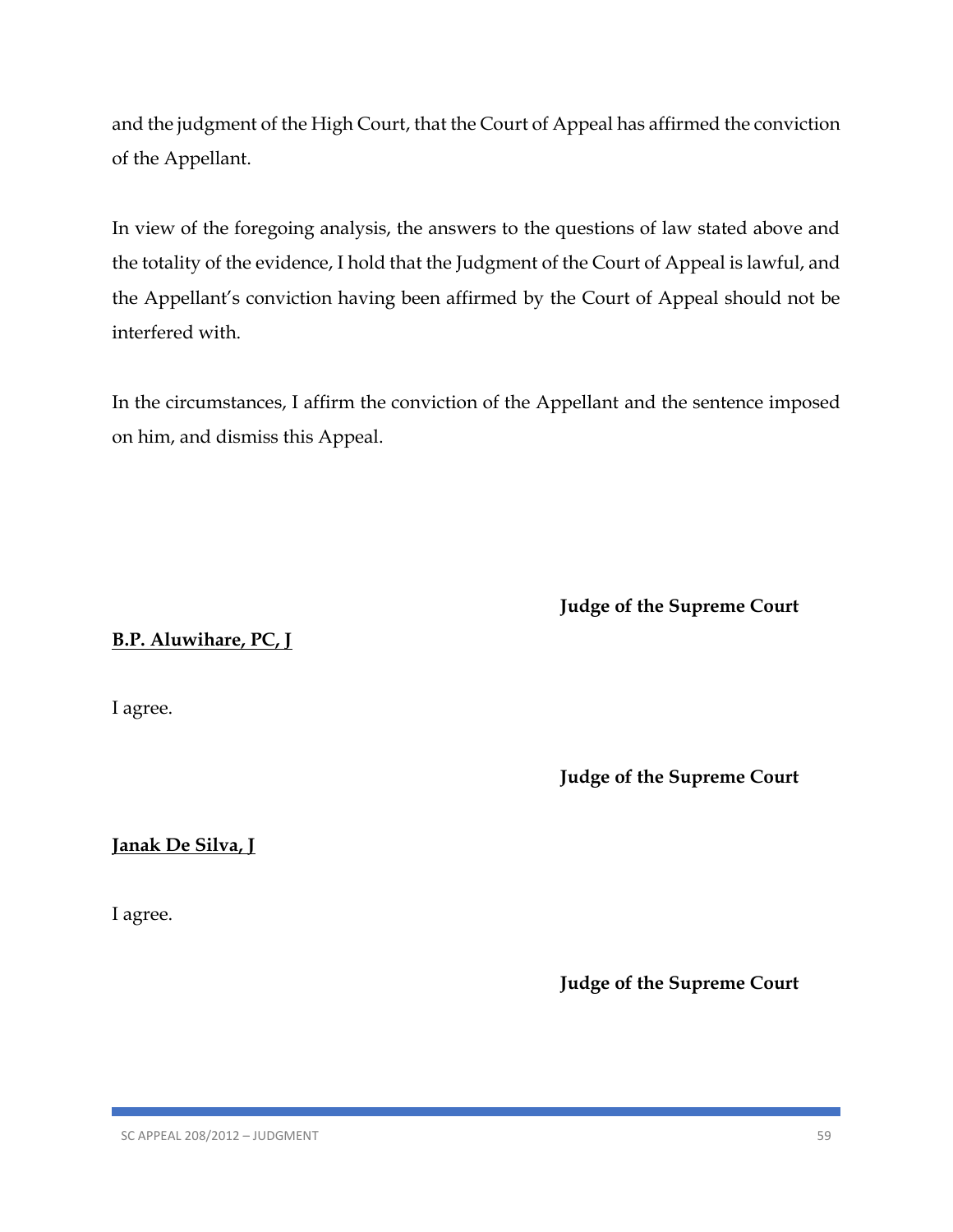and the judgment of the High Court, that the Court of Appeal has affirmed the conviction of the Appellant.

In view of the foregoing analysis, the answers to the questions of law stated above and the totality of the evidence, I hold that the Judgment of the Court of Appeal is lawful, and the Appellant's conviction having been affirmed by the Court of Appeal should not be interfered with.

In the circumstances, I affirm the conviction of the Appellant and the sentence imposed on him, and dismiss this Appeal.

**Judge of the Supreme Court**

**B.P. Aluwihare, PC, J**

I agree.

**Judge of the Supreme Court**

**Janak De Silva, J**

I agree.

**Judge of the Supreme Court**